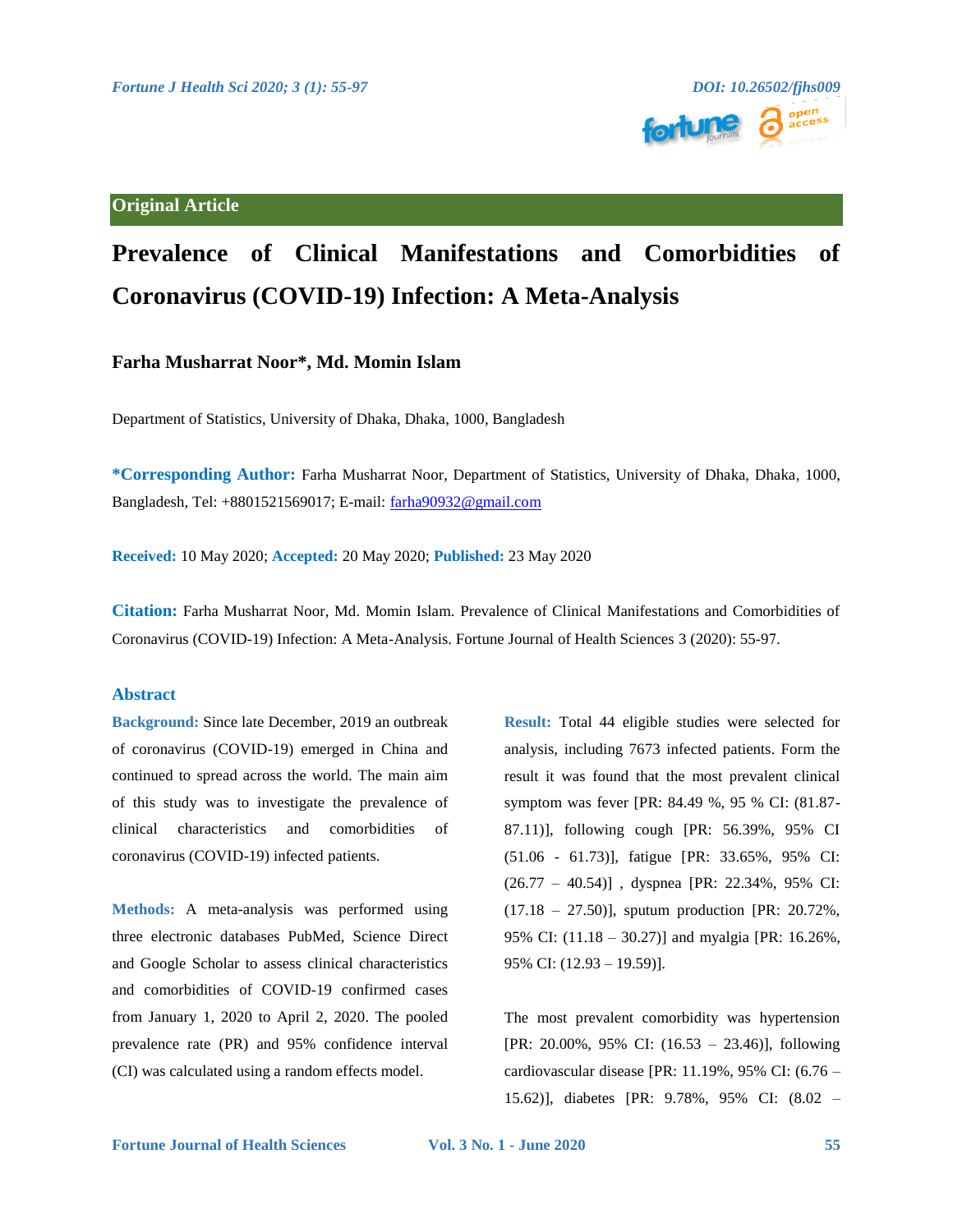Original Article

# Prevalence of Clinical Manifestations and Comorbidities of Coronavirus (COVID-19) Infection: A Meta-Analysis

**Farha Musharrat Noor*, Md. Momin Islam**

Department of Statistics, University of Dhaka, Dhaka, 1000, Bangladesh

***Corresponding Author:** Farha Musharrat Noor, Department of Statistics, University of Dhaka, Dhaka, 1000, Bangladesh, Tel: +8801521569017; E-mail: farha90932@gmail.com

**Received:** 10 May 2020; **Accepted:** 20 May 2020; **Published:** 23 May 2020

**Citation:** Farha Musharrat Noor, Md. Momin Islam. Prevalence of Clinical Manifestations and Comorbidities of Coronavirus (COVID-19) Infection: A Meta-Analysis. Fortune Journal of Health Sciences 3 (2020): 55-97.

## Abstract

**Background:** Since late December, 2019 an outbreak of coronavirus (COVID-19) emerged in China and continued to spread across the world. The main aim of this study was to investigate the prevalence of clinical characteristics and comorbidities of coronavirus (COVID-19) infected patients.

**Methods:** A meta-analysis was performed using three electronic databases PubMed, Science Direct and Google Scholar to assess clinical characteristics and comorbidities of COVID-19 confirmed cases from January 1, 2020 to April 2, 2020. The pooled prevalence rate (PR) and 95% confidence interval (CI) was calculated using a random effects model.

**Result:** Total 44 eligible studies were selected for analysis, including 7673 infected patients. Form the result it was found that the most prevalent clinical symptom was fever [PR: 84.49 %, 95 % CI: (81.87- 87.11)], following cough [PR: 56.39%, 95% CI (51.06 - 61.73)], fatigue [PR: 33.65%, 95% CI: (26.77 – 40.54)] , dyspnea [PR: 22.34%, 95% CI: (17.18 – 27.50)], sputum production [PR: 20.72%, 95% CI: (11.18 – 30.27)] and myalgia [PR: 16.26%, 95% CI: (12.93 – 19.59)].

The most prevalent comorbidity was hypertension [PR: 20.00%, 95% CI: (16.53 – 23.46)], following cardiovascular disease [PR: 11.19%, 95% CI: (6.76 – 15.62)], diabetes [PR: 9.78%, 95% CI: (8.02 –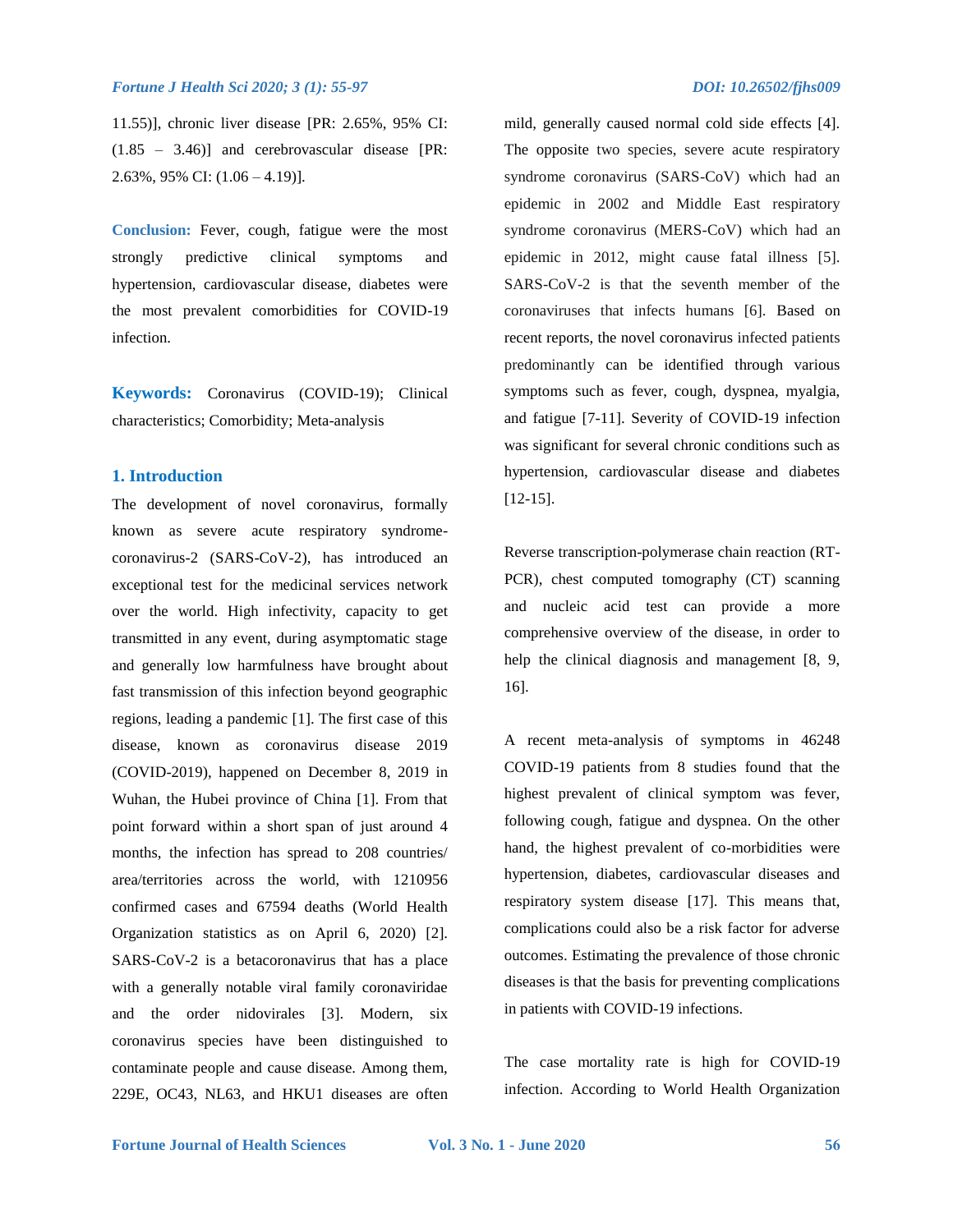11.55)], chronic liver disease [PR: 2.65%, 95% CI: (1.85 – 3.46)] and cerebrovascular disease [PR: 2.63%, 95% CI: (1.06 – 4.19)].

**Conclusion:** Fever, cough, fatigue were the most strongly predictive clinical symptoms and hypertension, cardiovascular disease, diabetes were the most prevalent comorbidities for COVID-19 infection.

**Keywords:** Coronavirus (COVID-19); Clinical characteristics; Comorbidity; Meta-analysis

## 1. Introduction

The development of novel coronavirus, formally known as severe acute respiratory syndrome-coronavirus-2 (SARS-CoV-2), has introduced an exceptional test for the medicinal services network over the world. High infectivity, capacity to get transmitted in any event, during asymptomatic stage and generally low harmfulness have brought about fast transmission of this infection beyond geographic regions, leading a pandemic [1]. The first case of this disease, known as coronavirus disease 2019 (COVID-2019), happened on December 8, 2019 in Wuhan, the Hubei province of China [1]. From that point forward within a short span of just around 4 months, the infection has spread to 208 countries/ area/territories across the world, with 1210956 confirmed cases and 67594 deaths (World Health Organization statistics as on April 6, 2020) [2]. SARS-CoV-2 is a betacoronavirus that has a place with a generally notable viral family coronaviridae and the order nidovirales [3]. Modern, six coronavirus species have been distinguished to contaminate people and cause disease. Among them, 229E, OC43, NL63, and HKU1 diseases are often mild, generally caused normal cold side effects [4]. The opposite two species, severe acute respiratory syndrome coronavirus (SARS-CoV) which had an epidemic in 2002 and Middle East respiratory syndrome coronavirus (MERS-CoV) which had an epidemic in 2012, might cause fatal illness [5]. SARS-CoV-2 is that the seventh member of the coronaviruses that infects humans [6]. Based on recent reports, the novel coronavirus infected patients predominantly can be identified through various symptoms such as fever, cough, dyspnea, myalgia, and fatigue [7-11]. Severity of COVID-19 infection was significant for several chronic conditions such as hypertension, cardiovascular disease and diabetes [12-15].

Reverse transcription-polymerase chain reaction (RT-PCR), chest computed tomography (CT) scanning and nucleic acid test can provide a more comprehensive overview of the disease, in order to help the clinical diagnosis and management [8, 9, 16].

A recent meta-analysis of symptoms in 46248 COVID-19 patients from 8 studies found that the highest prevalent of clinical symptom was fever, following cough, fatigue and dyspnea. On the other hand, the highest prevalent of co-morbidities were hypertension, diabetes, cardiovascular diseases and respiratory system disease [17]. This means that, complications could also be a risk factor for adverse outcomes. Estimating the prevalence of those chronic diseases is that the basis for preventing complications in patients with COVID-19 infections.

The case mortality rate is high for COVID-19 infection. According to World Health Organization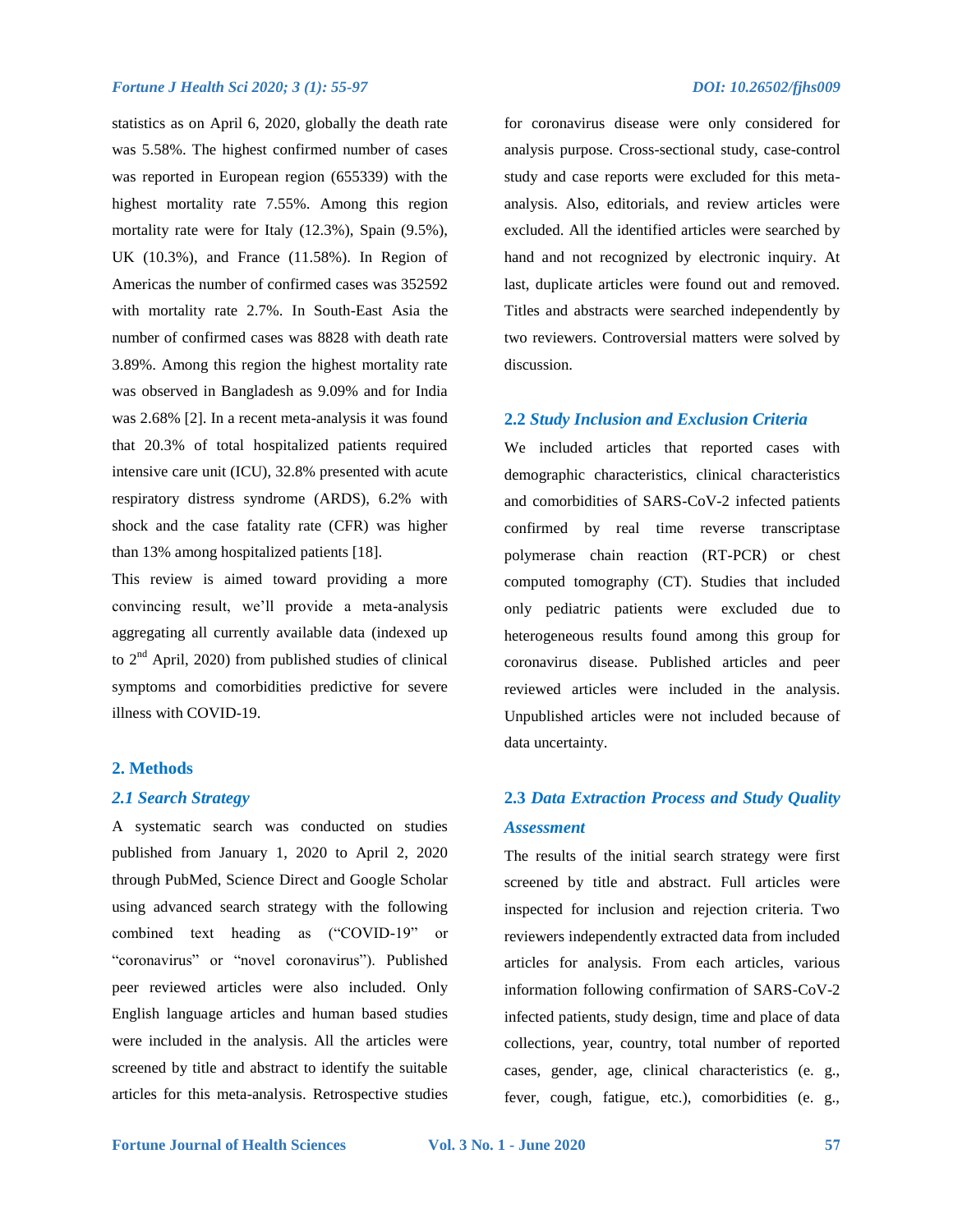statistics as on April 6, 2020, globally the death rate was 5.58%. The highest confirmed number of cases was reported in European region (655339) with the highest mortality rate 7.55%. Among this region mortality rate were for Italy (12.3%), Spain (9.5%), UK (10.3%), and France (11.58%). In Region of Americas the number of confirmed cases was 352592 with mortality rate 2.7%. In South-East Asia the number of confirmed cases was 8828 with death rate 3.89%. Among this region the highest mortality rate was observed in Bangladesh as 9.09% and for India was 2.68% [2]. In a recent meta-analysis it was found that 20.3% of total hospitalized patients required intensive care unit (ICU), 32.8% presented with acute respiratory distress syndrome (ARDS), 6.2% with shock and the case fatality rate (CFR) was higher than 13% among hospitalized patients [18].

This review is aimed toward providing a more convincing result, we'll provide a meta-analysis aggregating all currently available data (indexed up to 2nd April, 2020) from published studies of clinical symptoms and comorbidities predictive for severe illness with COVID-19.

## 2. Methods

### 2.1 Search Strategy

A systematic search was conducted on studies published from January 1, 2020 to April 2, 2020 through PubMed, Science Direct and Google Scholar using advanced search strategy with the following combined text heading as ("COVID-19" or "coronavirus" or "novel coronavirus"). Published peer reviewed articles were also included. Only English language articles and human based studies were included in the analysis. All the articles were screened by title and abstract to identify the suitable articles for this meta-analysis. Retrospective studies for coronavirus disease were only considered for analysis purpose. Cross-sectional study, case-control study and case reports were excluded for this meta-analysis. Also, editorials, and review articles were excluded. All the identified articles were searched by hand and not recognized by electronic inquiry. At last, duplicate articles were found out and removed. Titles and abstracts were searched independently by two reviewers. Controversial matters were solved by discussion.

### 2.2 Study Inclusion and Exclusion Criteria

We included articles that reported cases with demographic characteristics, clinical characteristics and comorbidities of SARS-CoV-2 infected patients confirmed by real time reverse transcriptase polymerase chain reaction (RT-PCR) or chest computed tomography (CT). Studies that included only pediatric patients were excluded due to heterogeneous results found among this group for coronavirus disease. Published articles and peer reviewed articles were included in the analysis. Unpublished articles were not included because of data uncertainty.

### 2.3 Data Extraction Process and Study Quality Assessment

The results of the initial search strategy were first screened by title and abstract. Full articles were inspected for inclusion and rejection criteria. Two reviewers independently extracted data from included articles for analysis. From each articles, various information following confirmation of SARS-CoV-2 infected patients, study design, time and place of data collections, year, country, total number of reported cases, gender, age, clinical characteristics (e. g., fever, cough, fatigue, etc.), comorbidities (e. g.,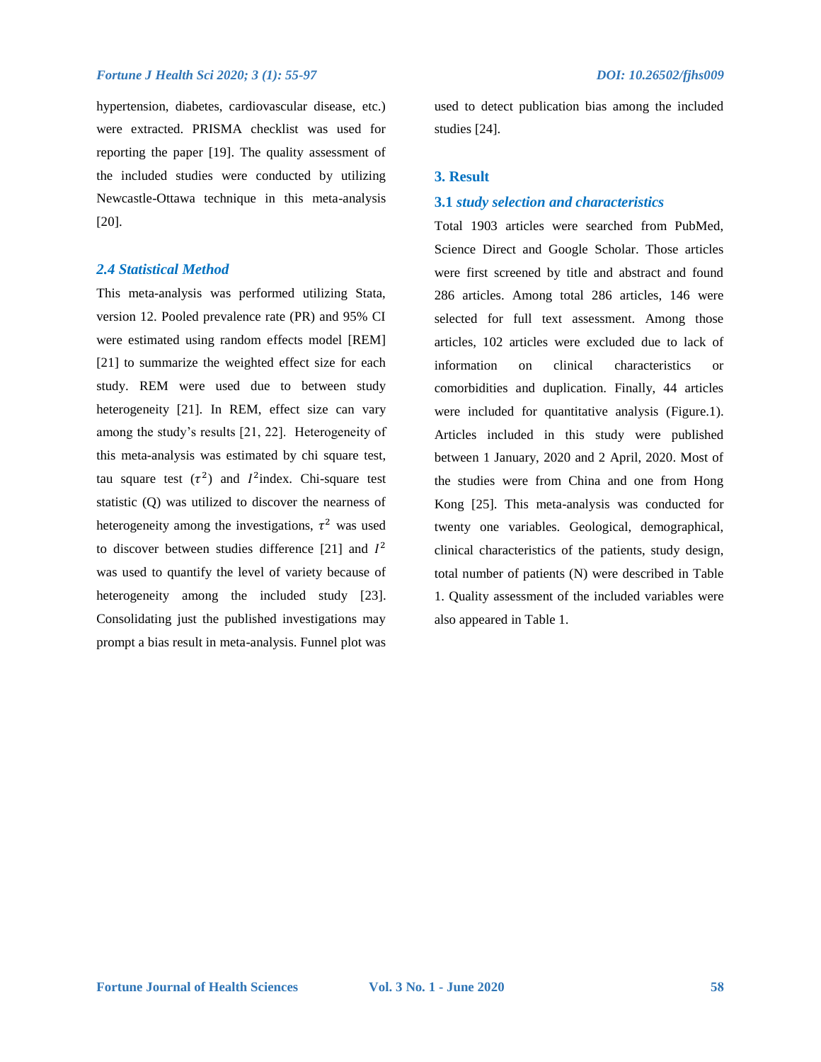hypertension, diabetes, cardiovascular disease, etc.) were extracted. PRISMA checklist was used for reporting the paper [19]. The quality assessment of the included studies were conducted by utilizing Newcastle-Ottawa technique in this meta-analysis [20].

### *2.4 Statistical Method*

This meta-analysis was performed utilizing Stata, version 12. Pooled prevalence rate (PR) and 95% CI were estimated using random effects model [REM] [21] to summarize the weighted effect size for each study. REM were used due to between study heterogeneity [21]. In REM, effect size can vary among the study's results [21, 22]. Heterogeneity of this meta-analysis was estimated by chi square test, tau square test ($\tau^2$) and $I^2$index. Chi-square test statistic (Q) was utilized to discover the nearness of heterogeneity among the investigations, $\tau^2$ was used to discover between studies difference [21] and $I^2$ was used to quantify the level of variety because of heterogeneity among the included study [23]. Consolidating just the published investigations may prompt a bias result in meta-analysis. Funnel plot was used to detect publication bias among the included studies [24].

## 3. Result

### 3.1 *study selection and characteristics*

Total 1903 articles were searched from PubMed, Science Direct and Google Scholar. Those articles were first screened by title and abstract and found 286 articles. Among total 286 articles, 146 were selected for full text assessment. Among those articles, 102 articles were excluded due to lack of information on clinical characteristics or comorbidities and duplication. Finally, 44 articles were included for quantitative analysis (Figure.1). Articles included in this study were published between 1 January, 2020 and 2 April, 2020. Most of the studies were from China and one from Hong Kong [25]. This meta-analysis was conducted for twenty one variables. Geological, demographical, clinical characteristics of the patients, study design, total number of patients (N) were described in Table 1. Quality assessment of the included variables were also appeared in Table 1.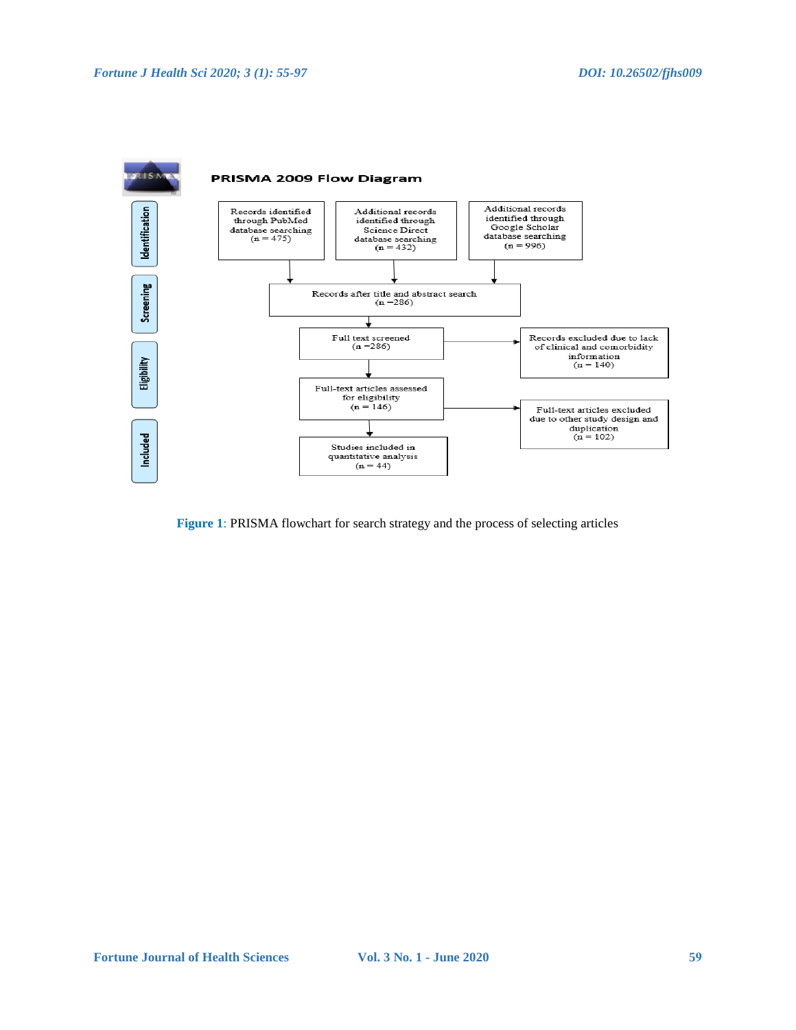**PRISMA 2009 Flow Diagram**

**Identification**

- Records identified through PubMed database searching (n = 475)
- Additional records identified through Science Direct database searching (n = 432)
- Additional records identified through Google Scholar database searching (n = 996)

**Screening**

- Records after title and abstract search (n =286)

**Eligibility**

- Full text screened (n =286)
  - Records excluded due to lack of clinical and comorbidity information (n = 140)
- Full-text articles assessed for eligibility (n = 146)
  - Full-text articles excluded due to other study design and duplication (n = 102)

**Included**

- Studies included in quantitative analysis (n = 44)

**Figure 1**: PRISMA flowchart for search strategy and the process of selecting articles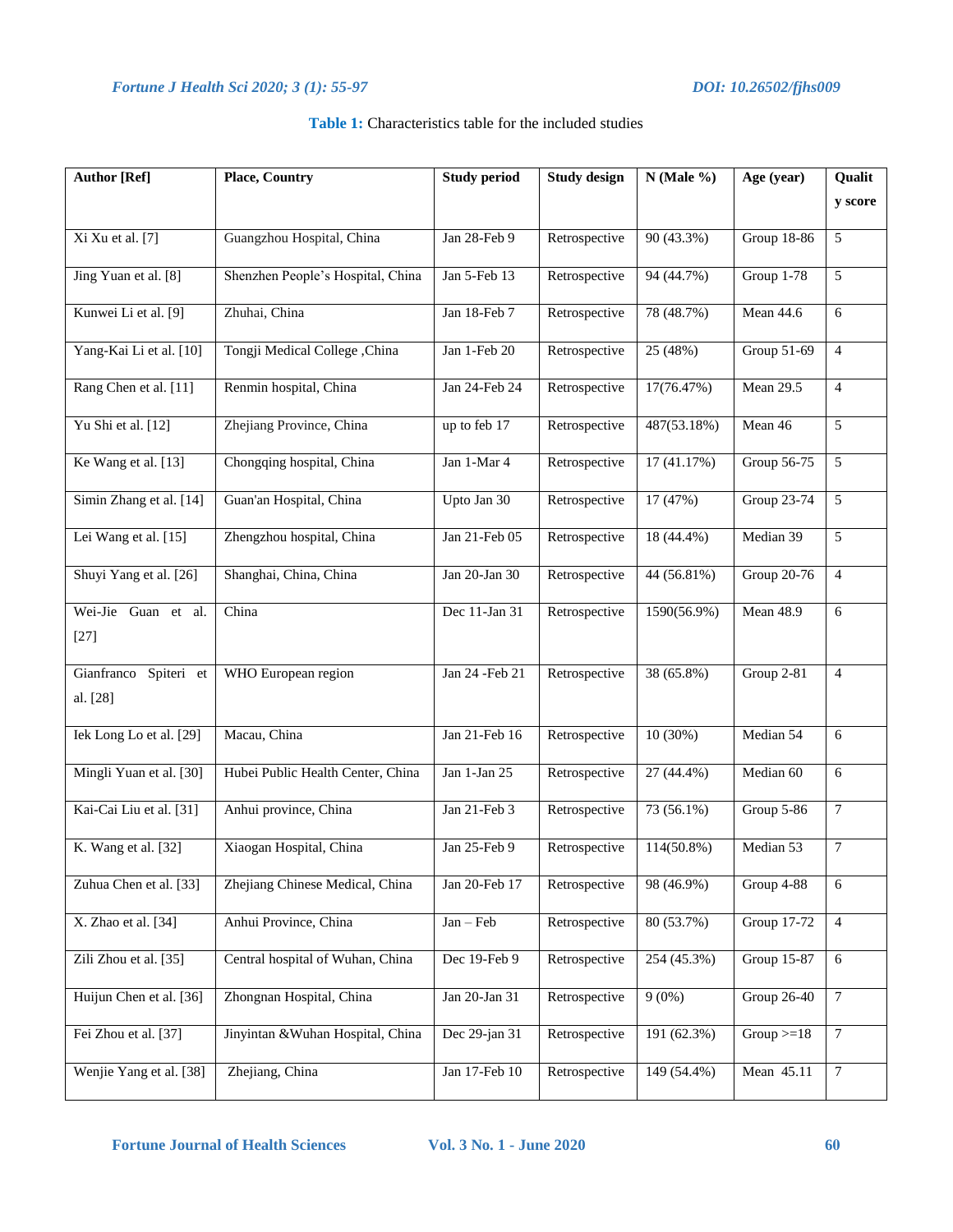**Table 1:** Characteristics table for the included studies

| Author [Ref] | Place, Country | Study period | Study design | N (Male %) | Age (year) | Quality score |
|---|---|---|---|---|---|---|
| Xi Xu et al. [7] | Guangzhou Hospital, China | Jan 28-Feb 9 | Retrospective | 90 (43.3%) | Group 18-86 | 5 |
| Jing Yuan et al. [8] | Shenzhen People's Hospital, China | Jan 5-Feb 13 | Retrospective | 94 (44.7%) | Group 1-78 | 5 |
| Kunwei Li et al. [9] | Zhuhai, China | Jan 18-Feb 7 | Retrospective | 78 (48.7%) | Mean 44.6 | 6 |
| Yang-Kai Li et al. [10] | Tongji Medical College ,China | Jan 1-Feb 20 | Retrospective | 25 (48%) | Group 51-69 | 4 |
| Rang Chen et al. [11] | Renmin hospital, China | Jan 24-Feb 24 | Retrospective | 17(76.47%) | Mean 29.5 | 4 |
| Yu Shi et al. [12] | Zhejiang Province, China | up to feb 17 | Retrospective | 487(53.18%) | Mean 46 | 5 |
| Ke Wang et al. [13] | Chongqing hospital, China | Jan 1-Mar 4 | Retrospective | 17 (41.17%) | Group 56-75 | 5 |
| Simin Zhang et al. [14] | Guan'an Hospital, China | Upto Jan 30 | Retrospective | 17 (47%) | Group 23-74 | 5 |
| Lei Wang et al. [15] | Zhengzhou hospital, China | Jan 21-Feb 05 | Retrospective | 18 (44.4%) | Median 39 | 5 |
| Shuyi Yang et al. [26] | Shanghai, China, China | Jan 20-Jan 30 | Retrospective | 44 (56.81%) | Group 20-76 | 4 |
| Wei-Jie Guan et al. [27] | China | Dec 11-Jan 31 | Retrospective | 1590(56.9%) | Mean 48.9 | 6 |
| Gianfranco Spiteri et al. [28] | WHO European region | Jan 24 -Feb 21 | Retrospective | 38 (65.8%) | Group 2-81 | 4 |
| Iek Long Lo et al. [29] | Macau, China | Jan 21-Feb 16 | Retrospective | 10 (30%) | Median 54 | 6 |
| Mingli Yuan et al. [30] | Hubei Public Health Center, China | Jan 1-Jan 25 | Retrospective | 27 (44.4%) | Median 60 | 6 |
| Kai-Cai Liu et al. [31] | Anhui province, China | Jan 21-Feb 3 | Retrospective | 73 (56.1%) | Group 5-86 | 7 |
| K. Wang et al. [32] | Xiaogan Hospital, China | Jan 25-Feb 9 | Retrospective | 114(50.8%) | Median 53 | 7 |
| Zuhua Chen et al. [33] | Zhejiang Chinese Medical, China | Jan 20-Feb 17 | Retrospective | 98 (46.9%) | Group 4-88 | 6 |
| X. Zhao et al. [34] | Anhui Province, China | Jan – Feb | Retrospective | 80 (53.7%) | Group 17-72 | 4 |
| Zili Zhou et al. [35] | Central hospital of Wuhan, China | Dec 19-Feb 9 | Retrospective | 254 (45.3%) | Group 15-87 | 6 |
| Huijun Chen et al. [36] | Zhongnan Hospital, China | Jan 20-Jan 31 | Retrospective | 9 (0%) | Group 26-40 | 7 |
| Fei Zhou et al. [37] | Jinyintan &Wuhan Hospital, China | Dec 29-jan 31 | Retrospective | 191 (62.3%) | Group >=18 | 7 |
| Wenjie Yang et al. [38] | Zhejiang, China | Jan 17-Feb 10 | Retrospective | 149 (54.4%) | Mean 45.11 | 7 |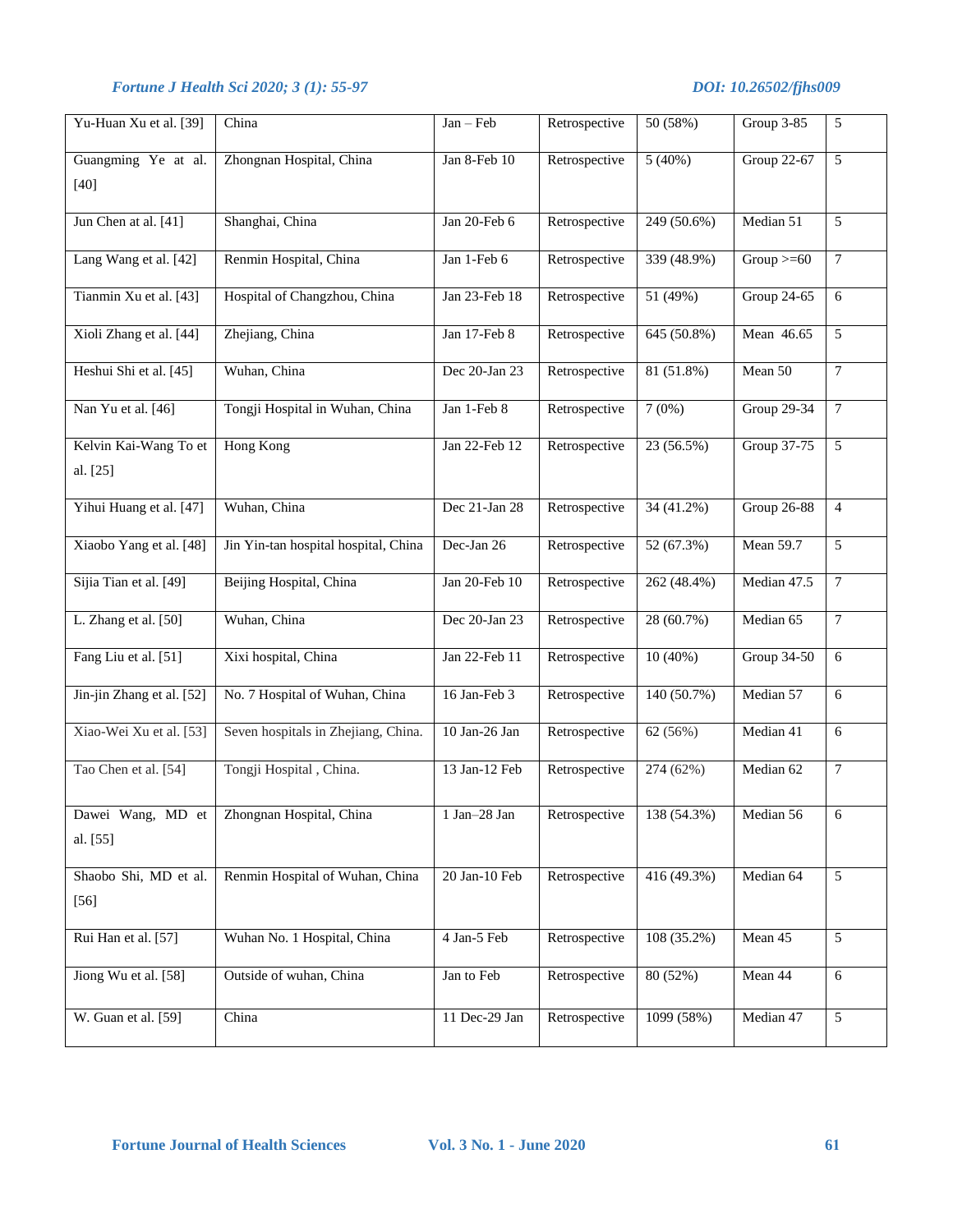| | | | | | | |
|---|---|---|---|---|---|---|
| Yu-Huan Xu et al. [39] | China | Jan – Feb | Retrospective | 50 (58%) | Group 3-85 | 5 |
| Guangming Ye at al. [40] | Zhongnan Hospital, China | Jan 8-Feb 10 | Retrospective | 5 (40%) | Group 22-67 | 5 |
| Jun Chen at al. [41] | Shanghai, China | Jan 20-Feb 6 | Retrospective | 249 (50.6%) | Median 51 | 5 |
| Lang Wang et al. [42] | Renmin Hospital, China | Jan 1-Feb 6 | Retrospective | 339 (48.9%) | Group >=60 | 7 |
| Tianmin Xu et al. [43] | Hospital of Changzhou, China | Jan 23-Feb 18 | Retrospective | 51 (49%) | Group 24-65 | 6 |
| Xioli Zhang et al. [44] | Zhejiang, China | Jan 17-Feb 8 | Retrospective | 645 (50.8%) | Mean 46.65 | 5 |
| Heshui Shi et al. [45] | Wuhan, China | Dec 20-Jan 23 | Retrospective | 81 (51.8%) | Mean 50 | 7 |
| Nan Yu et al. [46] | Tongji Hospital in Wuhan, China | Jan 1-Feb 8 | Retrospective | 7 (0%) | Group 29-34 | 7 |
| Kelvin Kai-Wang To et al. [25] | Hong Kong | Jan 22-Feb 12 | Retrospective | 23 (56.5%) | Group 37-75 | 5 |
| Yihui Huang et al. [47] | Wuhan, China | Dec 21-Jan 28 | Retrospective | 34 (41.2%) | Group 26-88 | 4 |
| Xiaobo Yang et al. [48] | Jin Yin-tan hospital hospital, China | Dec-Jan 26 | Retrospective | 52 (67.3%) | Mean 59.7 | 5 |
| Sijia Tian et al. [49] | Beijing Hospital, China | Jan 20-Feb 10 | Retrospective | 262 (48.4%) | Median 47.5 | 7 |
| L. Zhang et al. [50] | Wuhan, China | Dec 20-Jan 23 | Retrospective | 28 (60.7%) | Median 65 | 7 |
| Fang Liu et al. [51] | Xixi hospital, China | Jan 22-Feb 11 | Retrospective | 10 (40%) | Group 34-50 | 6 |
| Jin-jin Zhang et al. [52] | No. 7 Hospital of Wuhan, China | 16 Jan-Feb 3 | Retrospective | 140 (50.7%) | Median 57 | 6 |
| Xiao-Wei Xu et al. [53] | Seven hospitals in Zhejiang, China. | 10 Jan-26 Jan | Retrospective | 62 (56%) | Median 41 | 6 |
| Tao Chen et al. [54] | Tongji Hospital , China. | 13 Jan-12 Feb | Retrospective | 274 (62%) | Median 62 | 7 |
| Dawei Wang, MD et al. [55] | Zhongnan Hospital, China | 1 Jan–28 Jan | Retrospective | 138 (54.3%) | Median 56 | 6 |
| Shaobo Shi, MD et al. [56] | Renmin Hospital of Wuhan, China | 20 Jan-10 Feb | Retrospective | 416 (49.3%) | Median 64 | 5 |
| Rui Han et al. [57] | Wuhan No. 1 Hospital, China | 4 Jan-5 Feb | Retrospective | 108 (35.2%) | Mean 45 | 5 |
| Jiong Wu et al. [58] | Outside of wuhan, China | Jan to Feb | Retrospective | 80 (52%) | Mean 44 | 6 |
| W. Guan et al. [59] | China | 11 Dec-29 Jan | Retrospective | 1099 (58%) | Median 47 | 5 |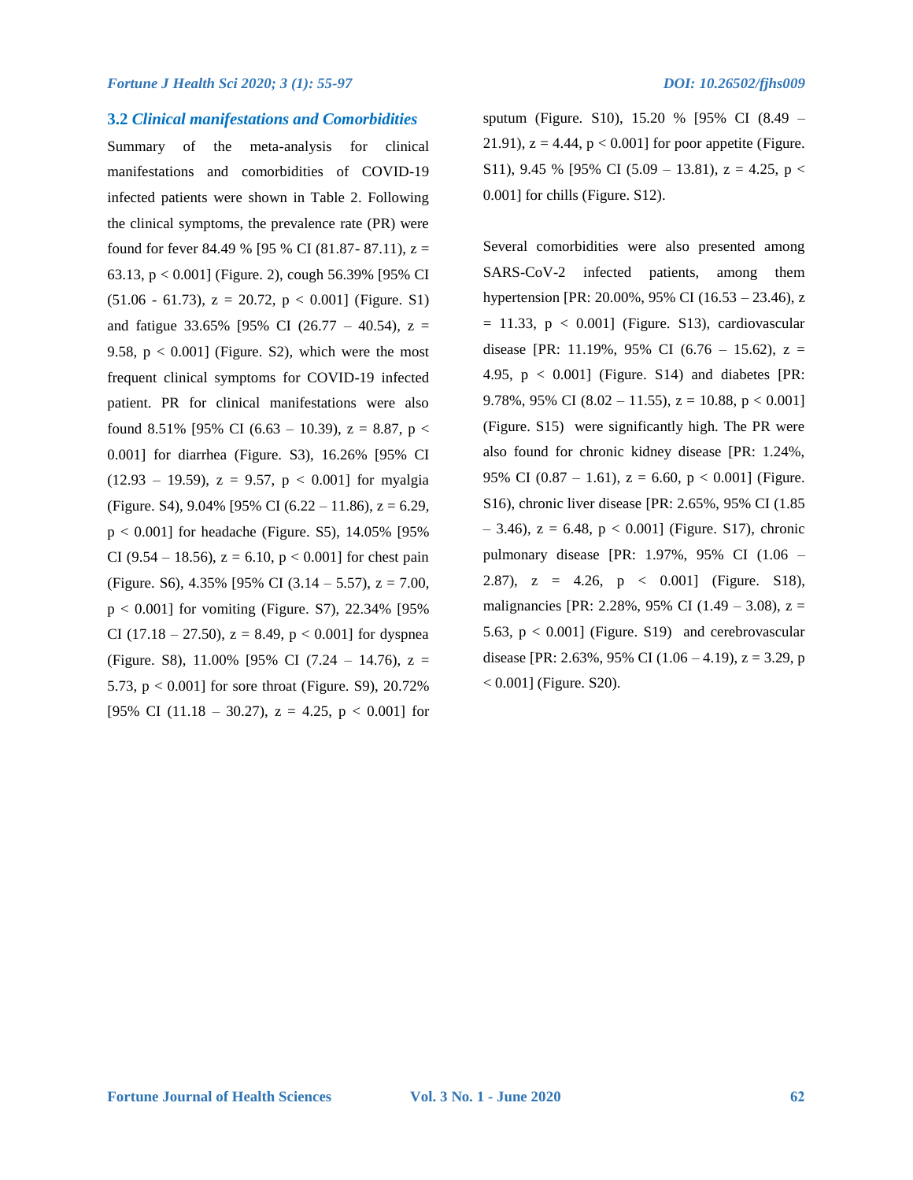### 3.2 *Clinical manifestations and Comorbidities*

Summary of the meta-analysis for clinical manifestations and comorbidities of COVID-19 infected patients were shown in Table 2. Following the clinical symptoms, the prevalence rate (PR) were found for fever 84.49 % [95 % CI (81.87- 87.11), $z = 63.13$, $p < 0.001$] (Figure. 2), cough 56.39% [95% CI (51.06 - 61.73), $z = 20.72$, $p < 0.001$] (Figure. S1) and fatigue 33.65% [95% CI (26.77 – 40.54), $z = 9.58$, $p < 0.001$] (Figure. S2), which were the most frequent clinical symptoms for COVID-19 infected patient. PR for clinical manifestations were also found 8.51% [95% CI (6.63 – 10.39), $z = 8.87$, $p < 0.001$] for diarrhea (Figure. S3), 16.26% [95% CI (12.93 – 19.59), $z = 9.57$, $p < 0.001$] for myalgia (Figure. S4), 9.04% [95% CI (6.22 – 11.86), $z = 6.29$, $p < 0.001$] for headache (Figure. S5), 14.05% [95% CI (9.54 – 18.56), $z = 6.10$, $p < 0.001$] for chest pain (Figure. S6), 4.35% [95% CI (3.14 – 5.57), $z = 7.00$, $p < 0.001$] for vomiting (Figure. S7), 22.34% [95% CI (17.18 – 27.50), $z = 8.49$, $p < 0.001$] for dyspnea (Figure. S8), 11.00% [95% CI (7.24 – 14.76), $z = 5.73$, $p < 0.001$] for sore throat (Figure. S9), 20.72% [95% CI (11.18 – 30.27), $z = 4.25$, $p < 0.001$] for sputum (Figure. S10), 15.20 % [95% CI (8.49 – 21.91), $z = 4.44$, $p < 0.001$] for poor appetite (Figure. S11), 9.45 % [95% CI (5.09 – 13.81), $z = 4.25$, $p < 0.001$] for chills (Figure. S12).

Several comorbidities were also presented among SARS-CoV-2 infected patients, among them hypertension [PR: 20.00%, 95% CI (16.53 – 23.46), $z = 11.33$, $p < 0.001$] (Figure. S13), cardiovascular disease [PR: 11.19%, 95% CI (6.76 – 15.62), $z = 4.95$, $p < 0.001$] (Figure. S14) and diabetes [PR: 9.78%, 95% CI (8.02 – 11.55), $z = 10.88$, $p < 0.001$] (Figure. S15) were significantly high. The PR were also found for chronic kidney disease [PR: 1.24%, 95% CI (0.87 – 1.61), $z = 6.60$, $p < 0.001$] (Figure. S16), chronic liver disease [PR: 2.65%, 95% CI (1.85 – 3.46), $z = 6.48$, $p < 0.001$] (Figure. S17), chronic pulmonary disease [PR: 1.97%, 95% CI (1.06 – 2.87), $z = 4.26$, $p < 0.001$] (Figure. S18), malignancies [PR: 2.28%, 95% CI (1.49 – 3.08), $z = 5.63$, $p < 0.001$] (Figure. S19) and cerebrovascular disease [PR: 2.63%, 95% CI (1.06 – 4.19), $z = 3.29$, $p < 0.001$] (Figure. S20).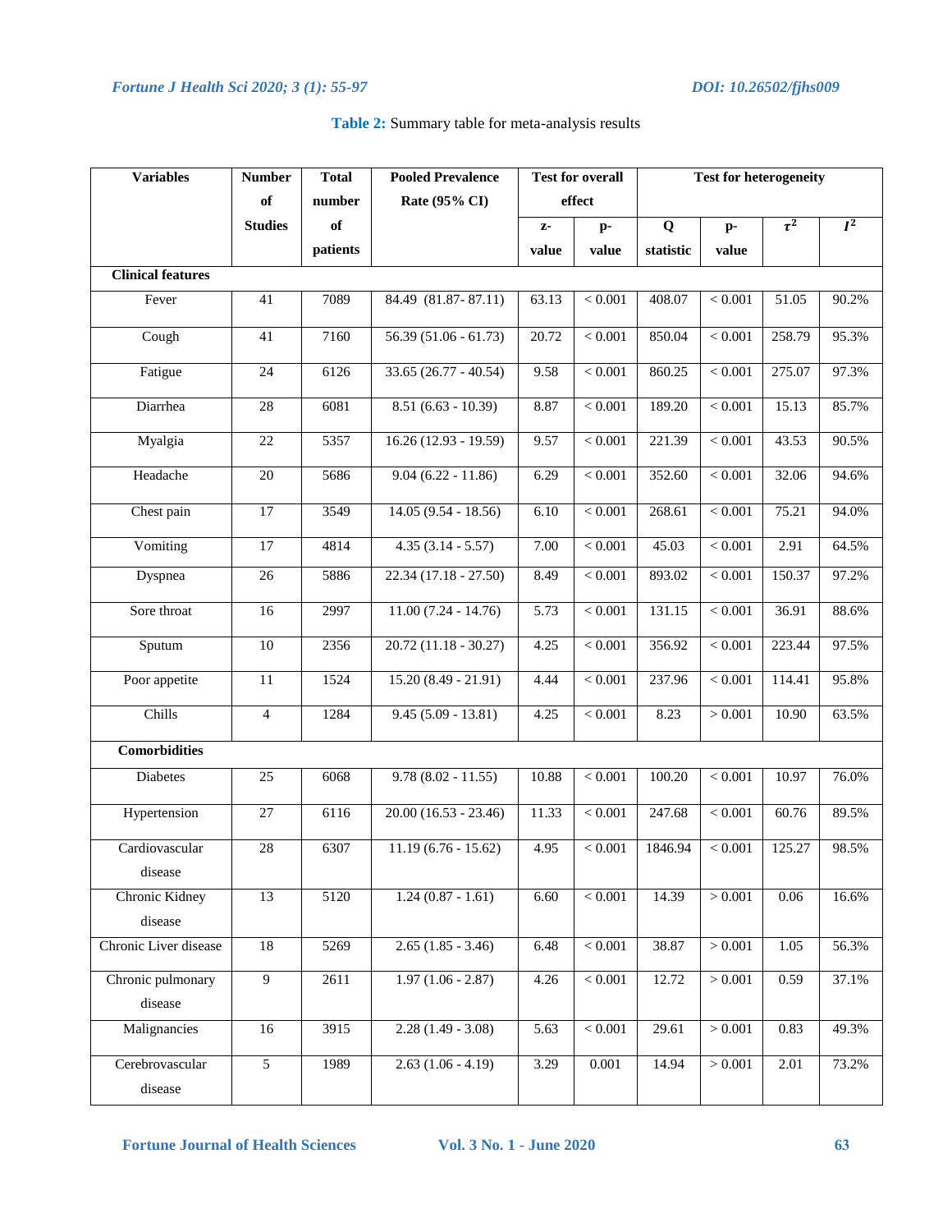**Table 2:** Summary table for meta-analysis results

| Variables | Number of Studies | Total number of patients | Pooled Prevalence Rate (95% CI) | Test for overall effect | | Test for heterogeneity | | | |
|---|---|---|---|---|---|---|---|---|---|
| | | | | z-value | p-value | Q statistic | p-value | $\tau^2$ | $I^2$ |
| **Clinical features** | | | | | | | | | |
| Fever | 41 | 7089 | 84.49 (81.87- 87.11) | 63.13 | < 0.001 | 408.07 | < 0.001 | 51.05 | 90.2% |
| Cough | 41 | 7160 | 56.39 (51.06 - 61.73) | 20.72 | < 0.001 | 850.04 | < 0.001 | 258.79 | 95.3% |
| Fatigue | 24 | 6126 | 33.65 (26.77 - 40.54) | 9.58 | < 0.001 | 860.25 | < 0.001 | 275.07 | 97.3% |
| Diarrhea | 28 | 6081 | 8.51 (6.63 - 10.39) | 8.87 | < 0.001 | 189.20 | < 0.001 | 15.13 | 85.7% |
| Myalgia | 22 | 5357 | 16.26 (12.93 - 19.59) | 9.57 | < 0.001 | 221.39 | < 0.001 | 43.53 | 90.5% |
| Headache | 20 | 5686 | 9.04 (6.22 - 11.86) | 6.29 | < 0.001 | 352.60 | < 0.001 | 32.06 | 94.6% |
| Chest pain | 17 | 3549 | 14.05 (9.54 - 18.56) | 6.10 | < 0.001 | 268.61 | < 0.001 | 75.21 | 94.0% |
| Vomiting | 17 | 4814 | 4.35 (3.14 - 5.57) | 7.00 | < 0.001 | 45.03 | < 0.001 | 2.91 | 64.5% |
| Dyspnea | 26 | 5886 | 22.34 (17.18 - 27.50) | 8.49 | < 0.001 | 893.02 | < 0.001 | 150.37 | 97.2% |
| Sore throat | 16 | 2997 | 11.00 (7.24 - 14.76) | 5.73 | < 0.001 | 131.15 | < 0.001 | 36.91 | 88.6% |
| Sputum | 10 | 2356 | 20.72 (11.18 - 30.27) | 4.25 | < 0.001 | 356.92 | < 0.001 | 223.44 | 97.5% |
| Poor appetite | 11 | 1524 | 15.20 (8.49 - 21.91) | 4.44 | < 0.001 | 237.96 | < 0.001 | 114.41 | 95.8% |
| Chills | 4 | 1284 | 9.45 (5.09 - 13.81) | 4.25 | < 0.001 | 8.23 | > 0.001 | 10.90 | 63.5% |
| **Comorbidities** | | | | | | | | | |
| Diabetes | 25 | 6068 | 9.78 (8.02 - 11.55) | 10.88 | < 0.001 | 100.20 | < 0.001 | 10.97 | 76.0% |
| Hypertension | 27 | 6116 | 20.00 (16.53 - 23.46) | 11.33 | < 0.001 | 247.68 | < 0.001 | 60.76 | 89.5% |
| Cardiovascular disease | 28 | 6307 | 11.19 (6.76 - 15.62) | 4.95 | < 0.001 | 1846.94 | < 0.001 | 125.27 | 98.5% |
| Chronic Kidney disease | 13 | 5120 | 1.24 (0.87 - 1.61) | 6.60 | < 0.001 | 14.39 | > 0.001 | 0.06 | 16.6% |
| Chronic Liver disease | 18 | 5269 | 2.65 (1.85 - 3.46) | 6.48 | < 0.001 | 38.87 | > 0.001 | 1.05 | 56.3% |
| Chronic pulmonary disease | 9 | 2611 | 1.97 (1.06 - 2.87) | 4.26 | < 0.001 | 12.72 | > 0.001 | 0.59 | 37.1% |
| Malignancies | 16 | 3915 | 2.28 (1.49 - 3.08) | 5.63 | < 0.001 | 29.61 | > 0.001 | 0.83 | 49.3% |
| Cerebrovascular disease | 5 | 1989 | 2.63 (1.06 - 4.19) | 3.29 | 0.001 | 14.94 | > 0.001 | 2.01 | 73.2% |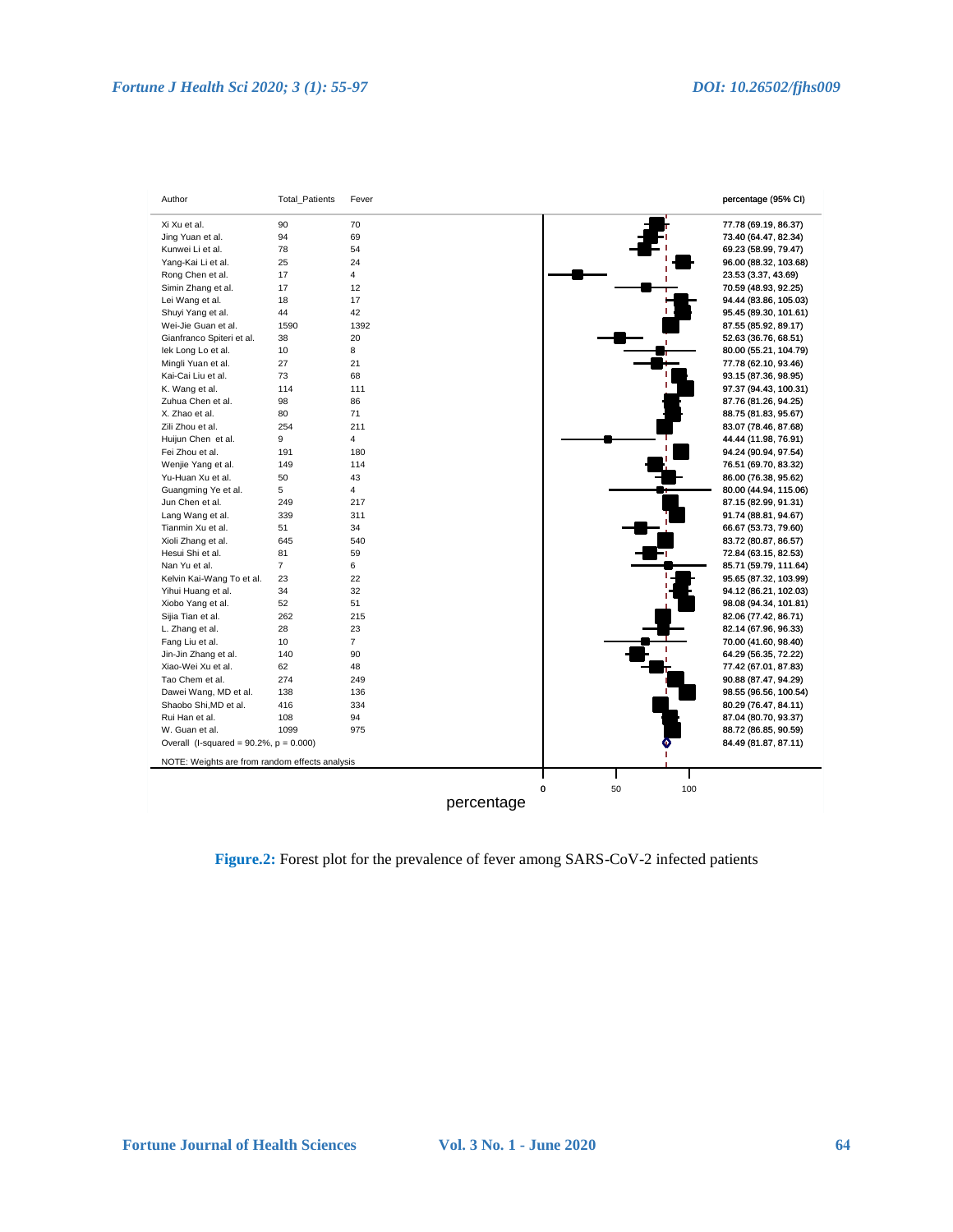| Author | Total_Patients | Fever | percentage (95% CI) |
| --- | --- | --- | --- |
| Xi Xu et al. | 90 | 70 | 77.78 (69.19, 86.37) |
| Jing Yuan et al. | 94 | 69 | 73.40 (64.47, 82.34) |
| Kunwei Li et al. | 78 | 54 | 69.23 (58.99, 79.47) |
| Yang-Kai Li et al. | 25 | 24 | 96.00 (88.32, 103.68) |
| Rong Chen et al. | 17 | 4 | 23.53 (3.37, 43.69) |
| Simin Zhang et al. | 17 | 12 | 70.59 (48.93, 92.25) |
| Lei Wang et al. | 18 | 17 | 94.44 (83.86, 105.03) |
| Shuyi Yang et al. | 44 | 42 | 95.45 (89.30, 101.61) |
| Wei-Jie Guan et al. | 1590 | 1392 | 87.55 (85.92, 89.17) |
| Gianfranco Spiteri et al. | 38 | 20 | 52.63 (36.76, 68.51) |
| Iek Long Lo et al. | 10 | 8 | 80.00 (55.21, 104.79) |
| Mingli Yuan et al. | 27 | 21 | 77.78 (62.10, 93.46) |
| Kai-Cai Liu et al. | 73 | 68 | 93.15 (87.36, 98.95) |
| K. Wang et al. | 114 | 111 | 97.37 (94.43, 100.31) |
| Zuhua Chen et al. | 98 | 86 | 87.76 (81.26, 94.25) |
| X. Zhao et al. | 80 | 71 | 88.75 (81.83, 95.67) |
| Zili Zhou et al. | 254 | 211 | 83.07 (78.46, 87.68) |
| Huijun Chen et al. | 9 | 4 | 44.44 (11.98, 76.91) |
| Fei Zhou et al. | 191 | 180 | 94.24 (90.94, 97.54) |
| Wenjie Yang et al. | 149 | 114 | 76.51 (69.70, 83.32) |
| Yu-Huan Xu et al. | 50 | 43 | 86.00 (76.38, 95.62) |
| Guangming Ye et al. | 5 | 4 | 80.00 (44.94, 115.06) |
| Jun Chen et al. | 249 | 217 | 87.15 (82.99, 91.31) |
| Lang Wang et al. | 339 | 311 | 91.74 (88.81, 94.67) |
| Tianmin Xu et al. | 51 | 34 | 66.67 (53.73, 79.60) |
| Xioli Zhang et al. | 645 | 540 | 83.72 (80.87, 86.57) |
| Hesui Shi et al. | 81 | 59 | 72.84 (63.15, 82.53) |
| Nan Yu et al. | 7 | 6 | 85.71 (59.79, 111.64) |
| Kelvin Kai-Wang To et al. | 23 | 22 | 95.65 (87.32, 103.99) |
| Yihui Huang et al. | 34 | 32 | 94.12 (86.21, 102.03) |
| Xiobo Yang et al. | 52 | 51 | 98.08 (94.34, 101.81) |
| Sijia Tian et al. | 262 | 215 | 82.06 (77.42, 86.71) |
| L. Zhang et al. | 28 | 23 | 82.14 (67.96, 96.33) |
| Fang Liu et al. | 10 | 7 | 70.00 (41.60, 98.40) |
| Jin-Jin Zhang et al. | 140 | 90 | 64.29 (56.35, 72.22) |
| Xiao-Wei Xu et al. | 62 | 48 | 77.42 (67.01, 87.83) |
| Tao Chem et al. | 274 | 249 | 90.88 (87.47, 94.29) |
| Dawei Wang, MD et al. | 138 | 136 | 98.55 (96.56, 100.54) |
| Shaobo Shi,MD et al. | 416 | 334 | 80.29 (76.47, 84.11) |
| Rui Han et al. | 108 | 94 | 87.04 (80.70, 93.37) |
| W. Guan et al. | 1099 | 975 | 88.72 (86.85, 90.59) |
| Overall (I-squared = 90.2%, p = 0.000) | | | 84.49 (81.87, 87.11) |

NOTE: Weights are from random effects analysis

**Figure.2:** Forest plot for the prevalence of fever among SARS-CoV-2 infected patients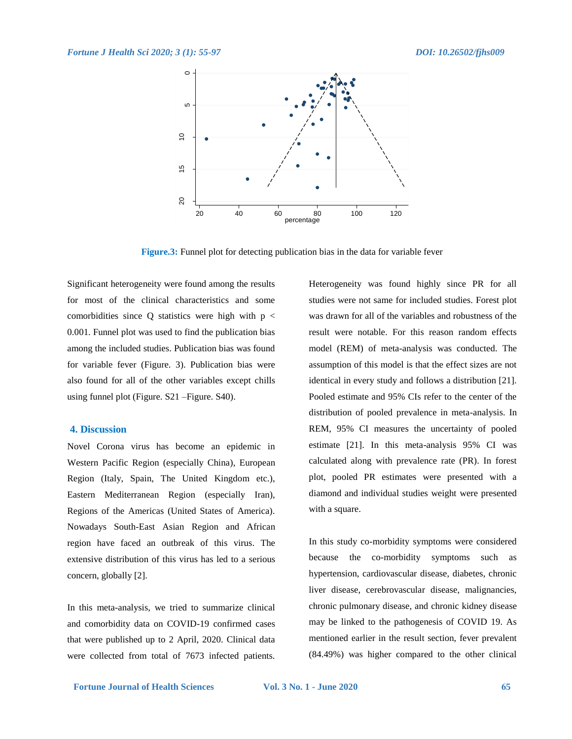**Figure.3:** Funnel plot for detecting publication bias in the data for variable fever

Significant heterogeneity were found among the results for most of the clinical characteristics and some comorbidities since Q statistics were high with $p < 0.001$. Funnel plot was used to find the publication bias among the included studies. Publication bias was found for variable fever (Figure. 3). Publication bias were also found for all of the other variables except chills using funnel plot (Figure. S21 –Figure. S40).

## 4. Discussion

Novel Corona virus has become an epidemic in Western Pacific Region (especially China), European Region (Italy, Spain, The United Kingdom etc.), Eastern Mediterranean Region (especially Iran), Regions of the Americas (United States of America). Nowadays South-East Asian Region and African region have faced an outbreak of this virus. The extensive distribution of this virus has led to a serious concern, globally [2].

In this meta-analysis, we tried to summarize clinical and comorbidity data on COVID-19 confirmed cases that were published up to 2 April, 2020. Clinical data were collected from total of 7673 infected patients. Heterogeneity was found highly since PR for all studies were not same for included studies. Forest plot was drawn for all of the variables and robustness of the result were notable. For this reason random effects model (REM) of meta-analysis was conducted. The assumption of this model is that the effect sizes are not identical in every study and follows a distribution [21]. Pooled estimate and 95% CIs refer to the center of the distribution of pooled prevalence in meta-analysis. In REM, 95% CI measures the uncertainty of pooled estimate [21]. In this meta-analysis 95% CI was calculated along with prevalence rate (PR). In forest plot, pooled PR estimates were presented with a diamond and individual studies weight were presented with a square.

In this study co-morbidity symptoms were considered because the co-morbidity symptoms such as hypertension, cardiovascular disease, diabetes, chronic liver disease, cerebrovascular disease, malignancies, chronic pulmonary disease, and chronic kidney disease may be linked to the pathogenesis of COVID 19. As mentioned earlier in the result section, fever prevalent (84.49%) was higher compared to the other clinical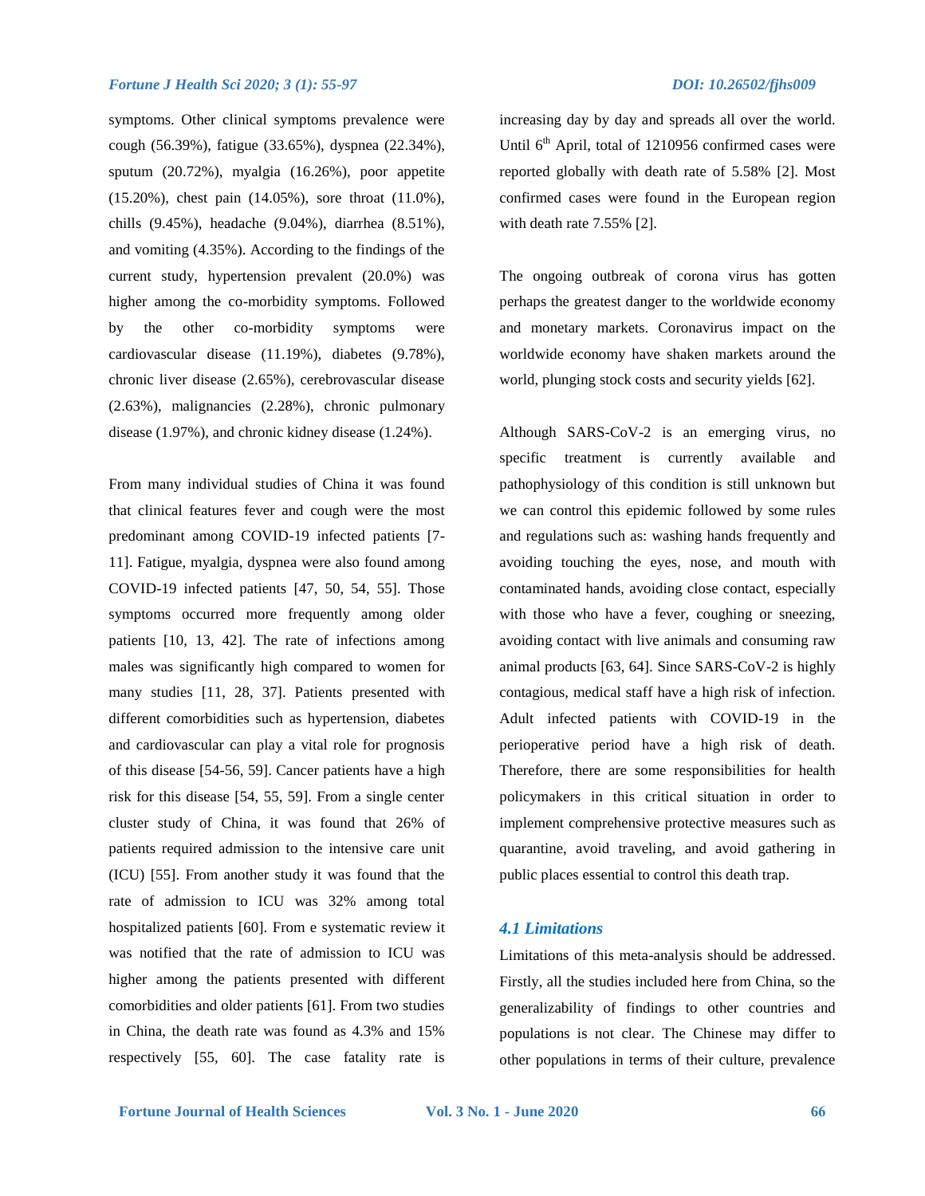symptoms. Other clinical symptoms prevalence were cough (56.39%), fatigue (33.65%), dyspnea (22.34%), sputum (20.72%), myalgia (16.26%), poor appetite (15.20%), chest pain (14.05%), sore throat (11.0%), chills (9.45%), headache (9.04%), diarrhea (8.51%), and vomiting (4.35%). According to the findings of the current study, hypertension prevalent (20.0%) was higher among the co-morbidity symptoms. Followed by the other co-morbidity symptoms were cardiovascular disease (11.19%), diabetes (9.78%), chronic liver disease (2.65%), cerebrovascular disease (2.63%), malignancies (2.28%), chronic pulmonary disease (1.97%), and chronic kidney disease (1.24%).

From many individual studies of China it was found that clinical features fever and cough were the most predominant among COVID-19 infected patients [7-11]. Fatigue, myalgia, dyspnea were also found among COVID-19 infected patients [47, 50, 54, 55]. Those symptoms occurred more frequently among older patients [10, 13, 42]. The rate of infections among males was significantly high compared to women for many studies [11, 28, 37]. Patients presented with different comorbidities such as hypertension, diabetes and cardiovascular can play a vital role for prognosis of this disease [54-56, 59]. Cancer patients have a high risk for this disease [54, 55, 59]. From a single center cluster study of China, it was found that 26% of patients required admission to the intensive care unit (ICU) [55]. From another study it was found that the rate of admission to ICU was 32% among total hospitalized patients [60]. From e systematic review it was notified that the rate of admission to ICU was higher among the patients presented with different comorbidities and older patients [61]. From two studies in China, the death rate was found as 4.3% and 15% respectively [55, 60]. The case fatality rate is increasing day by day and spreads all over the world. Until 6th April, total of 1210956 confirmed cases were reported globally with death rate of 5.58% [2]. Most confirmed cases were found in the European region with death rate 7.55% [2].

The ongoing outbreak of corona virus has gotten perhaps the greatest danger to the worldwide economy and monetary markets. Coronavirus impact on the worldwide economy have shaken markets around the world, plunging stock costs and security yields [62].

Although SARS-CoV-2 is an emerging virus, no specific treatment is currently available and pathophysiology of this condition is still unknown but we can control this epidemic followed by some rules and regulations such as: washing hands frequently and avoiding touching the eyes, nose, and mouth with contaminated hands, avoiding close contact, especially with those who have a fever, coughing or sneezing, avoiding contact with live animals and consuming raw animal products [63, 64]. Since SARS-CoV-2 is highly contagious, medical staff have a high risk of infection. Adult infected patients with COVID-19 in the perioperative period have a high risk of death. Therefore, there are some responsibilities for health policymakers in this critical situation in order to implement comprehensive protective measures such as quarantine, avoid traveling, and avoid gathering in public places essential to control this death trap.

### *4.1 Limitations*

Limitations of this meta-analysis should be addressed. Firstly, all the studies included here from China, so the generalizability of findings to other countries and populations is not clear. The Chinese may differ to other populations in terms of their culture, prevalence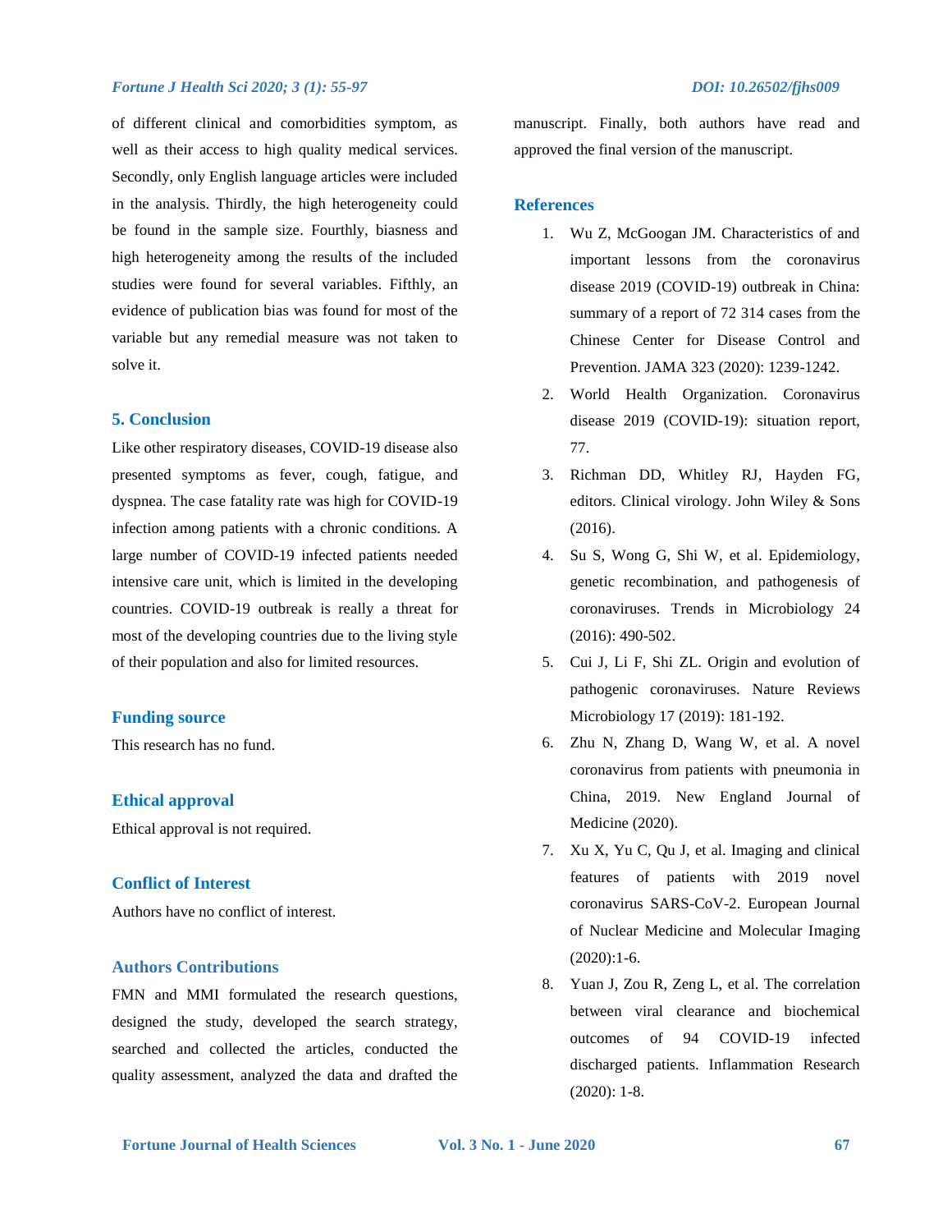of different clinical and comorbidities symptom, as well as their access to high quality medical services. Secondly, only English language articles were included in the analysis. Thirdly, the high heterogeneity could be found in the sample size. Fourthly, biasness and high heterogeneity among the results of the included studies were found for several variables. Fifthly, an evidence of publication bias was found for most of the variable but any remedial measure was not taken to solve it.

## 5. Conclusion

Like other respiratory diseases, COVID-19 disease also presented symptoms as fever, cough, fatigue, and dyspnea. The case fatality rate was high for COVID-19 infection among patients with a chronic conditions. A large number of COVID-19 infected patients needed intensive care unit, which is limited in the developing countries. COVID-19 outbreak is really a threat for most of the developing countries due to the living style of their population and also for limited resources.

## Funding source

This research has no fund.

## Ethical approval

Ethical approval is not required.

## Conflict of Interest

Authors have no conflict of interest.

## Authors Contributions

FMN and MMI formulated the research questions, designed the study, developed the search strategy, searched and collected the articles, conducted the quality assessment, analyzed the data and drafted the manuscript. Finally, both authors have read and approved the final version of the manuscript.

## References

1. Wu Z, McGoogan JM. Characteristics of and important lessons from the coronavirus disease 2019 (COVID-19) outbreak in China: summary of a report of 72 314 cases from the Chinese Center for Disease Control and Prevention. JAMA 323 (2020): 1239-1242.
2. World Health Organization. Coronavirus disease 2019 (COVID-19): situation report, 77.
3. Richman DD, Whitley RJ, Hayden FG, editors. Clinical virology. John Wiley & Sons (2016).
4. Su S, Wong G, Shi W, et al. Epidemiology, genetic recombination, and pathogenesis of coronaviruses. Trends in Microbiology 24 (2016): 490-502.
5. Cui J, Li F, Shi ZL. Origin and evolution of pathogenic coronaviruses. Nature Reviews Microbiology 17 (2019): 181-192.
6. Zhu N, Zhang D, Wang W, et al. A novel coronavirus from patients with pneumonia in China, 2019. New England Journal of Medicine (2020).
7. Xu X, Yu C, Qu J, et al. Imaging and clinical features of patients with 2019 novel coronavirus SARS-CoV-2. European Journal of Nuclear Medicine and Molecular Imaging (2020):1-6.
8. Yuan J, Zou R, Zeng L, et al. The correlation between viral clearance and biochemical outcomes of 94 COVID-19 infected discharged patients. Inflammation Research (2020): 1-8.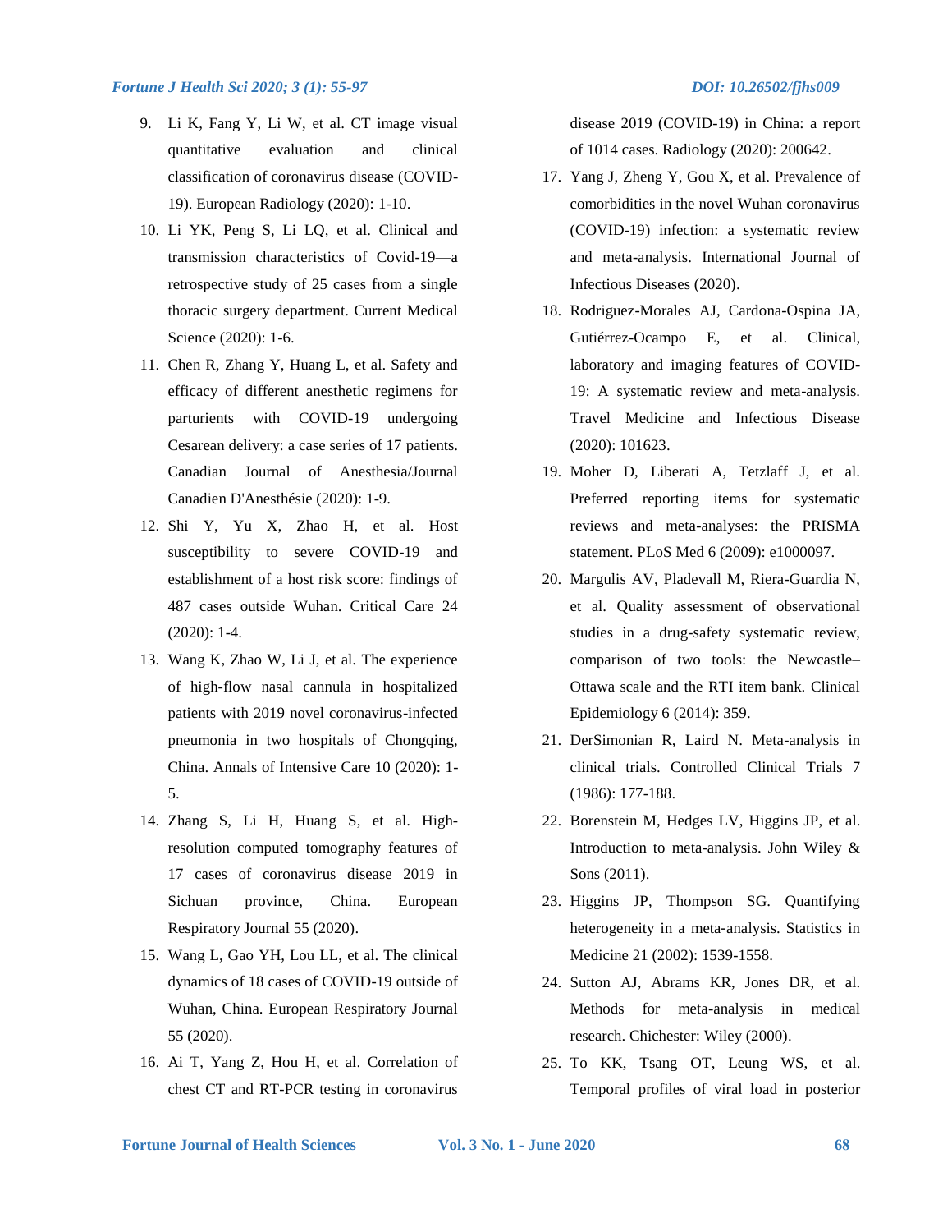9. Li K, Fang Y, Li W, et al. CT image visual quantitative evaluation and clinical classification of coronavirus disease (COVID-19). European Radiology (2020): 1-10.
10. Li YK, Peng S, Li LQ, et al. Clinical and transmission characteristics of Covid-19—a retrospective study of 25 cases from a single thoracic surgery department. Current Medical Science (2020): 1-6.
11. Chen R, Zhang Y, Huang L, et al. Safety and efficacy of different anesthetic regimens for parturients with COVID-19 undergoing Cesarean delivery: a case series of 17 patients. Canadian Journal of Anesthesia/Journal Canadien D'Anesthésie (2020): 1-9.
12. Shi Y, Yu X, Zhao H, et al. Host susceptibility to severe COVID-19 and establishment of a host risk score: findings of 487 cases outside Wuhan. Critical Care 24 (2020): 1-4.
13. Wang K, Zhao W, Li J, et al. The experience of high-flow nasal cannula in hospitalized patients with 2019 novel coronavirus-infected pneumonia in two hospitals of Chongqing, China. Annals of Intensive Care 10 (2020): 1-5.
14. Zhang S, Li H, Huang S, et al. High-resolution computed tomography features of 17 cases of coronavirus disease 2019 in Sichuan province, China. European Respiratory Journal 55 (2020).
15. Wang L, Gao YH, Lou LL, et al. The clinical dynamics of 18 cases of COVID-19 outside of Wuhan, China. European Respiratory Journal 55 (2020).
16. Ai T, Yang Z, Hou H, et al. Correlation of chest CT and RT-PCR testing in coronavirus disease 2019 (COVID-19) in China: a report of 1014 cases. Radiology (2020): 200642.
17. Yang J, Zheng Y, Gou X, et al. Prevalence of comorbidities in the novel Wuhan coronavirus (COVID-19) infection: a systematic review and meta-analysis. International Journal of Infectious Diseases (2020).
18. Rodriguez-Morales AJ, Cardona-Ospina JA, Gutiérrez-Ocampo E, et al. Clinical, laboratory and imaging features of COVID-19: A systematic review and meta-analysis. Travel Medicine and Infectious Disease (2020): 101623.
19. Moher D, Liberati A, Tetzlaff J, et al. Preferred reporting items for systematic reviews and meta-analyses: the PRISMA statement. PLoS Med 6 (2009): e1000097.
20. Margulis AV, Pladevall M, Riera-Guardia N, et al. Quality assessment of observational studies in a drug-safety systematic review, comparison of two tools: the Newcastle–Ottawa scale and the RTI item bank. Clinical Epidemiology 6 (2014): 359.
21. DerSimonian R, Laird N. Meta-analysis in clinical trials. Controlled Clinical Trials 7 (1986): 177-188.
22. Borenstein M, Hedges LV, Higgins JP, et al. Introduction to meta-analysis. John Wiley & Sons (2011).
23. Higgins JP, Thompson SG. Quantifying heterogeneity in a meta-analysis. Statistics in Medicine 21 (2002): 1539-1558.
24. Sutton AJ, Abrams KR, Jones DR, et al. Methods for meta-analysis in medical research. Chichester: Wiley (2000).
25. To KK, Tsang OT, Leung WS, et al. Temporal profiles of viral load in posterior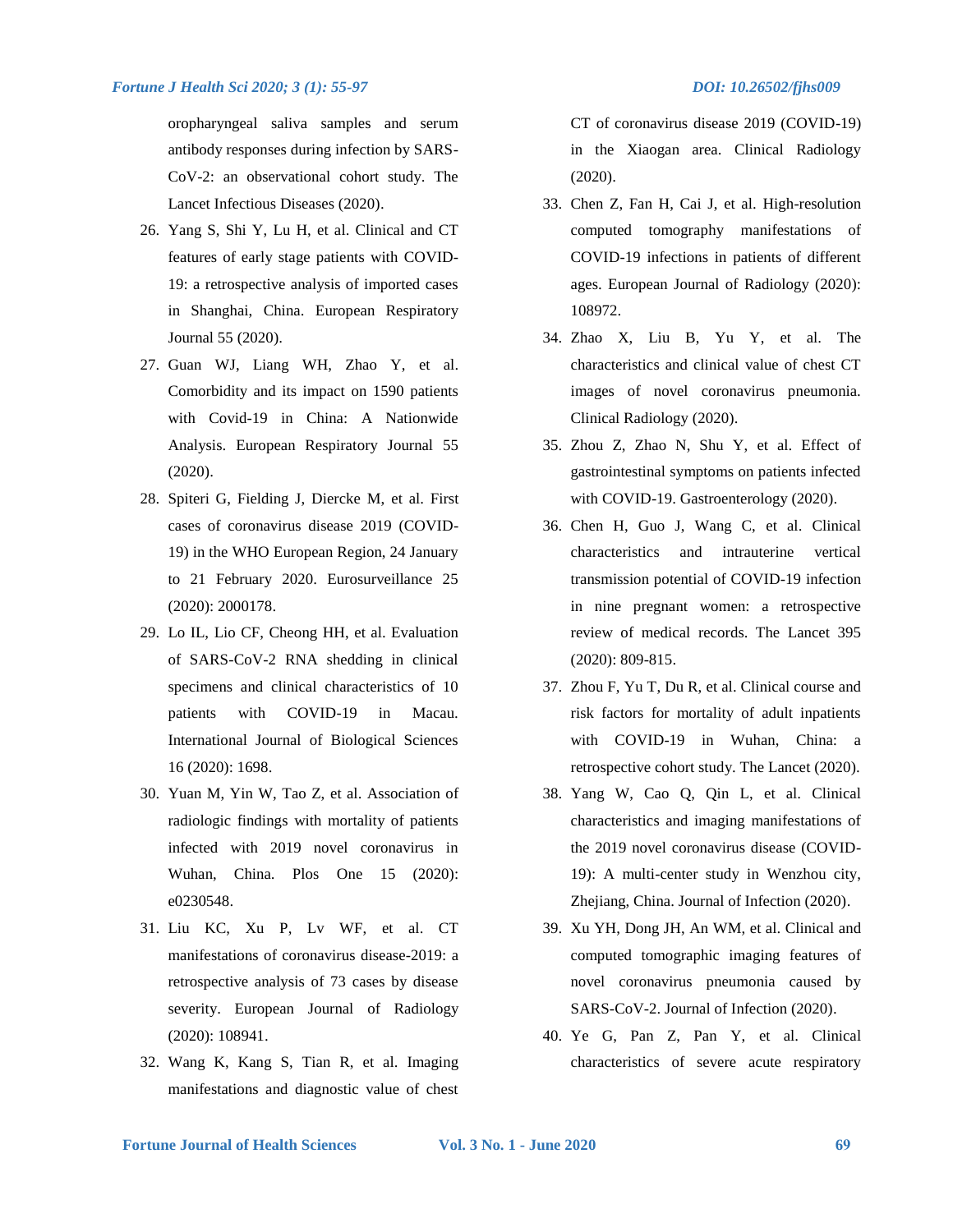oropharyngeal saliva samples and serum antibody responses during infection by SARS-CoV-2: an observational cohort study. The Lancet Infectious Diseases (2020).

26. Yang S, Shi Y, Lu H, et al. Clinical and CT features of early stage patients with COVID-19: a retrospective analysis of imported cases in Shanghai, China. European Respiratory Journal 55 (2020).
27. Guan WJ, Liang WH, Zhao Y, et al. Comorbidity and its impact on 1590 patients with Covid-19 in China: A Nationwide Analysis. European Respiratory Journal 55 (2020).
28. Spiteri G, Fielding J, Diercke M, et al. First cases of coronavirus disease 2019 (COVID-19) in the WHO European Region, 24 January to 21 February 2020. Eurosurveillance 25 (2020): 2000178.
29. Lo IL, Lio CF, Cheong HH, et al. Evaluation of SARS-CoV-2 RNA shedding in clinical specimens and clinical characteristics of 10 patients with COVID-19 in Macau. International Journal of Biological Sciences 16 (2020): 1698.
30. Yuan M, Yin W, Tao Z, et al. Association of radiologic findings with mortality of patients infected with 2019 novel coronavirus in Wuhan, China. Plos One 15 (2020): e0230548.
31. Liu KC, Xu P, Lv WF, et al. CT manifestations of coronavirus disease-2019: a retrospective analysis of 73 cases by disease severity. European Journal of Radiology (2020): 108941.
32. Wang K, Kang S, Tian R, et al. Imaging manifestations and diagnostic value of chest CT of coronavirus disease 2019 (COVID-19) in the Xiaogan area. Clinical Radiology (2020).
33. Chen Z, Fan H, Cai J, et al. High-resolution computed tomography manifestations of COVID-19 infections in patients of different ages. European Journal of Radiology (2020): 108972.
34. Zhao X, Liu B, Yu Y, et al. The characteristics and clinical value of chest CT images of novel coronavirus pneumonia. Clinical Radiology (2020).
35. Zhou Z, Zhao N, Shu Y, et al. Effect of gastrointestinal symptoms on patients infected with COVID-19. Gastroenterology (2020).
36. Chen H, Guo J, Wang C, et al. Clinical characteristics and intrauterine vertical transmission potential of COVID-19 infection in nine pregnant women: a retrospective review of medical records. The Lancet 395 (2020): 809-815.
37. Zhou F, Yu T, Du R, et al. Clinical course and risk factors for mortality of adult inpatients with COVID-19 in Wuhan, China: a retrospective cohort study. The Lancet (2020).
38. Yang W, Cao Q, Qin L, et al. Clinical characteristics and imaging manifestations of the 2019 novel coronavirus disease (COVID-19): A multi-center study in Wenzhou city, Zhejiang, China. Journal of Infection (2020).
39. Xu YH, Dong JH, An WM, et al. Clinical and computed tomographic imaging features of novel coronavirus pneumonia caused by SARS-CoV-2. Journal of Infection (2020).
40. Ye G, Pan Z, Pan Y, et al. Clinical characteristics of severe acute respiratory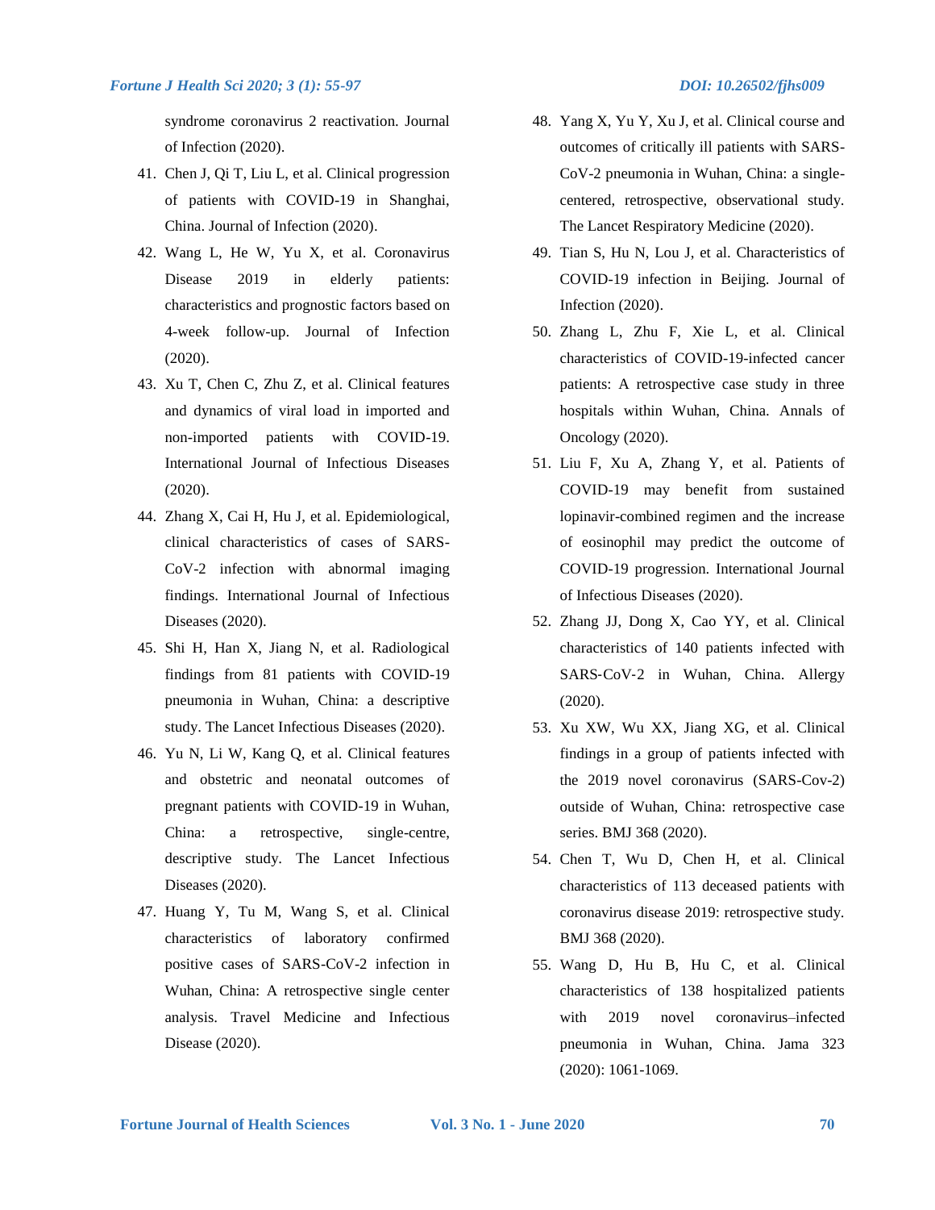syndrome coronavirus 2 reactivation. Journal of Infection (2020).

41. Chen J, Qi T, Liu L, et al. Clinical progression of patients with COVID-19 in Shanghai, China. Journal of Infection (2020).
42. Wang L, He W, Yu X, et al. Coronavirus Disease 2019 in elderly patients: characteristics and prognostic factors based on 4-week follow-up. Journal of Infection (2020).
43. Xu T, Chen C, Zhu Z, et al. Clinical features and dynamics of viral load in imported and non-imported patients with COVID-19. International Journal of Infectious Diseases (2020).
44. Zhang X, Cai H, Hu J, et al. Epidemiological, clinical characteristics of cases of SARS-CoV-2 infection with abnormal imaging findings. International Journal of Infectious Diseases (2020).
45. Shi H, Han X, Jiang N, et al. Radiological findings from 81 patients with COVID-19 pneumonia in Wuhan, China: a descriptive study. The Lancet Infectious Diseases (2020).
46. Yu N, Li W, Kang Q, et al. Clinical features and obstetric and neonatal outcomes of pregnant patients with COVID-19 in Wuhan, China: a retrospective, single-centre, descriptive study. The Lancet Infectious Diseases (2020).
47. Huang Y, Tu M, Wang S, et al. Clinical characteristics of laboratory confirmed positive cases of SARS-CoV-2 infection in Wuhan, China: A retrospective single center analysis. Travel Medicine and Infectious Disease (2020).
48. Yang X, Yu Y, Xu J, et al. Clinical course and outcomes of critically ill patients with SARS-CoV-2 pneumonia in Wuhan, China: a single-centered, retrospective, observational study. The Lancet Respiratory Medicine (2020).
49. Tian S, Hu N, Lou J, et al. Characteristics of COVID-19 infection in Beijing. Journal of Infection (2020).
50. Zhang L, Zhu F, Xie L, et al. Clinical characteristics of COVID-19-infected cancer patients: A retrospective case study in three hospitals within Wuhan, China. Annals of Oncology (2020).
51. Liu F, Xu A, Zhang Y, et al. Patients of COVID-19 may benefit from sustained lopinavir-combined regimen and the increase of eosinophil may predict the outcome of COVID-19 progression. International Journal of Infectious Diseases (2020).
52. Zhang JJ, Dong X, Cao YY, et al. Clinical characteristics of 140 patients infected with SARS‐CoV‐2 in Wuhan, China. Allergy (2020).
53. Xu XW, Wu XX, Jiang XG, et al. Clinical findings in a group of patients infected with the 2019 novel coronavirus (SARS-Cov-2) outside of Wuhan, China: retrospective case series. BMJ 368 (2020).
54. Chen T, Wu D, Chen H, et al. Clinical characteristics of 113 deceased patients with coronavirus disease 2019: retrospective study. BMJ 368 (2020).
55. Wang D, Hu B, Hu C, et al. Clinical characteristics of 138 hospitalized patients with 2019 novel coronavirus–infected pneumonia in Wuhan, China. Jama 323 (2020): 1061-1069.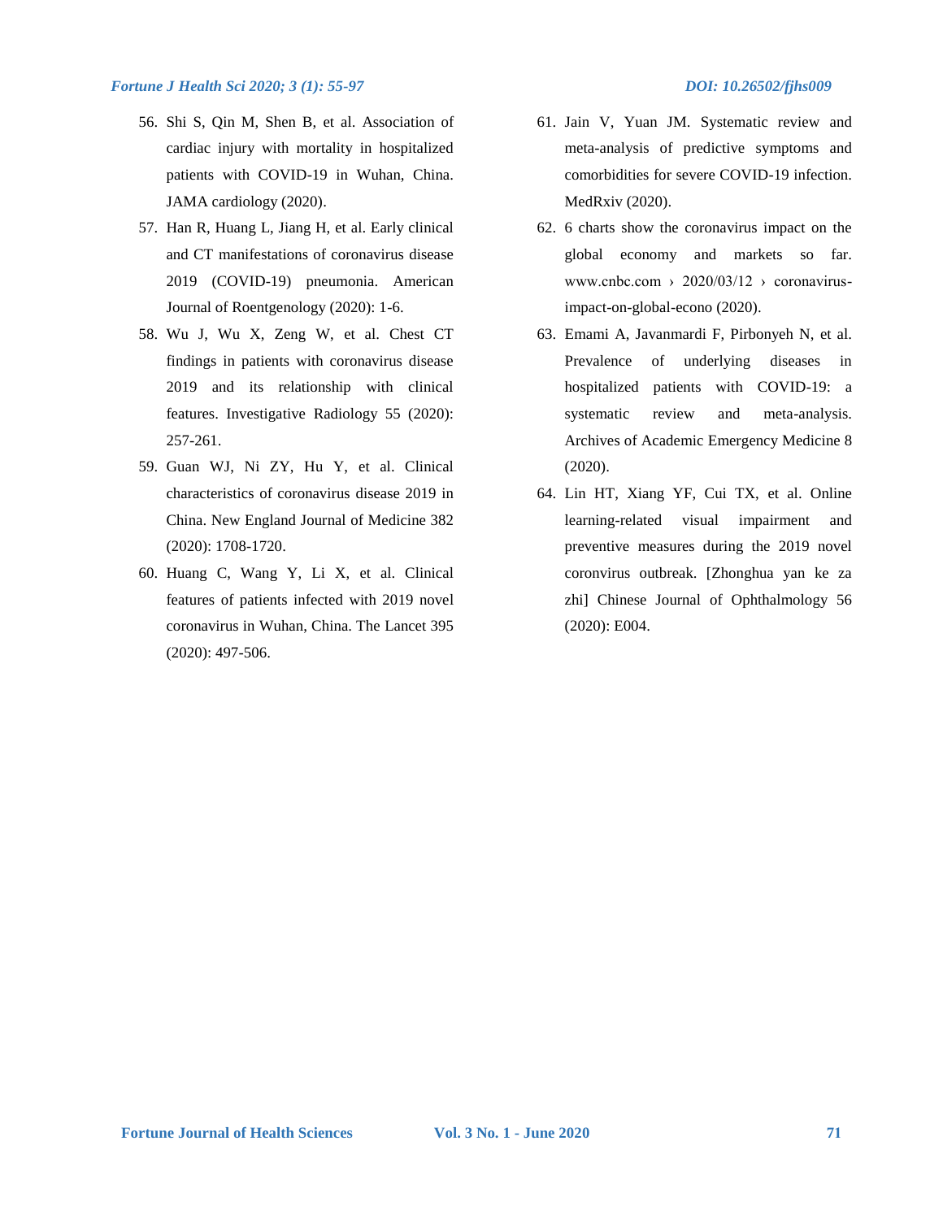56. Shi S, Qin M, Shen B, et al. Association of cardiac injury with mortality in hospitalized patients with COVID-19 in Wuhan, China. JAMA cardiology (2020).
57. Han R, Huang L, Jiang H, et al. Early clinical and CT manifestations of coronavirus disease 2019 (COVID-19) pneumonia. American Journal of Roentgenology (2020): 1-6.
58. Wu J, Wu X, Zeng W, et al. Chest CT findings in patients with coronavirus disease 2019 and its relationship with clinical features. Investigative Radiology 55 (2020): 257-261.
59. Guan WJ, Ni ZY, Hu Y, et al. Clinical characteristics of coronavirus disease 2019 in China. New England Journal of Medicine 382 (2020): 1708-1720.
60. Huang C, Wang Y, Li X, et al. Clinical features of patients infected with 2019 novel coronavirus in Wuhan, China. The Lancet 395 (2020): 497-506.
61. Jain V, Yuan JM. Systematic review and meta-analysis of predictive symptoms and comorbidities for severe COVID-19 infection. MedRxiv (2020).
62. 6 charts show the coronavirus impact on the global economy and markets so far. www.cnbc.com › 2020/03/12 › coronavirus-impact-on-global-econo (2020).
63. Emami A, Javanmardi F, Pirbonyeh N, et al. Prevalence of underlying diseases in hospitalized patients with COVID-19: a systematic review and meta-analysis. Archives of Academic Emergency Medicine 8 (2020).
64. Lin HT, Xiang YF, Cui TX, et al. Online learning-related visual impairment and preventive measures during the 2019 novel coronvirus outbreak. [Zhonghua yan ke za zhi] Chinese Journal of Ophthalmology 56 (2020): E004.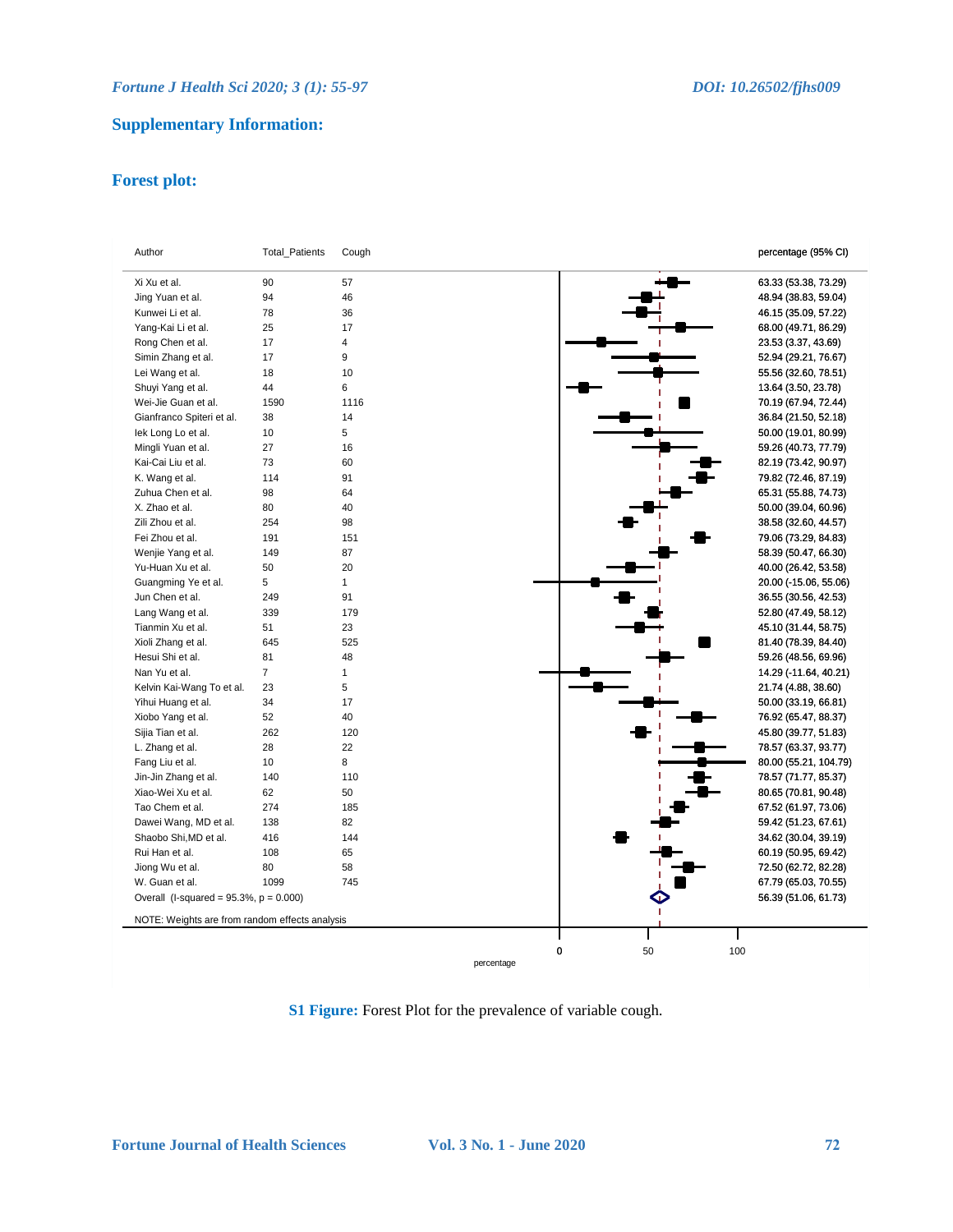## Supplementary Information:

## Forest plot:

| Author | Total_Patients | Cough | percentage (95% CI) |
|---|---|---|---|
| Xi Xu et al. | 90 | 57 | 63.33 (53.38, 73.29) |
| Jing Yuan et al. | 94 | 46 | 48.94 (38.83, 59.04) |
| Kunwei Li et al. | 78 | 36 | 46.15 (35.09, 57.22) |
| Yang-Kai Li et al. | 25 | 17 | 68.00 (49.71, 86.29) |
| Rong Chen et al. | 17 | 4 | 23.53 (3.37, 43.69) |
| Simin Zhang et al. | 17 | 9 | 52.94 (29.21, 76.67) |
| Lei Wang et al. | 18 | 10 | 55.56 (32.60, 78.51) |
| Shuyi Yang et al. | 44 | 6 | 13.64 (3.50, 23.78) |
| Wei-Jie Guan et al. | 1590 | 1116 | 70.19 (67.94, 72.44) |
| Gianfranco Spiteri et al. | 38 | 14 | 36.84 (21.50, 52.18) |
| Iek Long Lo et al. | 10 | 5 | 50.00 (19.01, 80.99) |
| Mingli Yuan et al. | 27 | 16 | 59.26 (40.73, 77.79) |
| Kai-Cai Liu et al. | 73 | 60 | 82.19 (73.42, 90.97) |
| K. Wang et al. | 114 | 91 | 79.82 (72.46, 87.19) |
| Zuhua Chen et al. | 98 | 64 | 65.31 (55.88, 74.73) |
| X. Zhao et al. | 80 | 40 | 50.00 (39.04, 60.96) |
| Zili Zhou et al. | 254 | 98 | 38.58 (32.60, 44.57) |
| Fei Zhou et al. | 191 | 151 | 79.06 (73.29, 84.83) |
| Wenjie Yang et al. | 149 | 87 | 58.39 (50.47, 66.30) |
| Yu-Huan Xu et al. | 50 | 20 | 40.00 (26.42, 53.58) |
| Guangming Ye et al. | 5 | 1 | 20.00 (-15.06, 55.06) |
| Jun Chen et al. | 249 | 91 | 36.55 (30.56, 42.53) |
| Lang Wang et al. | 339 | 179 | 52.80 (47.49, 58.12) |
| Tianmin Xu et al. | 51 | 23 | 45.10 (31.44, 58.75) |
| Xioli Zhang et al. | 645 | 525 | 81.40 (78.39, 84.40) |
| Hesui Shi et al. | 81 | 48 | 59.26 (48.56, 69.96) |
| Nan Yu et al. | 7 | 1 | 14.29 (-11.64, 40.21) |
| Kelvin Kai-Wang To et al. | 23 | 5 | 21.74 (4.88, 38.60) |
| Yihui Huang et al. | 34 | 17 | 50.00 (33.19, 66.81) |
| Xiobo Yang et al. | 52 | 40 | 76.92 (65.47, 88.37) |
| Sijia Tian et al. | 262 | 120 | 45.80 (39.77, 51.83) |
| L. Zhang et al. | 28 | 22 | 78.57 (63.37, 93.77) |
| Fang Liu et al. | 10 | 8 | 80.00 (55.21, 104.79) |
| Jin-Jin Zhang et al. | 140 | 110 | 78.57 (71.77, 85.37) |
| Xiao-Wei Xu et al. | 62 | 50 | 80.65 (70.81, 90.48) |
| Tao Chem et al. | 274 | 185 | 67.52 (61.97, 73.06) |
| Dawei Wang, MD et al. | 138 | 82 | 59.42 (51.23, 67.61) |
| Shaobo Shi,MD et al. | 416 | 144 | 34.62 (30.04, 39.19) |
| Rui Han et al. | 108 | 65 | 60.19 (50.95, 69.42) |
| Jiong Wu et al. | 80 | 58 | 72.50 (62.72, 82.28) |
| W. Guan et al. | 1099 | 745 | 67.79 (65.03, 70.55) |
| Overall (I-squared = 95.3%, p = 0.000) | | | 56.39 (51.06, 61.73) |

NOTE: Weights are from random effects analysis

**S1 Figure:** Forest Plot for the prevalence of variable cough.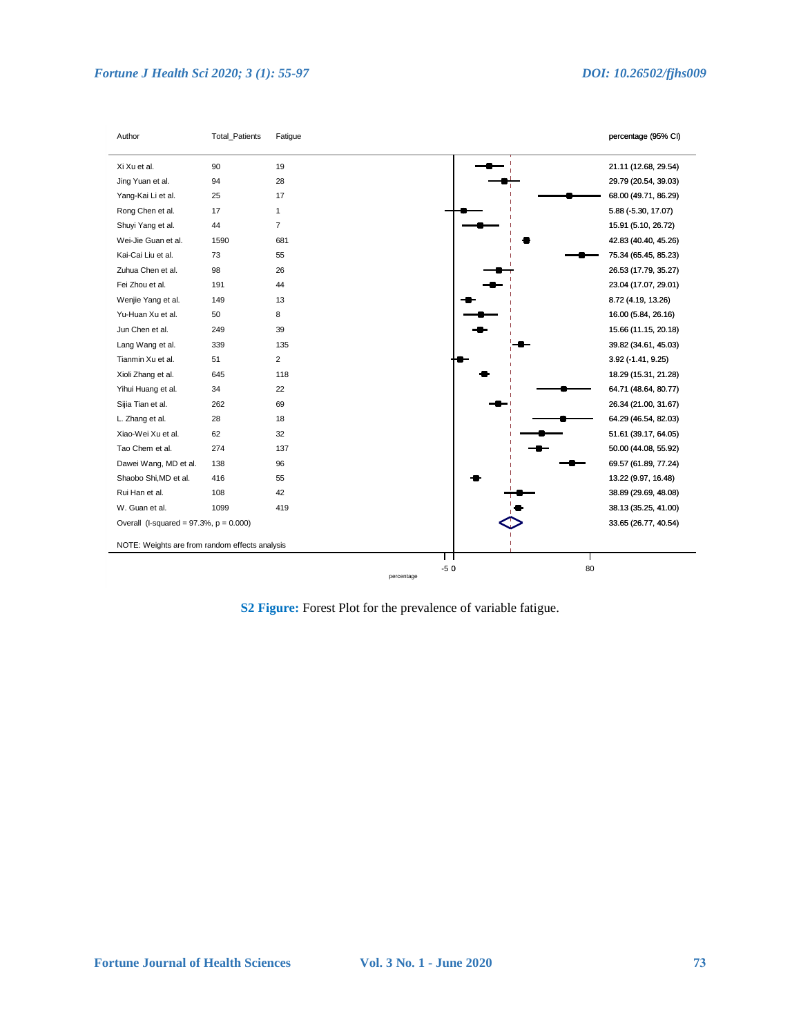| Author | Total_Patients | Fatigue | percentage (95% CI) |
|---|---|---|---|
| Xi Xu et al. | 90 | 19 | 21.11 (12.68, 29.54) |
| Jing Yuan et al. | 94 | 28 | 29.79 (20.54, 39.03) |
| Yang-Kai Li et al. | 25 | 17 | 68.00 (49.71, 86.29) |
| Rong Chen et al. | 17 | 1 | 5.88 (-5.30, 17.07) |
| Shuyi Yang et al. | 44 | 7 | 15.91 (5.10, 26.72) |
| Wei-Jie Guan et al. | 1590 | 681 | 42.83 (40.40, 45.26) |
| Kai-Cai Liu et al. | 73 | 55 | 75.34 (65.45, 85.23) |
| Zuhua Chen et al. | 98 | 26 | 26.53 (17.79, 35.27) |
| Fei Zhou et al. | 191 | 44 | 23.04 (17.07, 29.01) |
| Wenjie Yang et al. | 149 | 13 | 8.72 (4.19, 13.26) |
| Yu-Huan Xu et al. | 50 | 8 | 16.00 (5.84, 26.16) |
| Jun Chen et al. | 249 | 39 | 15.66 (11.15, 20.18) |
| Lang Wang et al. | 339 | 135 | 39.82 (34.61, 45.03) |
| Tianmin Xu et al. | 51 | 2 | 3.92 (-1.41, 9.25) |
| Xioli Zhang et al. | 645 | 118 | 18.29 (15.31, 21.28) |
| Yihui Huang et al. | 34 | 22 | 64.71 (48.64, 80.77) |
| Sijia Tian et al. | 262 | 69 | 26.34 (21.00, 31.67) |
| L. Zhang et al. | 28 | 18 | 64.29 (46.54, 82.03) |
| Xiao-Wei Xu et al. | 62 | 32 | 51.61 (39.17, 64.05) |
| Tao Chem et al. | 274 | 137 | 50.00 (44.08, 55.92) |
| Dawei Wang, MD et al. | 138 | 96 | 69.57 (61.89, 77.24) |
| Shaobo Shi,MD et al. | 416 | 55 | 13.22 (9.97, 16.48) |
| Rui Han et al. | 108 | 42 | 38.89 (29.69, 48.08) |
| W. Guan et al. | 1099 | 419 | 38.13 (35.25, 41.00) |
| Overall (I-squared = 97.3%, p = 0.000) | | | 33.65 (26.77, 40.54) |

NOTE: Weights are from random effects analysis

**S2 Figure:** Forest Plot for the prevalence of variable fatigue.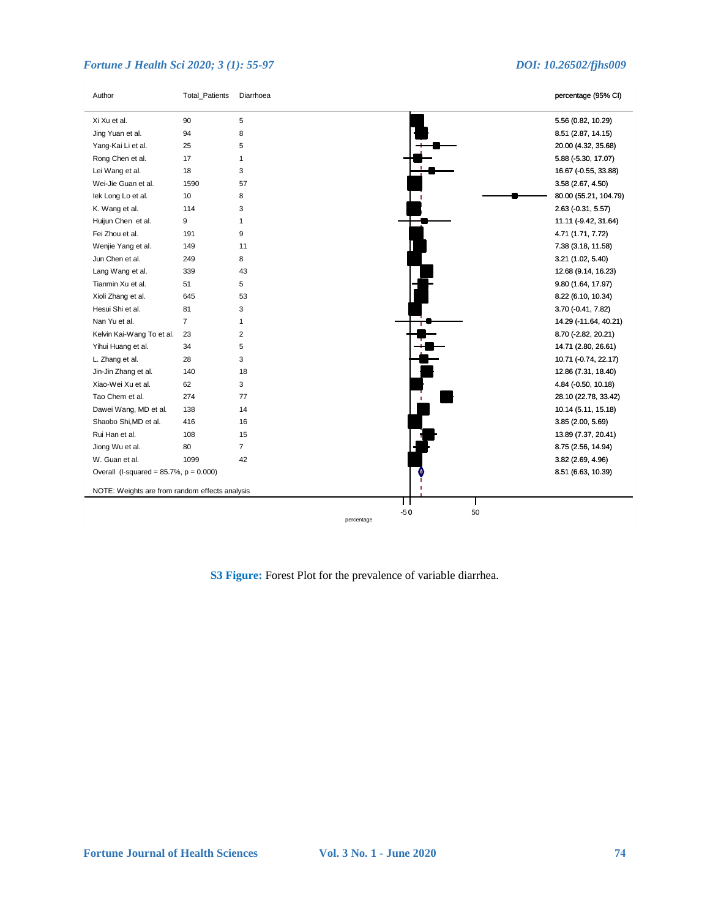| Author | Total_Patients | Diarrhoea | percentage (95% CI) |
|---|---|---|---|
| Xi Xu et al. | 90 | 5 | 5.56 (0.82, 10.29) |
| Jing Yuan et al. | 94 | 8 | 8.51 (2.87, 14.15) |
| Yang-Kai Li et al. | 25 | 5 | 20.00 (4.32, 35.68) |
| Rong Chen et al. | 17 | 1 | 5.88 (-5.30, 17.07) |
| Lei Wang et al. | 18 | 3 | 16.67 (-0.55, 33.88) |
| Wei-Jie Guan et al. | 1590 | 57 | 3.58 (2.67, 4.50) |
| Iek Long Lo et al. | 10 | 8 | 80.00 (55.21, 104.79) |
| K. Wang et al. | 114 | 3 | 2.63 (-0.31, 5.57) |
| Huijun Chen et al. | 9 | 1 | 11.11 (-9.42, 31.64) |
| Fei Zhou et al. | 191 | 9 | 4.71 (1.71, 7.72) |
| Wenjie Yang et al. | 149 | 11 | 7.38 (3.18, 11.58) |
| Jun Chen et al. | 249 | 8 | 3.21 (1.02, 5.40) |
| Lang Wang et al. | 339 | 43 | 12.68 (9.14, 16.23) |
| Tianmin Xu et al. | 51 | 5 | 9.80 (1.64, 17.97) |
| Xioli Zhang et al. | 645 | 53 | 8.22 (6.10, 10.34) |
| Hesui Shi et al. | 81 | 3 | 3.70 (-0.41, 7.82) |
| Nan Yu et al. | 7 | 1 | 14.29 (-11.64, 40.21) |
| Kelvin Kai-Wang To et al. | 23 | 2 | 8.70 (-2.82, 20.21) |
| Yihui Huang et al. | 34 | 5 | 14.71 (2.80, 26.61) |
| L. Zhang et al. | 28 | 3 | 10.71 (-0.74, 22.17) |
| Jin-Jin Zhang et al. | 140 | 18 | 12.86 (7.31, 18.40) |
| Xiao-Wei Xu et al. | 62 | 3 | 4.84 (-0.50, 10.18) |
| Tao Chem et al. | 274 | 77 | 28.10 (22.78, 33.42) |
| Dawei Wang, MD et al. | 138 | 14 | 10.14 (5.11, 15.18) |
| Shaobo Shi,MD et al. | 416 | 16 | 3.85 (2.00, 5.69) |
| Rui Han et al. | 108 | 15 | 13.89 (7.37, 20.41) |
| Jiong Wu et al. | 80 | 7 | 8.75 (2.56, 14.94) |
| W. Guan et al. | 1099 | 42 | 3.82 (2.69, 4.96) |
| Overall (I-squared = 85.7%, p = 0.000) | | | 8.51 (6.63, 10.39) |

NOTE: Weights are from random effects analysis

-50 0 50

percentage

**S3 Figure:** Forest Plot for the prevalence of variable diarrhea.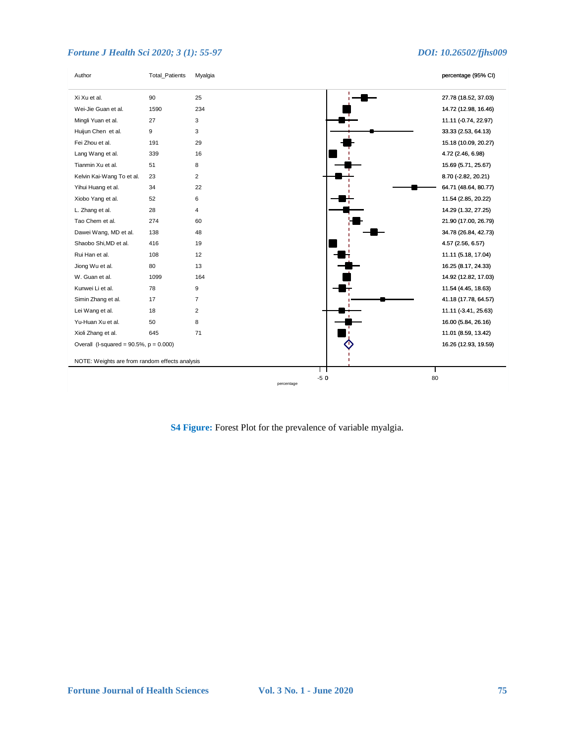| Author | Total_Patients | Myalgia | percentage (95% CI) |
|---|---|---|---|
| Xi Xu et al. | 90 | 25 | 27.78 (18.52, 37.03) |
| Wei-Jie Guan et al. | 1590 | 234 | 14.72 (12.98, 16.46) |
| Mingli Yuan et al. | 27 | 3 | 11.11 (-0.74, 22.97) |
| Huijun Chen et al. | 9 | 3 | 33.33 (2.53, 64.13) |
| Fei Zhou et al. | 191 | 29 | 15.18 (10.09, 20.27) |
| Lang Wang et al. | 339 | 16 | 4.72 (2.46, 6.98) |
| Tianmin Xu et al. | 51 | 8 | 15.69 (5.71, 25.67) |
| Kelvin Kai-Wang To et al. | 23 | 2 | 8.70 (-2.82, 20.21) |
| Yihui Huang et al. | 34 | 22 | 64.71 (48.64, 80.77) |
| Xiobo Yang et al. | 52 | 6 | 11.54 (2.85, 20.22) |
| L. Zhang et al. | 28 | 4 | 14.29 (1.32, 27.25) |
| Tao Chem et al. | 274 | 60 | 21.90 (17.00, 26.79) |
| Dawei Wang, MD et al. | 138 | 48 | 34.78 (26.84, 42.73) |
| Shaobo Shi,MD et al. | 416 | 19 | 4.57 (2.56, 6.57) |
| Rui Han et al. | 108 | 12 | 11.11 (5.18, 17.04) |
| Jiong Wu et al. | 80 | 13 | 16.25 (8.17, 24.33) |
| W. Guan et al. | 1099 | 164 | 14.92 (12.82, 17.03) |
| Kunwei Li et al. | 78 | 9 | 11.54 (4.45, 18.63) |
| Simin Zhang et al. | 17 | 7 | 41.18 (17.78, 64.57) |
| Lei Wang et al. | 18 | 2 | 11.11 (-3.41, 25.63) |
| Yu-Huan Xu et al. | 50 | 8 | 16.00 (5.84, 26.16) |
| Xioli Zhang et al. | 645 | 71 | 11.01 (8.59, 13.42) |
| Overall (I-squared = 90.5%, p = 0.000) | | | 16.26 (12.93, 19.59) |

NOTE: Weights are from random effects analysis

-5 0 80

percentage

**S4 Figure:** Forest Plot for the prevalence of variable myalgia.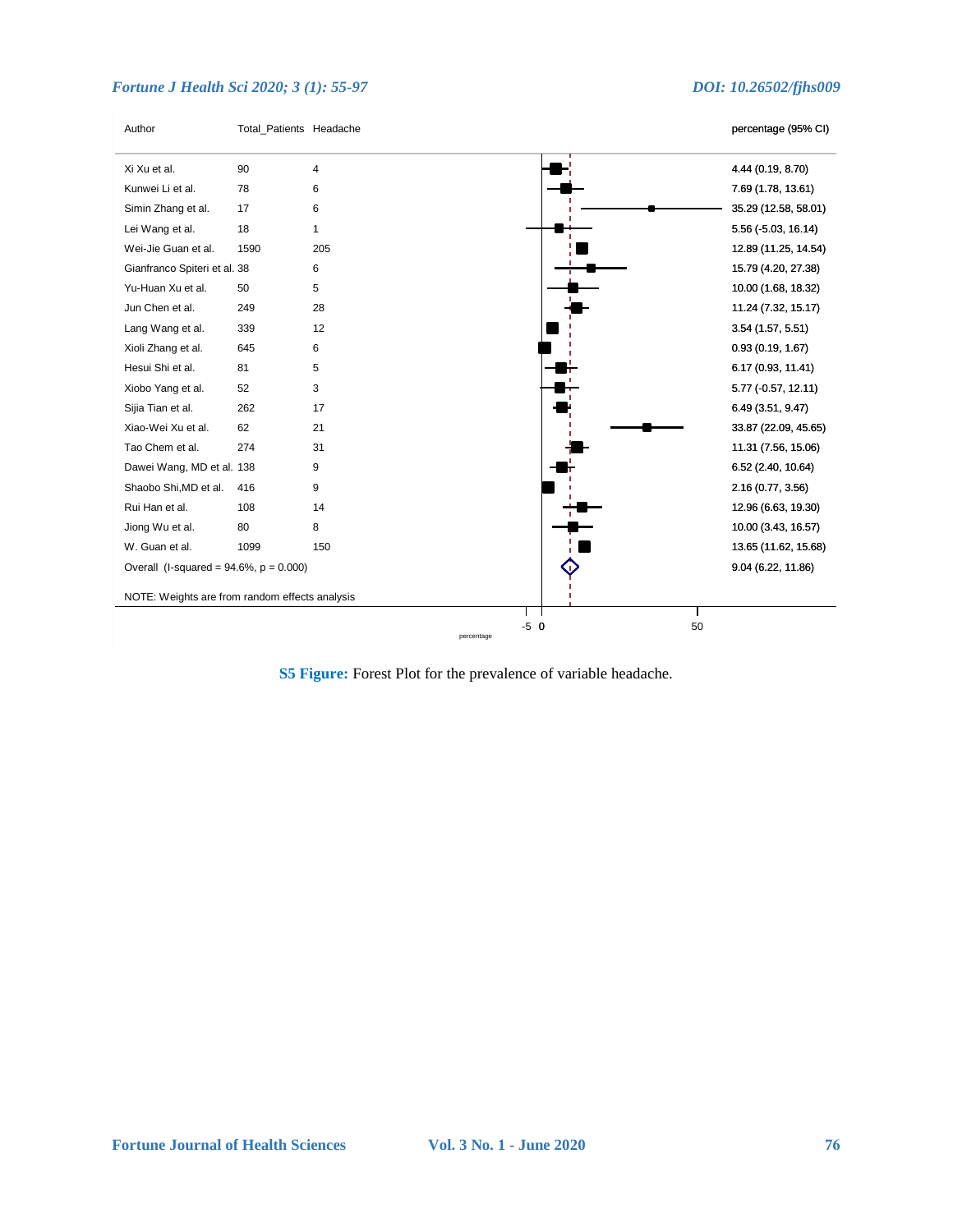| Author | Total_Patients | Headache | percentage (95% CI) |
| --- | --- | --- | --- |
| Xi Xu et al. | 90 | 4 | 4.44 (0.19, 8.70) |
| Kunwei Li et al. | 78 | 6 | 7.69 (1.78, 13.61) |
| Simin Zhang et al. | 17 | 6 | 35.29 (12.58, 58.01) |
| Lei Wang et al. | 18 | 1 | 5.56 (-5.03, 16.14) |
| Wei-Jie Guan et al. | 1590 | 205 | 12.89 (11.25, 14.54) |
| Gianfranco Spiteri et al. | 38 | 6 | 15.79 (4.20, 27.38) |
| Yu-Huan Xu et al. | 50 | 5 | 10.00 (1.68, 18.32) |
| Jun Chen et al. | 249 | 28 | 11.24 (7.32, 15.17) |
| Lang Wang et al. | 339 | 12 | 3.54 (1.57, 5.51) |
| Xioli Zhang et al. | 645 | 6 | 0.93 (0.19, 1.67) |
| Hesui Shi et al. | 81 | 5 | 6.17 (0.93, 11.41) |
| Xiobo Yang et al. | 52 | 3 | 5.77 (-0.57, 12.11) |
| Sijia Tian et al. | 262 | 17 | 6.49 (3.51, 9.47) |
| Xiao-Wei Xu et al. | 62 | 21 | 33.87 (22.09, 45.65) |
| Tao Chem et al. | 274 | 31 | 11.31 (7.56, 15.06) |
| Dawei Wang, MD et al. | 138 | 9 | 6.52 (2.40, 10.64) |
| Shaobo Shi,MD et al. | 416 | 9 | 2.16 (0.77, 3.56) |
| Rui Han et al. | 108 | 14 | 12.96 (6.63, 19.30) |
| Jiong Wu et al. | 80 | 8 | 10.00 (3.43, 16.57) |
| W. Guan et al. | 1099 | 150 | 13.65 (11.62, 15.68) |
| Overall (I-squared = 94.6%, p = 0.000) | | | 9.04 (6.22, 11.86) |

NOTE: Weights are from random effects analysis

**S5 Figure:** Forest Plot for the prevalence of variable headache.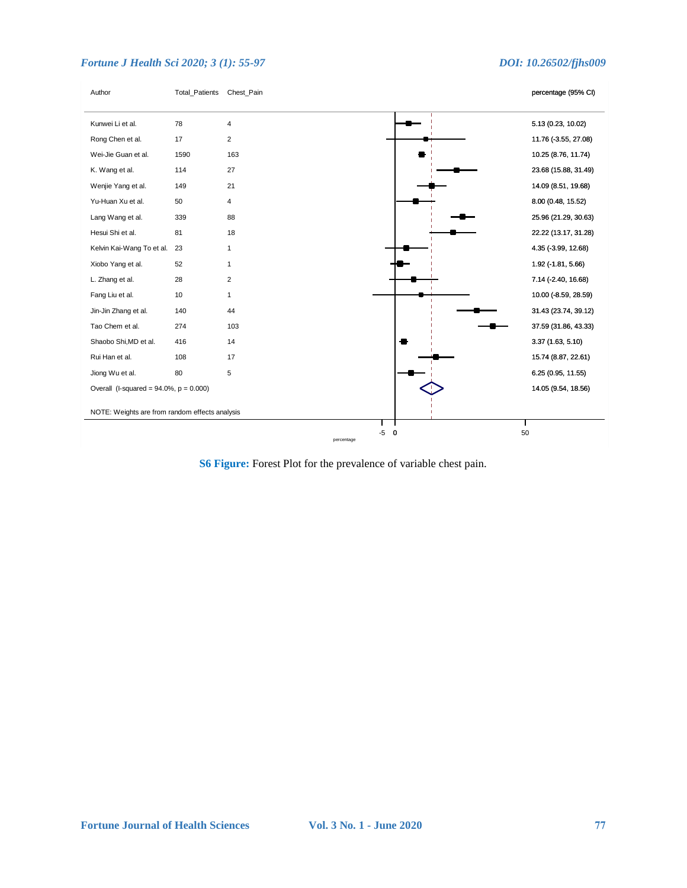| Author | Total_Patients | Chest_Pain | percentage (95% CI) |
| --- | --- | --- | --- |
| Kunwei Li et al. | 78 | 4 | 5.13 (0.23, 10.02) |
| Rong Chen et al. | 17 | 2 | 11.76 (-3.55, 27.08) |
| Wei-Jie Guan et al. | 1590 | 163 | 10.25 (8.76, 11.74) |
| K. Wang et al. | 114 | 27 | 23.68 (15.88, 31.49) |
| Wenjie Yang et al. | 149 | 21 | 14.09 (8.51, 19.68) |
| Yu-Huan Xu et al. | 50 | 4 | 8.00 (0.48, 15.52) |
| Lang Wang et al. | 339 | 88 | 25.96 (21.29, 30.63) |
| Hesui Shi et al. | 81 | 18 | 22.22 (13.17, 31.28) |
| Kelvin Kai-Wang To et al. | 23 | 1 | 4.35 (-3.99, 12.68) |
| Xiobo Yang et al. | 52 | 1 | 1.92 (-1.81, 5.66) |
| L. Zhang et al. | 28 | 2 | 7.14 (-2.40, 16.68) |
| Fang Liu et al. | 10 | 1 | 10.00 (-8.59, 28.59) |
| Jin-Jin Zhang et al. | 140 | 44 | 31.43 (23.74, 39.12) |
| Tao Chem et al. | 274 | 103 | 37.59 (31.86, 43.33) |
| Shaobo Shi,MD et al. | 416 | 14 | 3.37 (1.63, 5.10) |
| Rui Han et al. | 108 | 17 | 15.74 (8.87, 22.61) |
| Jiong Wu et al. | 80 | 5 | 6.25 (0.95, 11.55) |
| Overall (I-squared = 94.0%, p = 0.000) | | | 14.05 (9.54, 18.56) |

NOTE: Weights are from random effects analysis

**S6 Figure:** Forest Plot for the prevalence of variable chest pain.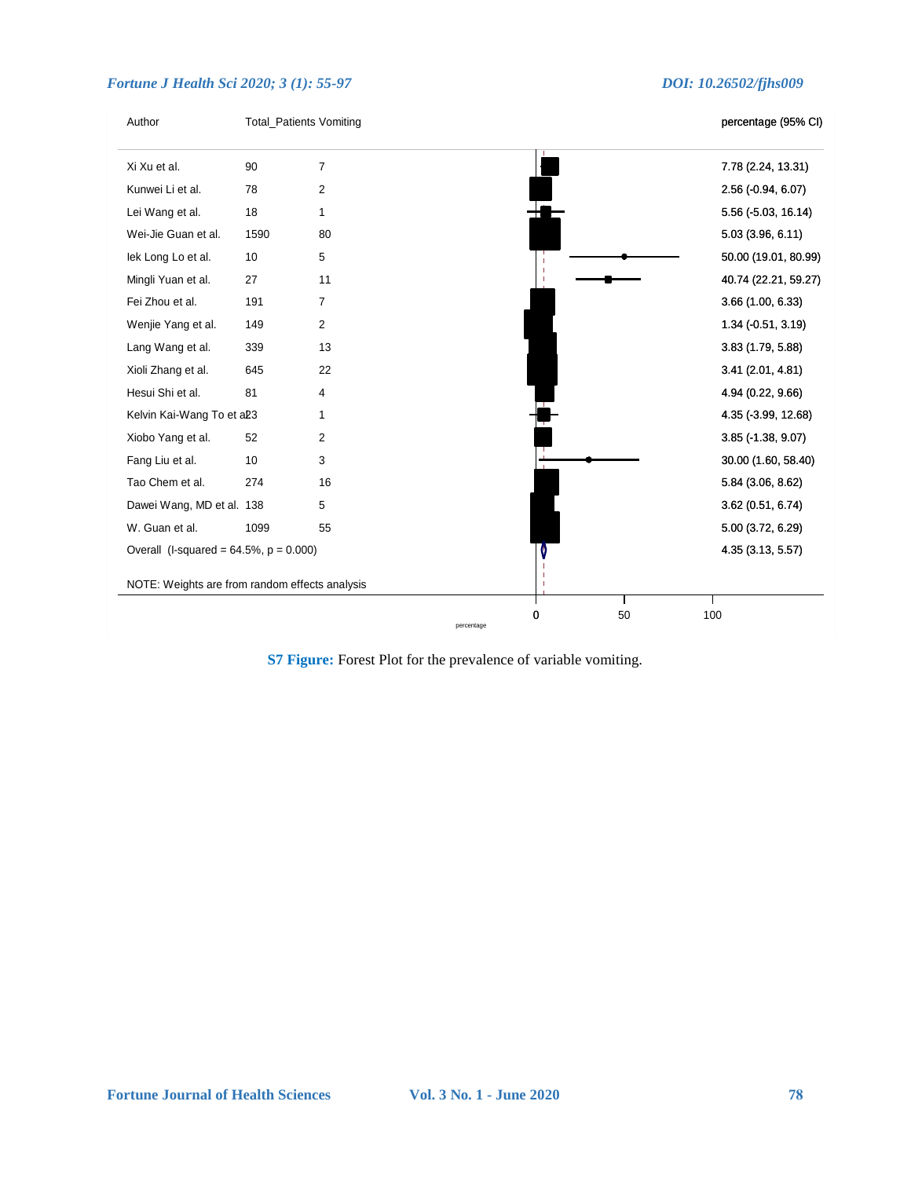| Author | Total_Patients | Vomiting | percentage (95% CI) |
| --- | --- | --- | --- |
| Xi Xu et al. | 90 | 7 | 7.78 (2.24, 13.31) |
| Kunwei Li et al. | 78 | 2 | 2.56 (-0.94, 6.07) |
| Lei Wang et al. | 18 | 1 | 5.56 (-5.03, 16.14) |
| Wei-Jie Guan et al. | 1590 | 80 | 5.03 (3.96, 6.11) |
| Iek Long Lo et al. | 10 | 5 | 50.00 (19.01, 80.99) |
| Mingli Yuan et al. | 27 | 11 | 40.74 (22.21, 59.27) |
| Fei Zhou et al. | 191 | 7 | 3.66 (1.00, 6.33) |
| Wenjie Yang et al. | 149 | 2 | 1.34 (-0.51, 3.19) |
| Lang Wang et al. | 339 | 13 | 3.83 (1.79, 5.88) |
| Xioli Zhang et al. | 645 | 22 | 3.41 (2.01, 4.81) |
| Hesui Shi et al. | 81 | 4 | 4.94 (0.22, 9.66) |
| Kelvin Kai-Wang To et al. | 23 | 1 | 4.35 (-3.99, 12.68) |
| Xiobo Yang et al. | 52 | 2 | 3.85 (-1.38, 9.07) |
| Fang Liu et al. | 10 | 3 | 30.00 (1.60, 58.40) |
| Tao Chem et al. | 274 | 16 | 5.84 (3.06, 8.62) |
| Dawei Wang, MD et al. | 138 | 5 | 3.62 (0.51, 6.74) |
| W. Guan et al. | 1099 | 55 | 5.00 (3.72, 6.29) |
| Overall (I-squared = 64.5%, p = 0.000) | | | 4.35 (3.13, 5.57) |

NOTE: Weights are from random effects analysis

**S7 Figure:** Forest Plot for the prevalence of variable vomiting.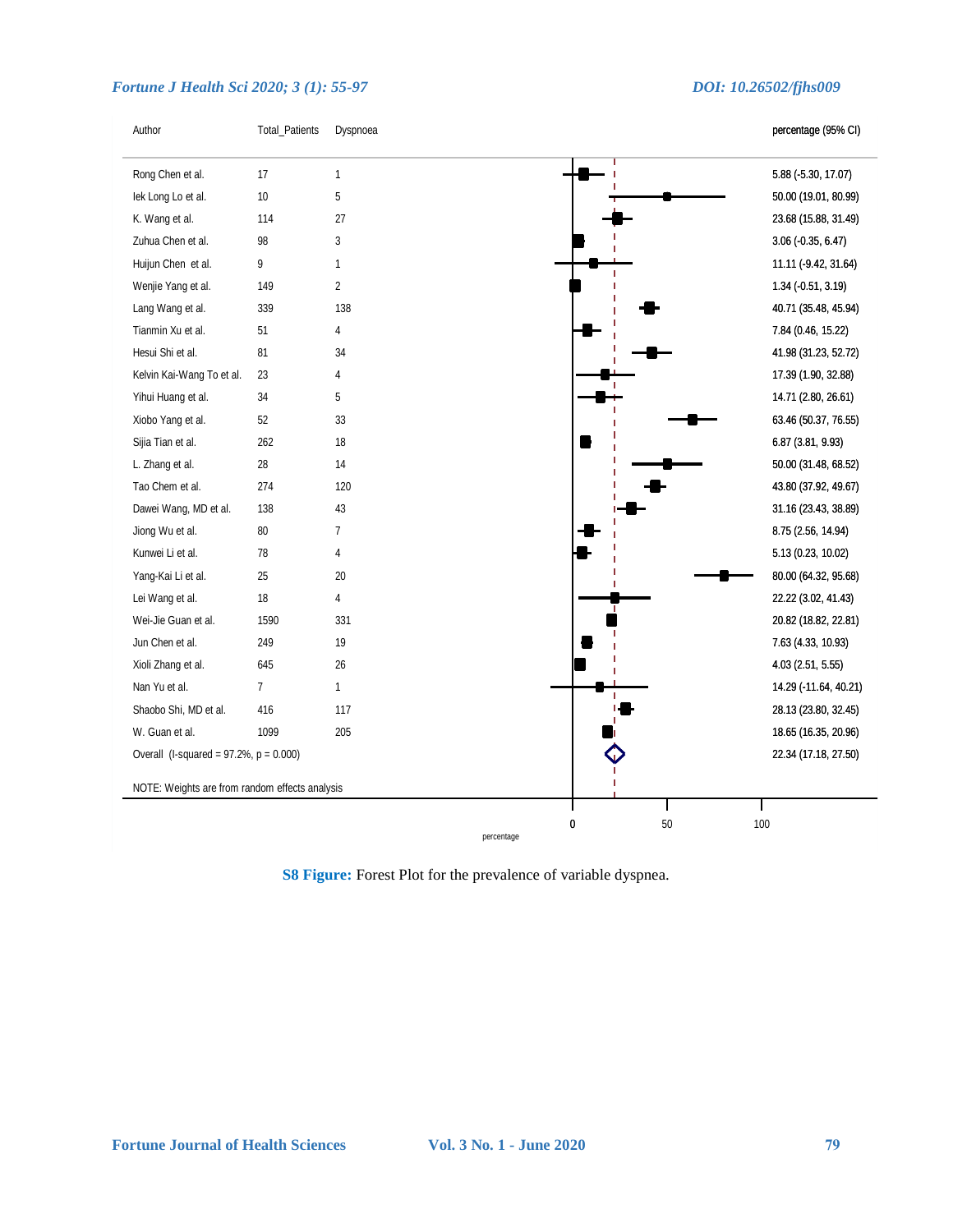| Author | Total_Patients | Dyspnoea | percentage (95% CI) |
|---|---|---|---|
| Rong Chen et al. | 17 | 1 | 5.88 (-5.30, 17.07) |
| Iek Long Lo et al. | 10 | 5 | 50.00 (19.01, 80.99) |
| K. Wang et al. | 114 | 27 | 23.68 (15.88, 31.49) |
| Zuhua Chen et al. | 98 | 3 | 3.06 (-0.35, 6.47) |
| Huijun Chen et al. | 9 | 1 | 11.11 (-9.42, 31.64) |
| Wenjie Yang et al. | 149 | 2 | 1.34 (-0.51, 3.19) |
| Lang Wang et al. | 339 | 138 | 40.71 (35.48, 45.94) |
| Tianmin Xu et al. | 51 | 4 | 7.84 (0.46, 15.22) |
| Hesui Shi et al. | 81 | 34 | 41.98 (31.23, 52.72) |
| Kelvin Kai-Wang To et al. | 23 | 4 | 17.39 (1.90, 32.88) |
| Yihui Huang et al. | 34 | 5 | 14.71 (2.80, 26.61) |
| Xiobo Yang et al. | 52 | 33 | 63.46 (50.37, 76.55) |
| Sijia Tian et al. | 262 | 18 | 6.87 (3.81, 9.93) |
| L. Zhang et al. | 28 | 14 | 50.00 (31.48, 68.52) |
| Tao Chem et al. | 274 | 120 | 43.80 (37.92, 49.67) |
| Dawei Wang, MD et al. | 138 | 43 | 31.16 (23.43, 38.89) |
| Jiong Wu et al. | 80 | 7 | 8.75 (2.56, 14.94) |
| Kunwei Li et al. | 78 | 4 | 5.13 (0.23, 10.02) |
| Yang-Kai Li et al. | 25 | 20 | 80.00 (64.32, 95.68) |
| Lei Wang et al. | 18 | 4 | 22.22 (3.02, 41.43) |
| Wei-Jie Guan et al. | 1590 | 331 | 20.82 (18.82, 22.81) |
| Jun Chen et al. | 249 | 19 | 7.63 (4.33, 10.93) |
| Xioli Zhang et al. | 645 | 26 | 4.03 (2.51, 5.55) |
| Nan Yu et al. | 7 | 1 | 14.29 (-11.64, 40.21) |
| Shaobo Shi, MD et al. | 416 | 117 | 28.13 (23.80, 32.45) |
| W. Guan et al. | 1099 | 205 | 18.65 (16.35, 20.96) |
| Overall (I-squared = 97.2%, p = 0.000) | | | 22.34 (17.18, 27.50) |

NOTE: Weights are from random effects analysis

**S8 Figure:** Forest Plot for the prevalence of variable dyspnea.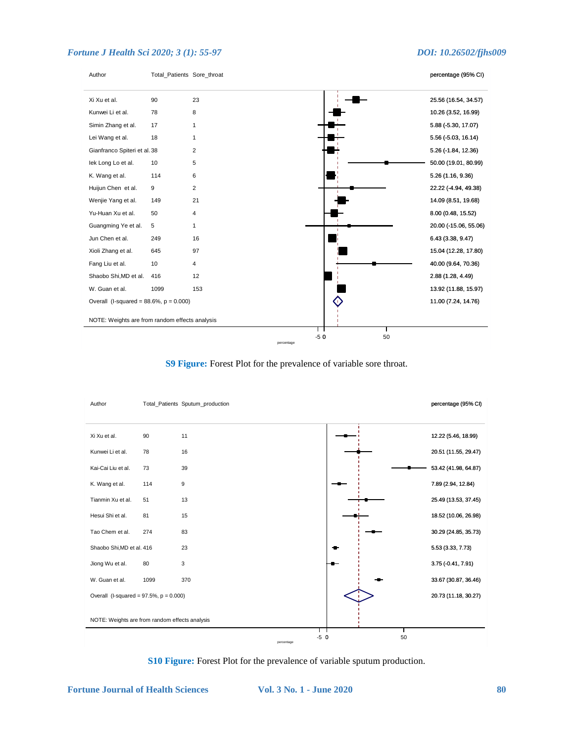| Author | Total_Patients | Sore_throat | percentage (95% CI) |
|---|---|---|---|
| Xi Xu et al. | 90 | 23 | 25.56 (16.54, 34.57) |
| Kunwei Li et al. | 78 | 8 | 10.26 (3.52, 16.99) |
| Simin Zhang et al. | 17 | 1 | 5.88 (-5.30, 17.07) |
| Lei Wang et al. | 18 | 1 | 5.56 (-5.03, 16.14) |
| Gianfranco Spiteri et al. | 38 | 2 | 5.26 (-1.84, 12.36) |
| Iek Long Lo et al. | 10 | 5 | 50.00 (19.01, 80.99) |
| K. Wang et al. | 114 | 6 | 5.26 (1.16, 9.36) |
| Huijun Chen et al. | 9 | 2 | 22.22 (-4.94, 49.38) |
| Wenjie Yang et al. | 149 | 21 | 14.09 (8.51, 19.68) |
| Yu-Huan Xu et al. | 50 | 4 | 8.00 (0.48, 15.52) |
| Guangming Ye et al. | 5 | 1 | 20.00 (-15.06, 55.06) |
| Jun Chen et al. | 249 | 16 | 6.43 (3.38, 9.47) |
| Xioli Zhang et al. | 645 | 97 | 15.04 (12.28, 17.80) |
| Fang Liu et al. | 10 | 4 | 40.00 (9.64, 70.36) |
| Shaobo Shi,MD et al. | 416 | 12 | 2.88 (1.28, 4.49) |
| W. Guan et al. | 1099 | 153 | 13.92 (11.88, 15.97) |
| Overall (I-squared = 88.6%, p = 0.000) | | | 11.00 (7.24, 14.76) |

NOTE: Weights are from random effects analysis

**S9 Figure:** Forest Plot for the prevalence of variable sore throat.

| Author | Total_Patients | Sputum_production | percentage (95% CI) |
|---|---|---|---|
| Xi Xu et al. | 90 | 11 | 12.22 (5.46, 18.99) |
| Kunwei Li et al. | 78 | 16 | 20.51 (11.55, 29.47) |
| Kai-Cai Liu et al. | 73 | 39 | 53.42 (41.98, 64.87) |
| K. Wang et al. | 114 | 9 | 7.89 (2.94, 12.84) |
| Tianmin Xu et al. | 51 | 13 | 25.49 (13.53, 37.45) |
| Hesui Shi et al. | 81 | 15 | 18.52 (10.06, 26.98) |
| Tao Chem et al. | 274 | 83 | 30.29 (24.85, 35.73) |
| Shaobo Shi,MD et al. | 416 | 23 | 5.53 (3.33, 7.73) |
| Jiong Wu et al. | 80 | 3 | 3.75 (-0.41, 7.91) |
| W. Guan et al. | 1099 | 370 | 33.67 (30.87, 36.46) |
| Overall (I-squared = 97.5%, p = 0.000) | | | 20.73 (11.18, 30.27) |

NOTE: Weights are from random effects analysis

**S10 Figure:** Forest Plot for the prevalence of variable sputum production.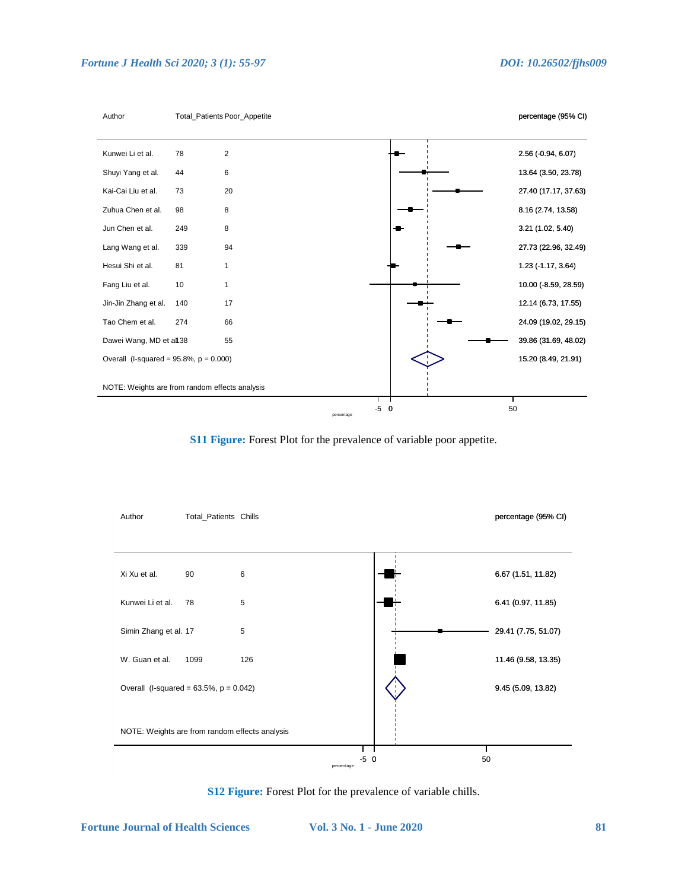| Author | Total_Patients | Poor_Appetite | percentage (95% CI) |
|---|---|---|---|
| Kunwei Li et al. | 78 | 2 | 2.56 (-0.94, 6.07) |
| Shuyi Yang et al. | 44 | 6 | 13.64 (3.50, 23.78) |
| Kai-Cai Liu et al. | 73 | 20 | 27.40 (17.17, 37.63) |
| Zuhua Chen et al. | 98 | 8 | 8.16 (2.74, 13.58) |
| Jun Chen et al. | 249 | 8 | 3.21 (1.02, 5.40) |
| Lang Wang et al. | 339 | 94 | 27.73 (22.96, 32.49) |
| Hesui Shi et al. | 81 | 1 | 1.23 (-1.17, 3.64) |
| Fang Liu et al. | 10 | 1 | 10.00 (-8.59, 28.59) |
| Jin-Jin Zhang et al. | 140 | 17 | 12.14 (6.73, 17.55) |
| Tao Chem et al. | 274 | 66 | 24.09 (19.02, 29.15) |
| Dawei Wang, MD et al. | 138 | 55 | 39.86 (31.69, 48.02) |
| Overall (I-squared = 95.8%, p = 0.000) | | | 15.20 (8.49, 21.91) |

NOTE: Weights are from random effects analysis

**S11 Figure:** Forest Plot for the prevalence of variable poor appetite.

| Author | Total_Patients | Chills | percentage (95% CI) |
|---|---|---|---|
| Xi Xu et al. | 90 | 6 | 6.67 (1.51, 11.82) |
| Kunwei Li et al. | 78 | 5 | 6.41 (0.97, 11.85) |
| Simin Zhang et al. | 17 | 5 | 29.41 (7.75, 51.07) |
| W. Guan et al. | 1099 | 126 | 11.46 (9.58, 13.35) |
| Overall (I-squared = 63.5%, p = 0.042) | | | 9.45 (5.09, 13.82) |

NOTE: Weights are from random effects analysis

**S12 Figure:** Forest Plot for the prevalence of variable chills.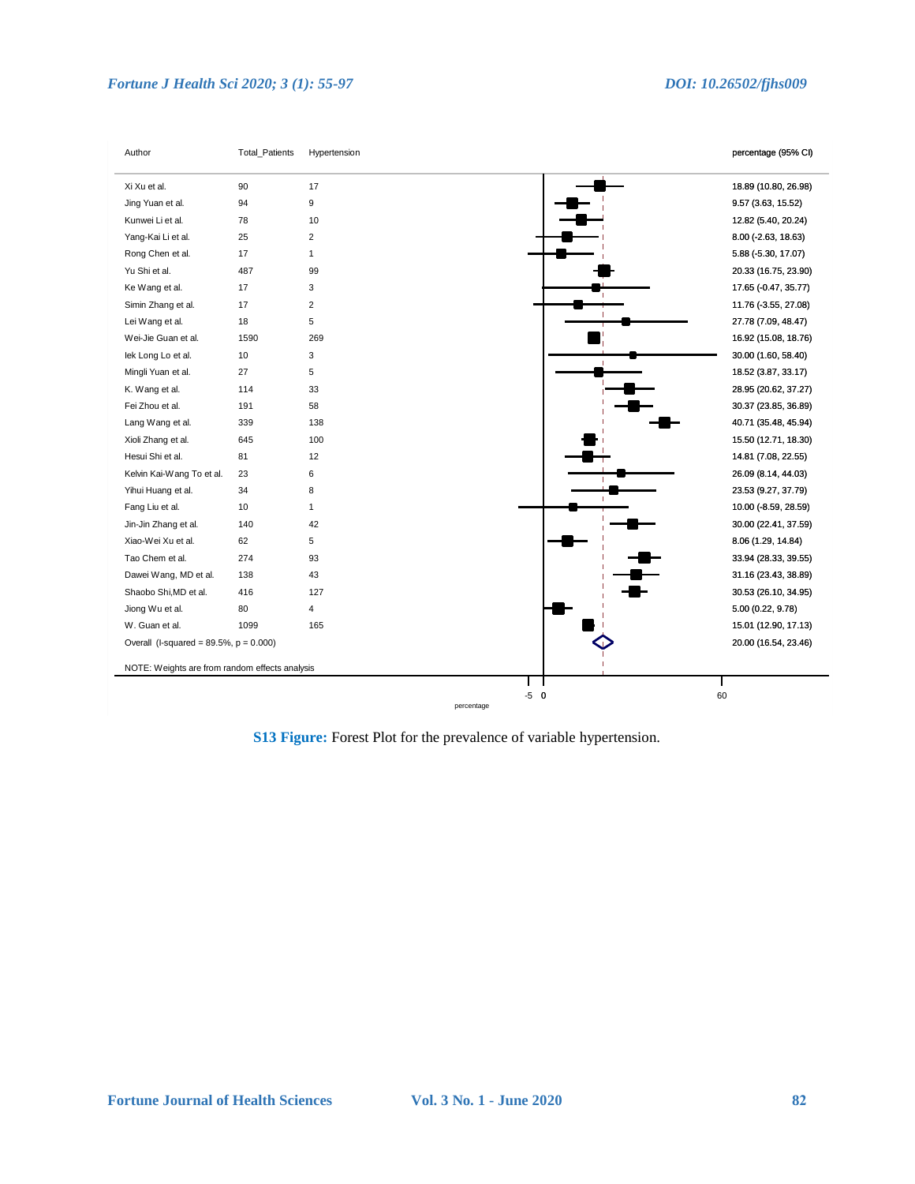| Author | Total_Patients | Hypertension | percentage (95% CI) |
|---|---|---|---|
| Xi Xu et al. | 90 | 17 | 18.89 (10.80, 26.98) |
| Jing Yuan et al. | 94 | 9 | 9.57 (3.63, 15.52) |
| Kunwei Li et al. | 78 | 10 | 12.82 (5.40, 20.24) |
| Yang-Kai Li et al. | 25 | 2 | 8.00 (-2.63, 18.63) |
| Rong Chen et al. | 17 | 1 | 5.88 (-5.30, 17.07) |
| Yu Shi et al. | 487 | 99 | 20.33 (16.75, 23.90) |
| Ke Wang et al. | 17 | 3 | 17.65 (-0.47, 35.77) |
| Simin Zhang et al. | 17 | 2 | 11.76 (-3.55, 27.08) |
| Lei Wang et al. | 18 | 5 | 27.78 (7.09, 48.47) |
| Wei-Jie Guan et al. | 1590 | 269 | 16.92 (15.08, 18.76) |
| Iek Long Lo et al. | 10 | 3 | 30.00 (1.60, 58.40) |
| Mingli Yuan et al. | 27 | 5 | 18.52 (3.87, 33.17) |
| K. Wang et al. | 114 | 33 | 28.95 (20.62, 37.27) |
| Fei Zhou et al. | 191 | 58 | 30.37 (23.85, 36.89) |
| Lang Wang et al. | 339 | 138 | 40.71 (35.48, 45.94) |
| Xioli Zhang et al. | 645 | 100 | 15.50 (12.71, 18.30) |
| Hesui Shi et al. | 81 | 12 | 14.81 (7.08, 22.55) |
| Kelvin Kai-Wang To et al. | 23 | 6 | 26.09 (8.14, 44.03) |
| Yihui Huang et al. | 34 | 8 | 23.53 (9.27, 37.79) |
| Fang Liu et al. | 10 | 1 | 10.00 (-8.59, 28.59) |
| Jin-Jin Zhang et al. | 140 | 42 | 30.00 (22.41, 37.59) |
| Xiao-Wei Xu et al. | 62 | 5 | 8.06 (1.29, 14.84) |
| Tao Chem et al. | 274 | 93 | 33.94 (28.33, 39.55) |
| Dawei Wang, MD et al. | 138 | 43 | 31.16 (23.43, 38.89) |
| Shaobo Shi,MD et al. | 416 | 127 | 30.53 (26.10, 34.95) |
| Jiong Wu et al. | 80 | 4 | 5.00 (0.22, 9.78) |
| W. Guan et al. | 1099 | 165 | 15.01 (12.90, 17.13) |
| Overall (I-squared = 89.5%, p = 0.000) | | | 20.00 (16.54, 23.46) |

NOTE: Weights are from random effects analysis

**S13 Figure:** Forest Plot for the prevalence of variable hypertension.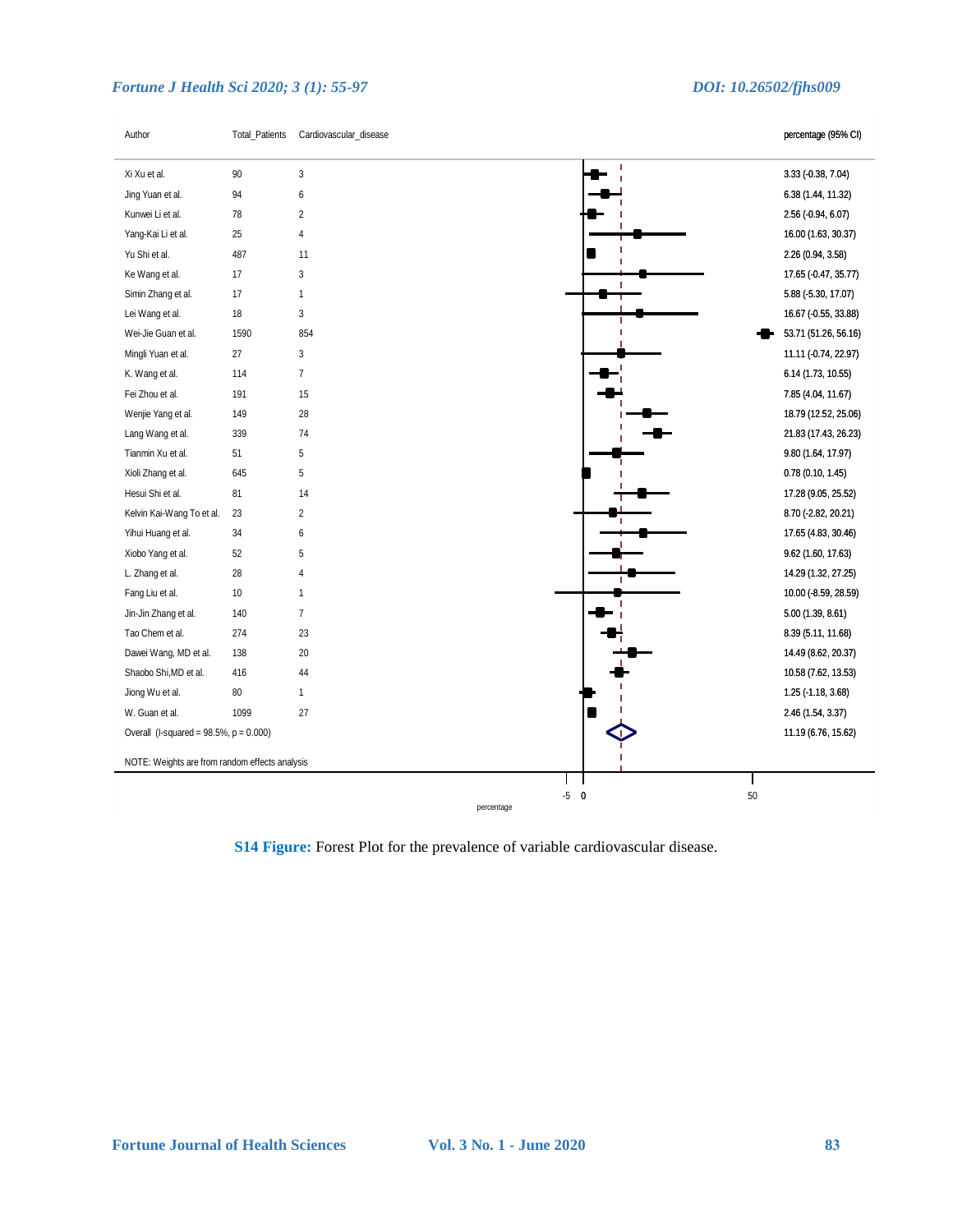| Author | Total_Patients | Cardiovascular_disease | percentage (95% CI) |
|---|---|---|---|
| Xi Xu et al. | 90 | 3 | 3.33 (-0.38, 7.04) |
| Jing Yuan et al. | 94 | 6 | 6.38 (1.44, 11.32) |
| Kunwei Li et al. | 78 | 2 | 2.56 (-0.94, 6.07) |
| Yang-Kai Li et al. | 25 | 4 | 16.00 (1.63, 30.37) |
| Yu Shi et al. | 487 | 11 | 2.26 (0.94, 3.58) |
| Ke Wang et al. | 17 | 3 | 17.65 (-0.47, 35.77) |
| Simin Zhang et al. | 17 | 1 | 5.88 (-5.30, 17.07) |
| Lei Wang et al. | 18 | 3 | 16.67 (-0.55, 33.88) |
| Wei-Jie Guan et al. | 1590 | 854 | 53.71 (51.26, 56.16) |
| Mingli Yuan et al. | 27 | 3 | 11.11 (-0.74, 22.97) |
| K. Wang et al. | 114 | 7 | 6.14 (1.73, 10.55) |
| Fei Zhou et al. | 191 | 15 | 7.85 (4.04, 11.67) |
| Wenjie Yang et al. | 149 | 28 | 18.79 (12.52, 25.06) |
| Lang Wang et al. | 339 | 74 | 21.83 (17.43, 26.23) |
| Tianmin Xu et al. | 51 | 5 | 9.80 (1.64, 17.97) |
| Xioli Zhang et al. | 645 | 5 | 0.78 (0.10, 1.45) |
| Hesui Shi et al. | 81 | 14 | 17.28 (9.05, 25.52) |
| Kelvin Kai-Wang To et al. | 23 | 2 | 8.70 (-2.82, 20.21) |
| Yihui Huang et al. | 34 | 6 | 17.65 (4.83, 30.46) |
| Xiobo Yang et al. | 52 | 5 | 9.62 (1.60, 17.63) |
| L. Zhang et al. | 28 | 4 | 14.29 (1.32, 27.25) |
| Fang Liu et al. | 10 | 1 | 10.00 (-8.59, 28.59) |
| Jin-Jin Zhang et al. | 140 | 7 | 5.00 (1.39, 8.61) |
| Tao Chem et al. | 274 | 23 | 8.39 (5.11, 11.68) |
| Dawei Wang, MD et al. | 138 | 20 | 14.49 (8.62, 20.37) |
| Shaobo Shi,MD et al. | 416 | 44 | 10.58 (7.62, 13.53) |
| Jiong Wu et al. | 80 | 1 | 1.25 (-1.18, 3.68) |
| W. Guan et al. | 1099 | 27 | 2.46 (1.54, 3.37) |
| Overall (I-squared = 98.5%, p = 0.000) | | | 11.19 (6.76, 15.62) |

NOTE: Weights are from random effects analysis

-5 0 50

percentage

**S14 Figure:** Forest Plot for the prevalence of variable cardiovascular disease.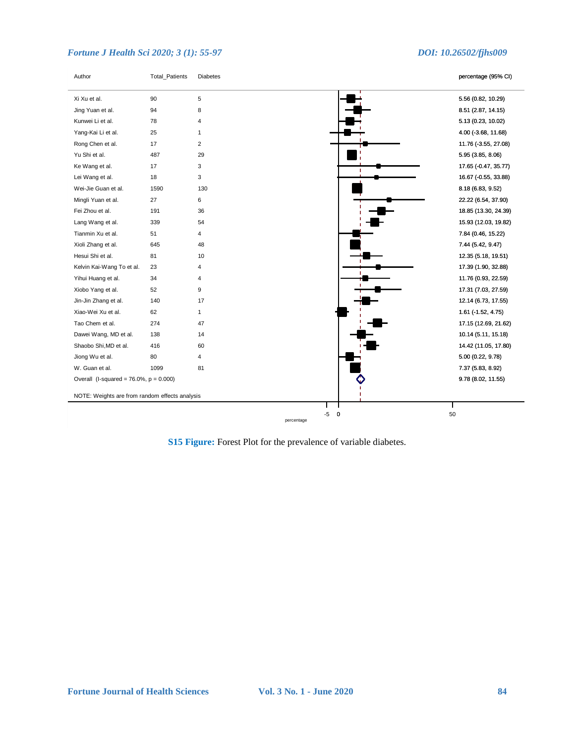| Author | Total_Patients | Diabetes | percentage (95% CI) |
|---|---|---|---|
| Xi Xu et al. | 90 | 5 | 5.56 (0.82, 10.29) |
| Jing Yuan et al. | 94 | 8 | 8.51 (2.87, 14.15) |
| Kunwei Li et al. | 78 | 4 | 5.13 (0.23, 10.02) |
| Yang-Kai Li et al. | 25 | 1 | 4.00 (-3.68, 11.68) |
| Rong Chen et al. | 17 | 2 | 11.76 (-3.55, 27.08) |
| Yu Shi et al. | 487 | 29 | 5.95 (3.85, 8.06) |
| Ke Wang et al. | 17 | 3 | 17.65 (-0.47, 35.77) |
| Lei Wang et al. | 18 | 3 | 16.67 (-0.55, 33.88) |
| Wei-Jie Guan et al. | 1590 | 130 | 8.18 (6.83, 9.52) |
| Mingli Yuan et al. | 27 | 6 | 22.22 (6.54, 37.90) |
| Fei Zhou et al. | 191 | 36 | 18.85 (13.30, 24.39) |
| Lang Wang et al. | 339 | 54 | 15.93 (12.03, 19.82) |
| Tianmin Xu et al. | 51 | 4 | 7.84 (0.46, 15.22) |
| Xioli Zhang et al. | 645 | 48 | 7.44 (5.42, 9.47) |
| Hesui Shi et al. | 81 | 10 | 12.35 (5.18, 19.51) |
| Kelvin Kai-Wang To et al. | 23 | 4 | 17.39 (1.90, 32.88) |
| Yihui Huang et al. | 34 | 4 | 11.76 (0.93, 22.59) |
| Xiobo Yang et al. | 52 | 9 | 17.31 (7.03, 27.59) |
| Jin-Jin Zhang et al. | 140 | 17 | 12.14 (6.73, 17.55) |
| Xiao-Wei Xu et al. | 62 | 1 | 1.61 (-1.52, 4.75) |
| Tao Chem et al. | 274 | 47 | 17.15 (12.69, 21.62) |
| Dawei Wang, MD et al. | 138 | 14 | 10.14 (5.11, 15.18) |
| Shaobo Shi,MD et al. | 416 | 60 | 14.42 (11.05, 17.80) |
| Jiong Wu et al. | 80 | 4 | 5.00 (0.22, 9.78) |
| W. Guan et al. | 1099 | 81 | 7.37 (5.83, 8.92) |
| Overall (I-squared = 76.0%, p = 0.000) | | | 9.78 (8.02, 11.55) |

NOTE: Weights are from random effects analysis

**S15 Figure:** Forest Plot for the prevalence of variable diabetes.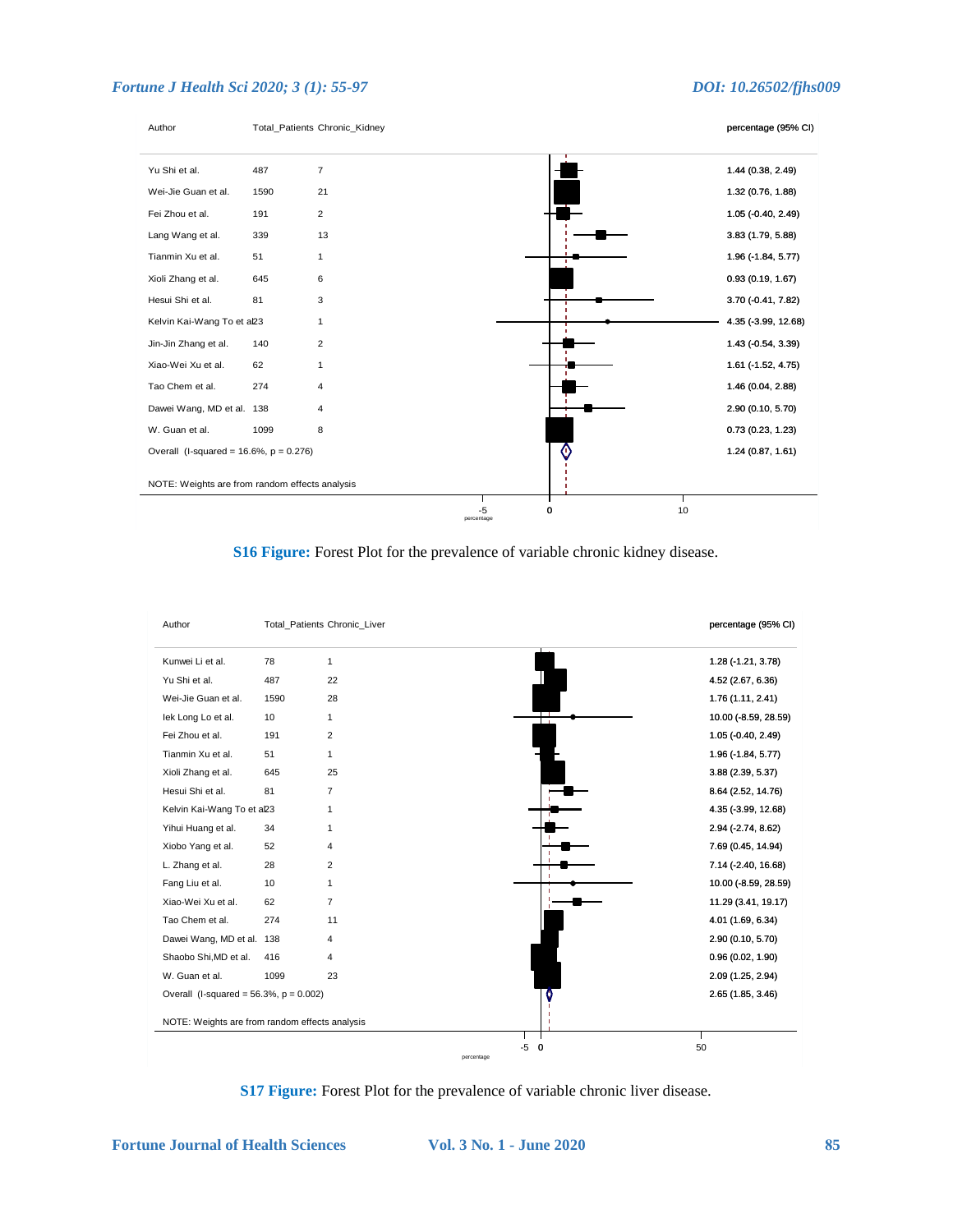| Author | Total_Patients | Chronic_Kidney | percentage (95% CI) |
|---|---|---|---|
| Yu Shi et al. | 487 | 7 | 1.44 (0.38, 2.49) |
| Wei-Jie Guan et al. | 1590 | 21 | 1.32 (0.76, 1.88) |
| Fei Zhou et al. | 191 | 2 | 1.05 (-0.40, 2.49) |
| Lang Wang et al. | 339 | 13 | 3.83 (1.79, 5.88) |
| Tianmin Xu et al. | 51 | 1 | 1.96 (-1.84, 5.77) |
| Xioli Zhang et al. | 645 | 6 | 0.93 (0.19, 1.67) |
| Hesui Shi et al. | 81 | 3 | 3.70 (-0.41, 7.82) |
| Kelvin Kai-Wang To et al. | 23 | 1 | 4.35 (-3.99, 12.68) |
| Jin-Jin Zhang et al. | 140 | 2 | 1.43 (-0.54, 3.39) |
| Xiao-Wei Xu et al. | 62 | 1 | 1.61 (-1.52, 4.75) |
| Tao Chem et al. | 274 | 4 | 1.46 (0.04, 2.88) |
| Dawei Wang, MD et al. | 138 | 4 | 2.90 (0.10, 5.70) |
| W. Guan et al. | 1099 | 8 | 0.73 (0.23, 1.23) |
| Overall (I-squared = 16.6%, p = 0.276) | | | 1.24 (0.87, 1.61) |

NOTE: Weights are from random effects analysis

**S16 Figure:** Forest Plot for the prevalence of variable chronic kidney disease.

| Author | Total_Patients | Chronic_Liver | percentage (95% CI) |
|---|---|---|---|
| Kunwei Li et al. | 78 | 1 | 1.28 (-1.21, 3.78) |
| Yu Shi et al. | 487 | 22 | 4.52 (2.67, 6.36) |
| Wei-Jie Guan et al. | 1590 | 28 | 1.76 (1.11, 2.41) |
| Iek Long Lo et al. | 10 | 1 | 10.00 (-8.59, 28.59) |
| Fei Zhou et al. | 191 | 2 | 1.05 (-0.40, 2.49) |
| Tianmin Xu et al. | 51 | 1 | 1.96 (-1.84, 5.77) |
| Xioli Zhang et al. | 645 | 25 | 3.88 (2.39, 5.37) |
| Hesui Shi et al. | 81 | 7 | 8.64 (2.52, 14.76) |
| Kelvin Kai-Wang To et al. | 23 | 1 | 4.35 (-3.99, 12.68) |
| Yihui Huang et al. | 34 | 1 | 2.94 (-2.74, 8.62) |
| Xiobo Yang et al. | 52 | 4 | 7.69 (0.45, 14.94) |
| L. Zhang et al. | 28 | 2 | 7.14 (-2.40, 16.68) |
| Fang Liu et al. | 10 | 1 | 10.00 (-8.59, 28.59) |
| Xiao-Wei Xu et al. | 62 | 7 | 11.29 (3.41, 19.17) |
| Tao Chem et al. | 274 | 11 | 4.01 (1.69, 6.34) |
| Dawei Wang, MD et al. | 138 | 4 | 2.90 (0.10, 5.70) |
| Shaobo Shi,MD et al. | 416 | 4 | 0.96 (0.02, 1.90) |
| W. Guan et al. | 1099 | 23 | 2.09 (1.25, 2.94) |
| Overall (I-squared = 56.3%, p = 0.002) | | | 2.65 (1.85, 3.46) |

NOTE: Weights are from random effects analysis

**S17 Figure:** Forest Plot for the prevalence of variable chronic liver disease.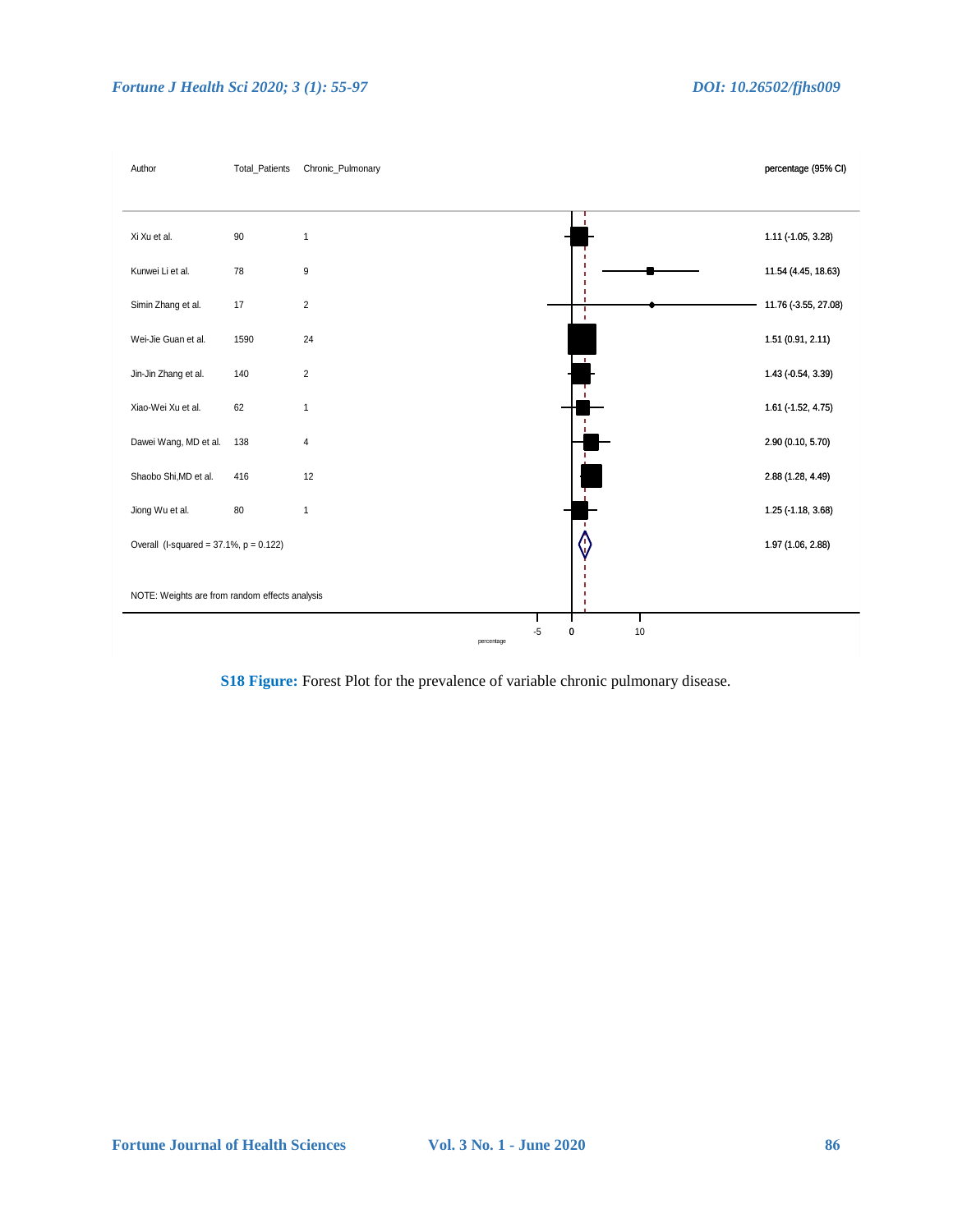| Author | Total_Patients | Chronic_Pulmonary | percentage (95% CI) |
|---|---|---|---|
| Xi Xu et al. | 90 | 1 | 1.11 (-1.05, 3.28) |
| Kunwei Li et al. | 78 | 9 | 11.54 (4.45, 18.63) |
| Simin Zhang et al. | 17 | 2 | 11.76 (-3.55, 27.08) |
| Wei-Jie Guan et al. | 1590 | 24 | 1.51 (0.91, 2.11) |
| Jin-Jin Zhang et al. | 140 | 2 | 1.43 (-0.54, 3.39) |
| Xiao-Wei Xu et al. | 62 | 1 | 1.61 (-1.52, 4.75) |
| Dawei Wang, MD et al. | 138 | 4 | 2.90 (0.10, 5.70) |
| Shaobo Shi,MD et al. | 416 | 12 | 2.88 (1.28, 4.49) |
| Jiong Wu et al. | 80 | 1 | 1.25 (-1.18, 3.68) |
| Overall (I-squared = 37.1%, p = 0.122) | | | 1.97 (1.06, 2.88) |

NOTE: Weights are from random effects analysis

**S18 Figure:** Forest Plot for the prevalence of variable chronic pulmonary disease.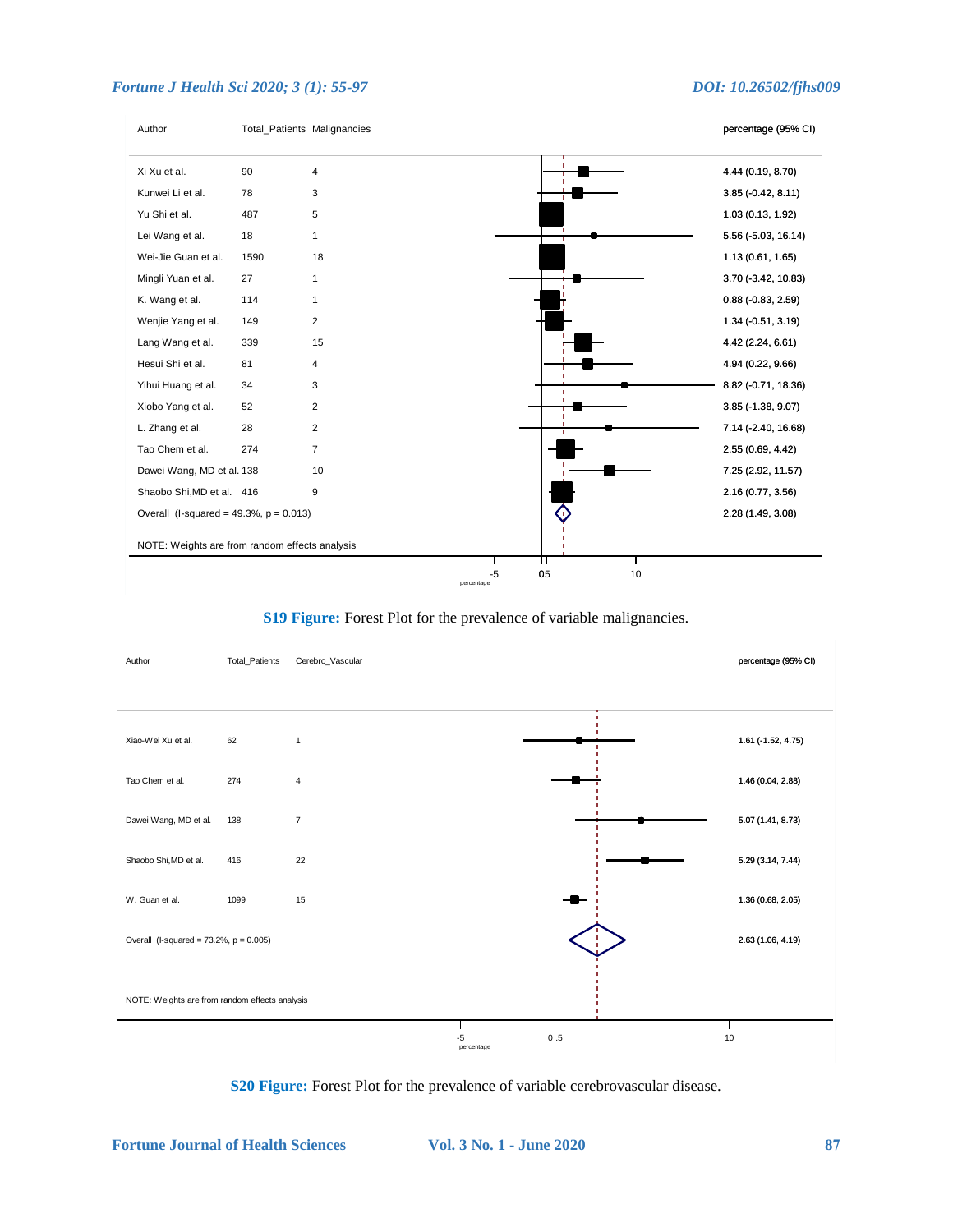| Author | Total_Patients | Malignancies | percentage (95% CI) |
| --- | --- | --- | --- |
| Xi Xu et al. | 90 | 4 | 4.44 (0.19, 8.70) |
| Kunwei Li et al. | 78 | 3 | 3.85 (-0.42, 8.11) |
| Yu Shi et al. | 487 | 5 | 1.03 (0.13, 1.92) |
| Lei Wang et al. | 18 | 1 | 5.56 (-5.03, 16.14) |
| Wei-Jie Guan et al. | 1590 | 18 | 1.13 (0.61, 1.65) |
| Mingli Yuan et al. | 27 | 1 | 3.70 (-3.42, 10.83) |
| K. Wang et al. | 114 | 1 | 0.88 (-0.83, 2.59) |
| Wenjie Yang et al. | 149 | 2 | 1.34 (-0.51, 3.19) |
| Lang Wang et al. | 339 | 15 | 4.42 (2.24, 6.61) |
| Hesui Shi et al. | 81 | 4 | 4.94 (0.22, 9.66) |
| Yihui Huang et al. | 34 | 3 | 8.82 (-0.71, 18.36) |
| Xiobo Yang et al. | 52 | 2 | 3.85 (-1.38, 9.07) |
| L. Zhang et al. | 28 | 2 | 7.14 (-2.40, 16.68) |
| Tao Chem et al. | 274 | 7 | 2.55 (0.69, 4.42) |
| Dawei Wang, MD et al. | 138 | 10 | 7.25 (2.92, 11.57) |
| Shaobo Shi,MD et al. | 416 | 9 | 2.16 (0.77, 3.56) |
| Overall (I-squared = 49.3%, p = 0.013) | | | 2.28 (1.49, 3.08) |

NOTE: Weights are from random effects analysis

**S19 Figure:** Forest Plot for the prevalence of variable malignancies.

| Author | Total_Patients | Cerebro_Vascular | percentage (95% CI) |
| --- | --- | --- | --- |
| Xiao-Wei Xu et al. | 62 | 1 | 1.61 (-1.52, 4.75) |
| Tao Chem et al. | 274 | 4 | 1.46 (0.04, 2.88) |
| Dawei Wang, MD et al. | 138 | 7 | 5.07 (1.41, 8.73) |
| Shaobo Shi,MD et al. | 416 | 22 | 5.29 (3.14, 7.44) |
| W. Guan et al. | 1099 | 15 | 1.36 (0.68, 2.05) |
| Overall (I-squared = 73.2%, p = 0.005) | | | 2.63 (1.06, 4.19) |

NOTE: Weights are from random effects analysis

**S20 Figure:** Forest Plot for the prevalence of variable cerebrovascular disease.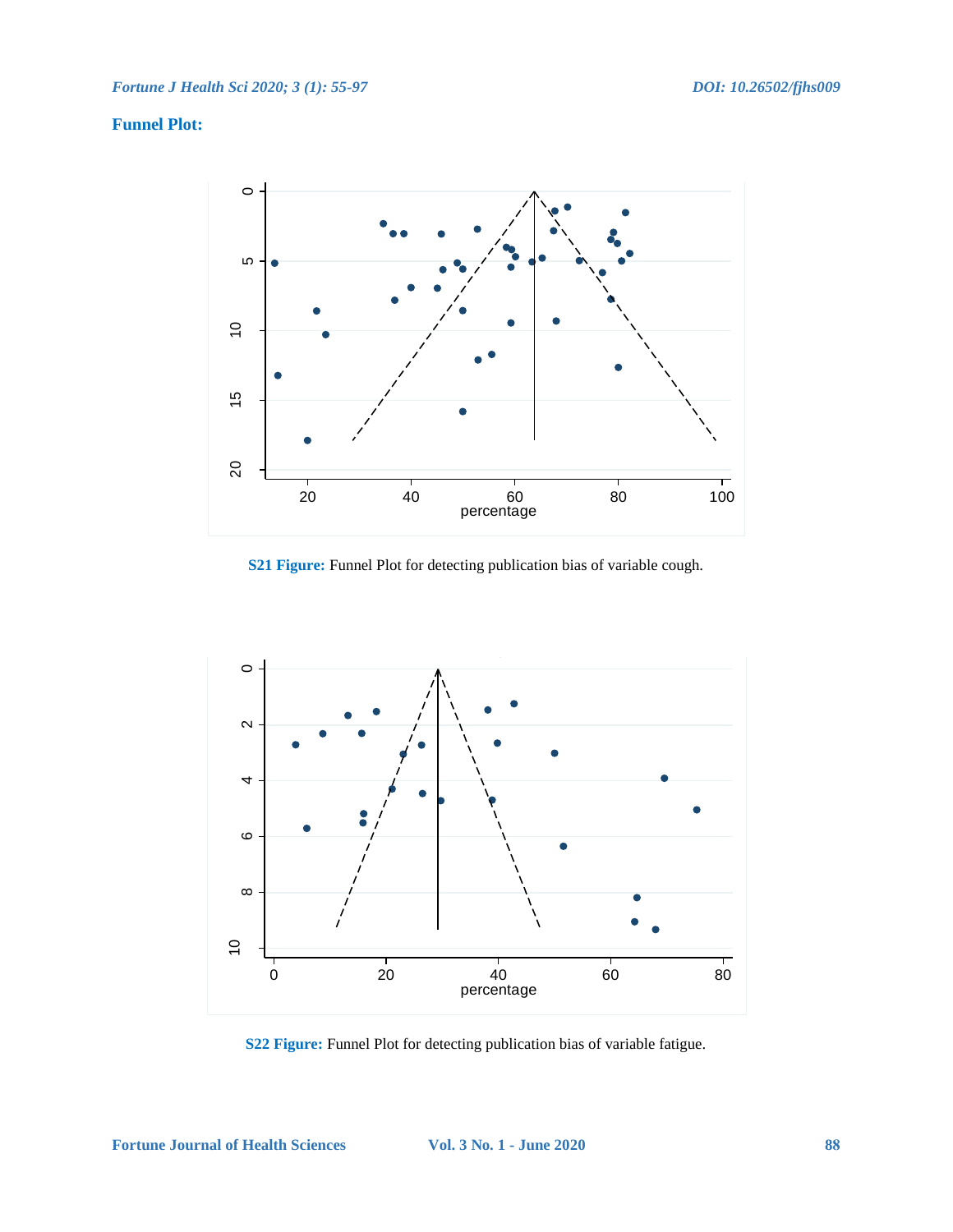## Funnel Plot:

**S21 Figure:** Funnel Plot for detecting publication bias of variable cough.

**S22 Figure:** Funnel Plot for detecting publication bias of variable fatigue.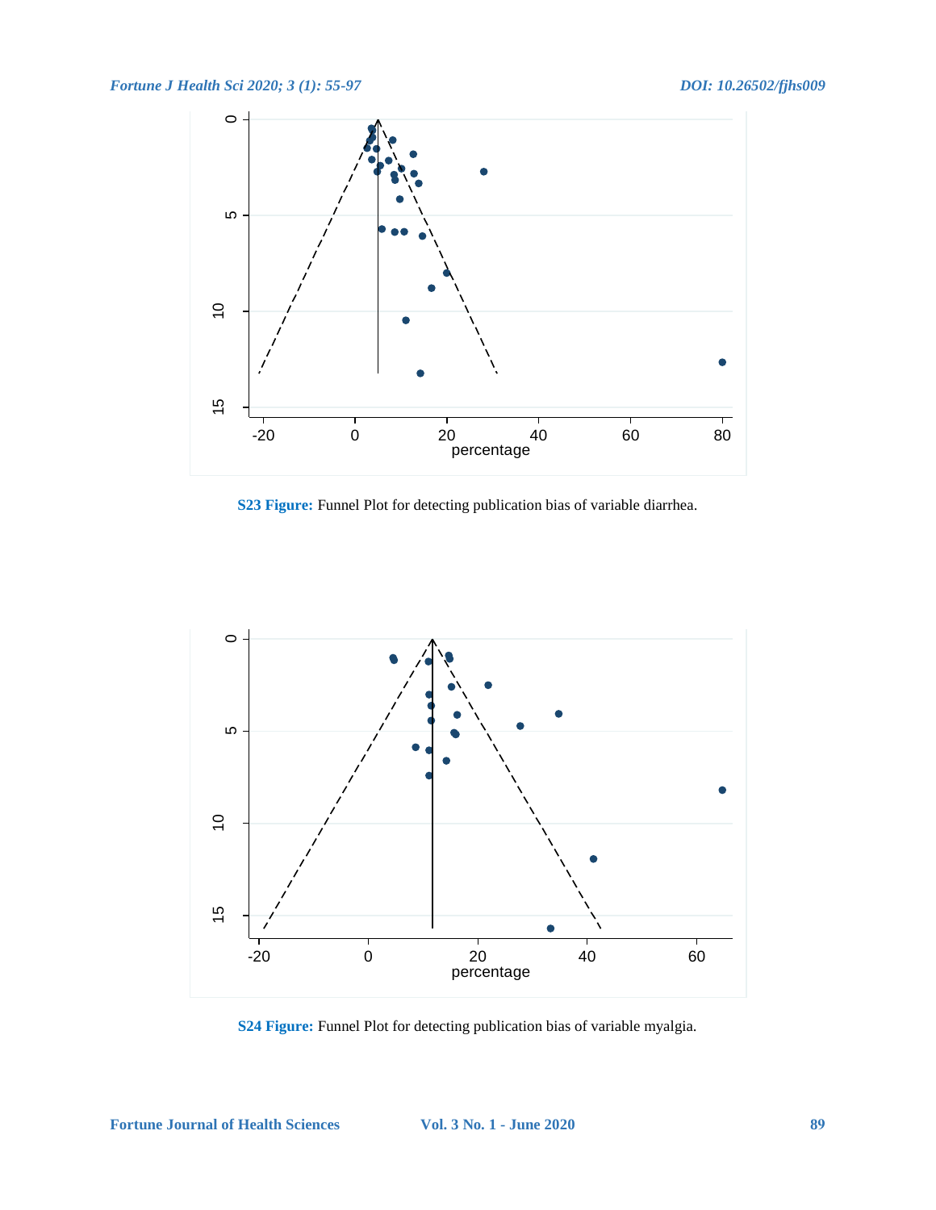**S23 Figure:** Funnel Plot for detecting publication bias of variable diarrhea.

**S24 Figure:** Funnel Plot for detecting publication bias of variable myalgia.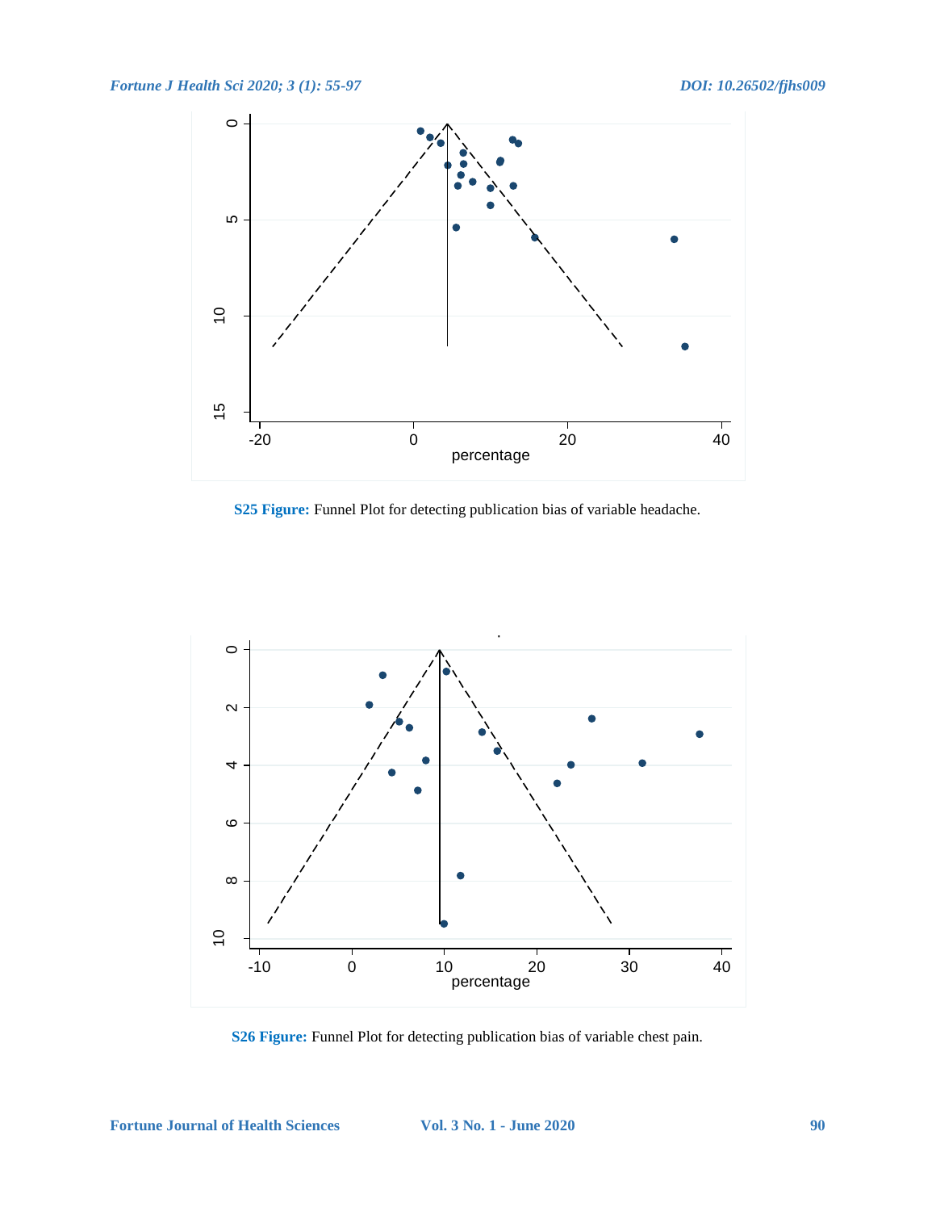**S25 Figure:** Funnel Plot for detecting publication bias of variable headache.

**S26 Figure:** Funnel Plot for detecting publication bias of variable chest pain.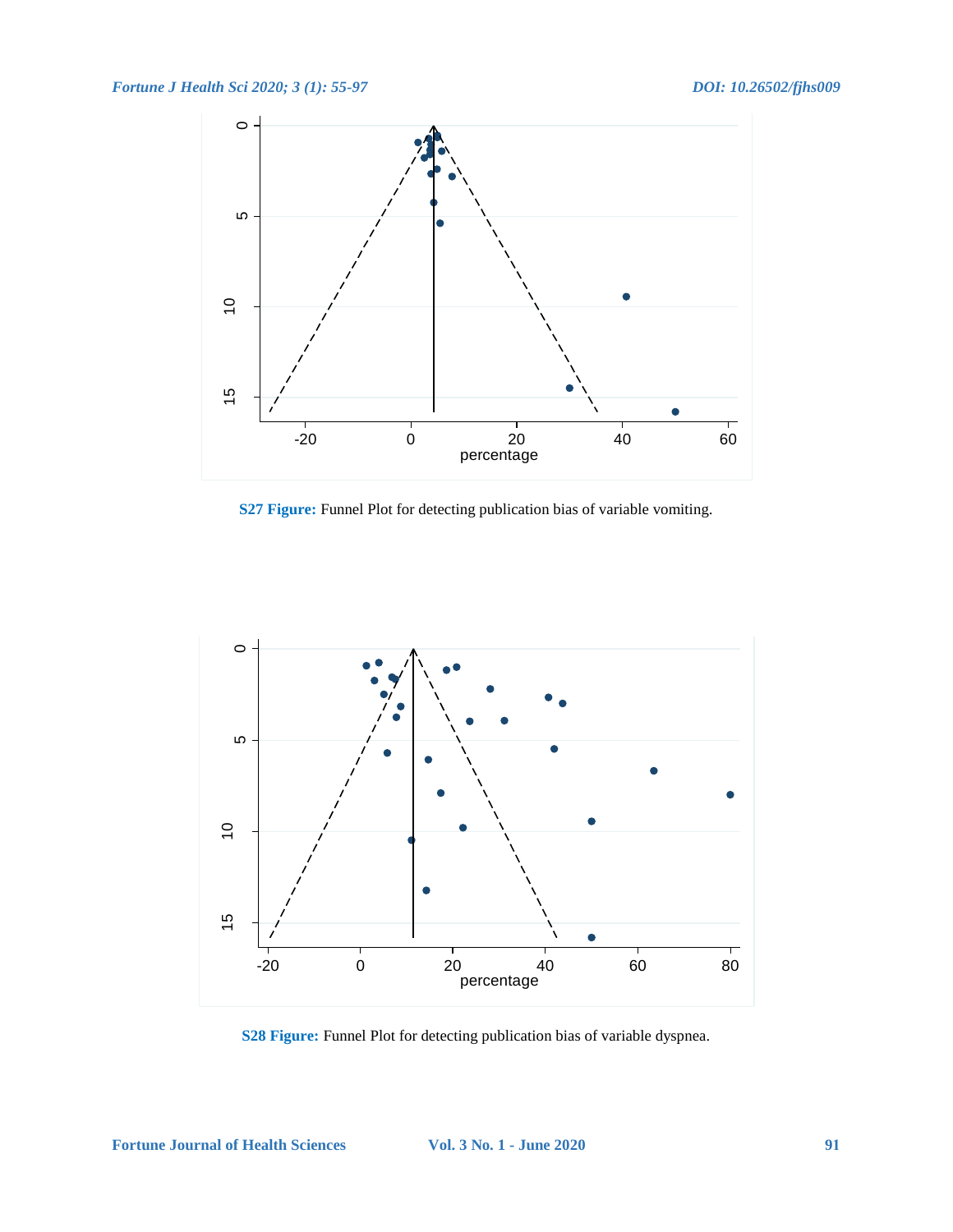**S27 Figure:** Funnel Plot for detecting publication bias of variable vomiting.

**S28 Figure:** Funnel Plot for detecting publication bias of variable dyspnea.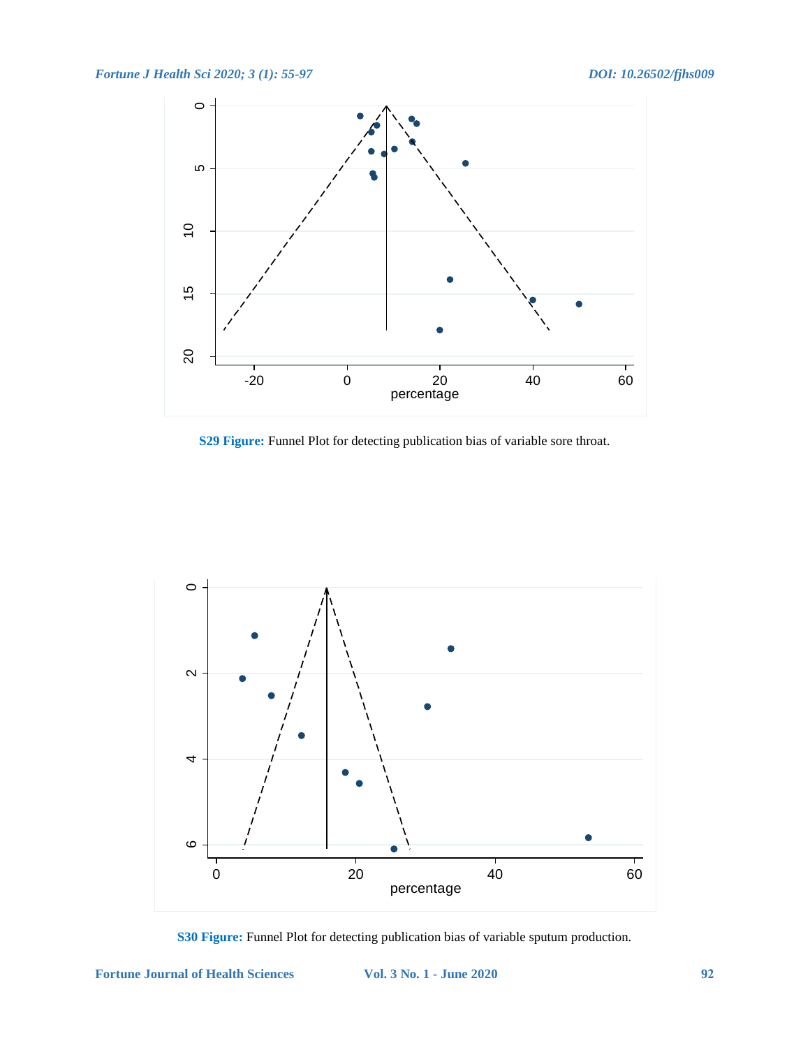**S29 Figure:** Funnel Plot for detecting publication bias of variable sore throat.

**S30 Figure:** Funnel Plot for detecting publication bias of variable sputum production.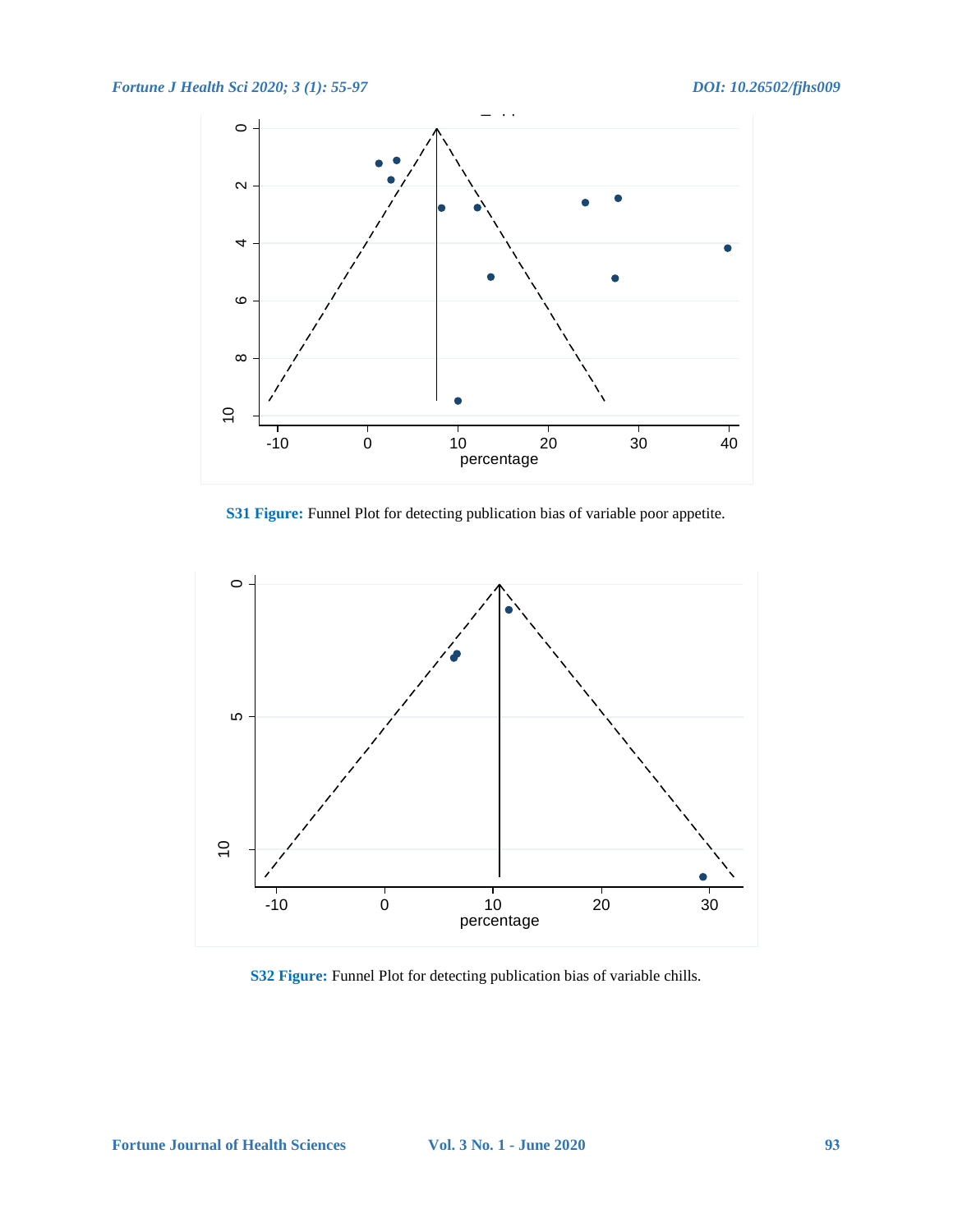**S31 Figure:** Funnel Plot for detecting publication bias of variable poor appetite.

**S32 Figure:** Funnel Plot for detecting publication bias of variable chills.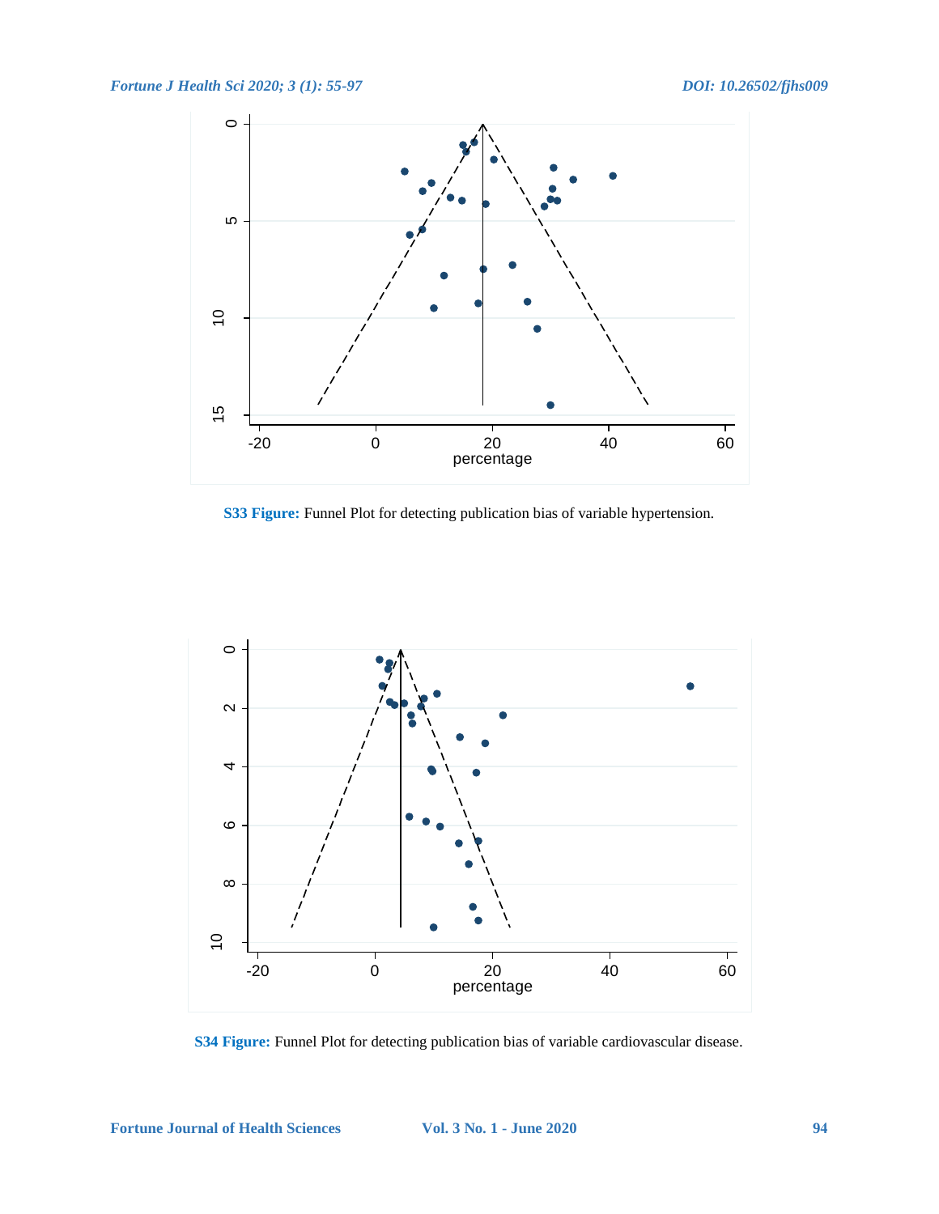**S33 Figure:** Funnel Plot for detecting publication bias of variable hypertension.

**S34 Figure:** Funnel Plot for detecting publication bias of variable cardiovascular disease.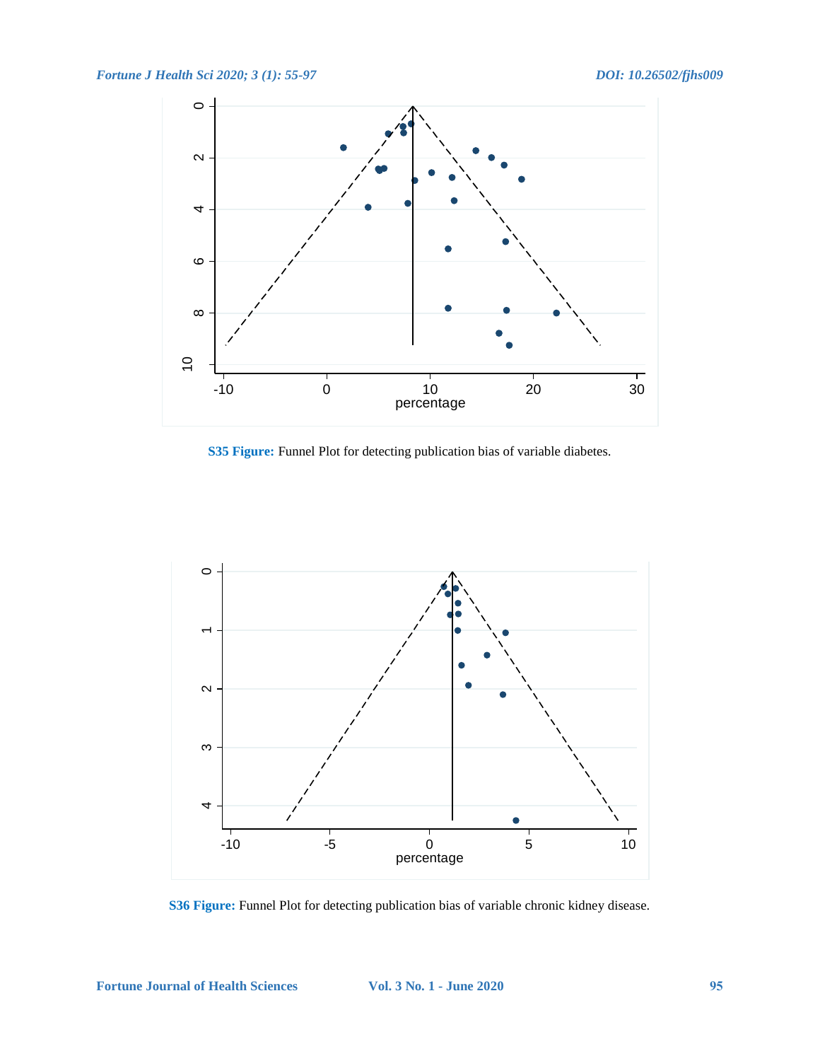**S35 Figure:** Funnel Plot for detecting publication bias of variable diabetes.

**S36 Figure:** Funnel Plot for detecting publication bias of variable chronic kidney disease.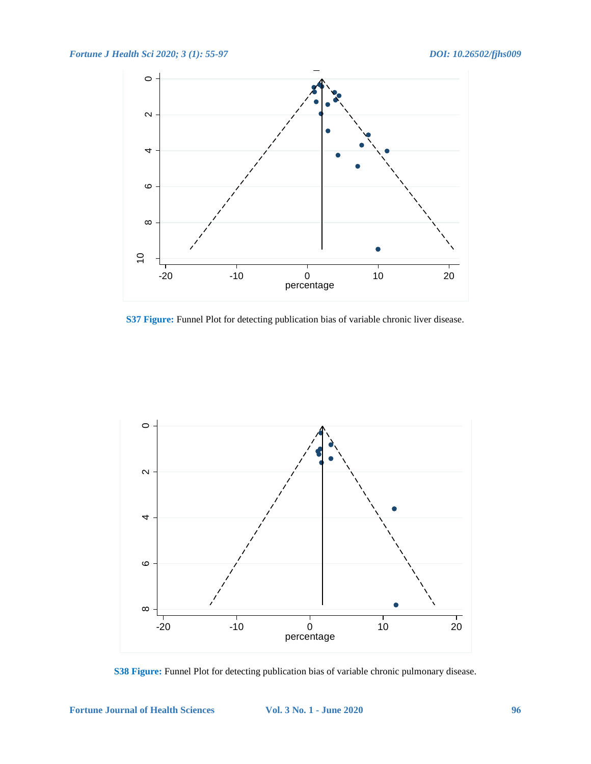**S37 Figure:** Funnel Plot for detecting publication bias of variable chronic liver disease.

**S38 Figure:** Funnel Plot for detecting publication bias of variable chronic pulmonary disease.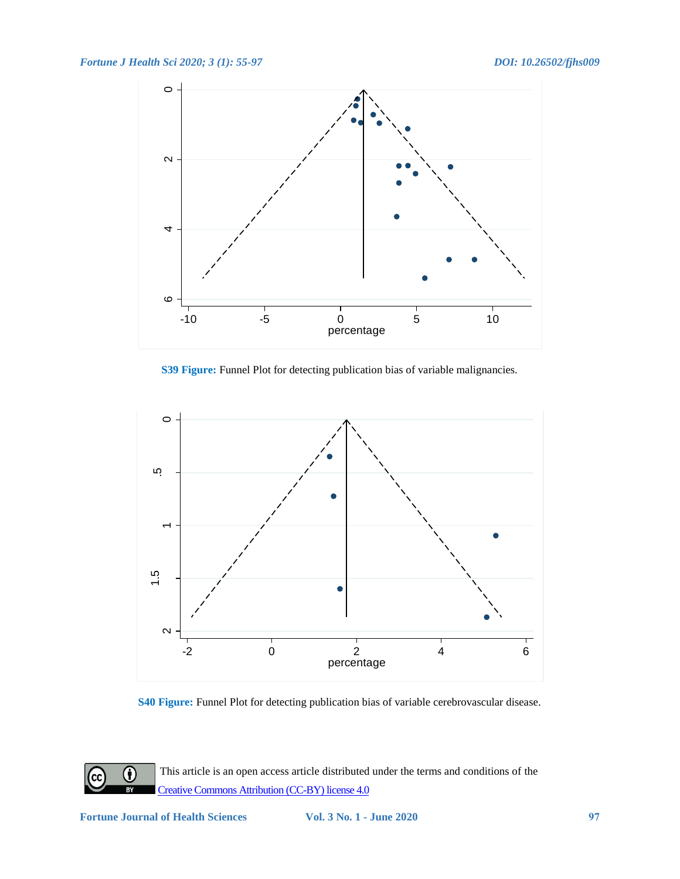0
2
4
6
-10
-5
0
5
10
percentage

**S39 Figure:** Funnel Plot for detecting publication bias of variable malignancies.

0
.5
1
1.5
2
-2
0
2
4
6
percentage

**S40 Figure:** Funnel Plot for detecting publication bias of variable cerebrovascular disease.

This article is an open access article distributed under the terms and conditions of the [Creative Commons Attribution (CC-BY) license 4.0](https://creativecommons.org/licenses/by/4.0/)